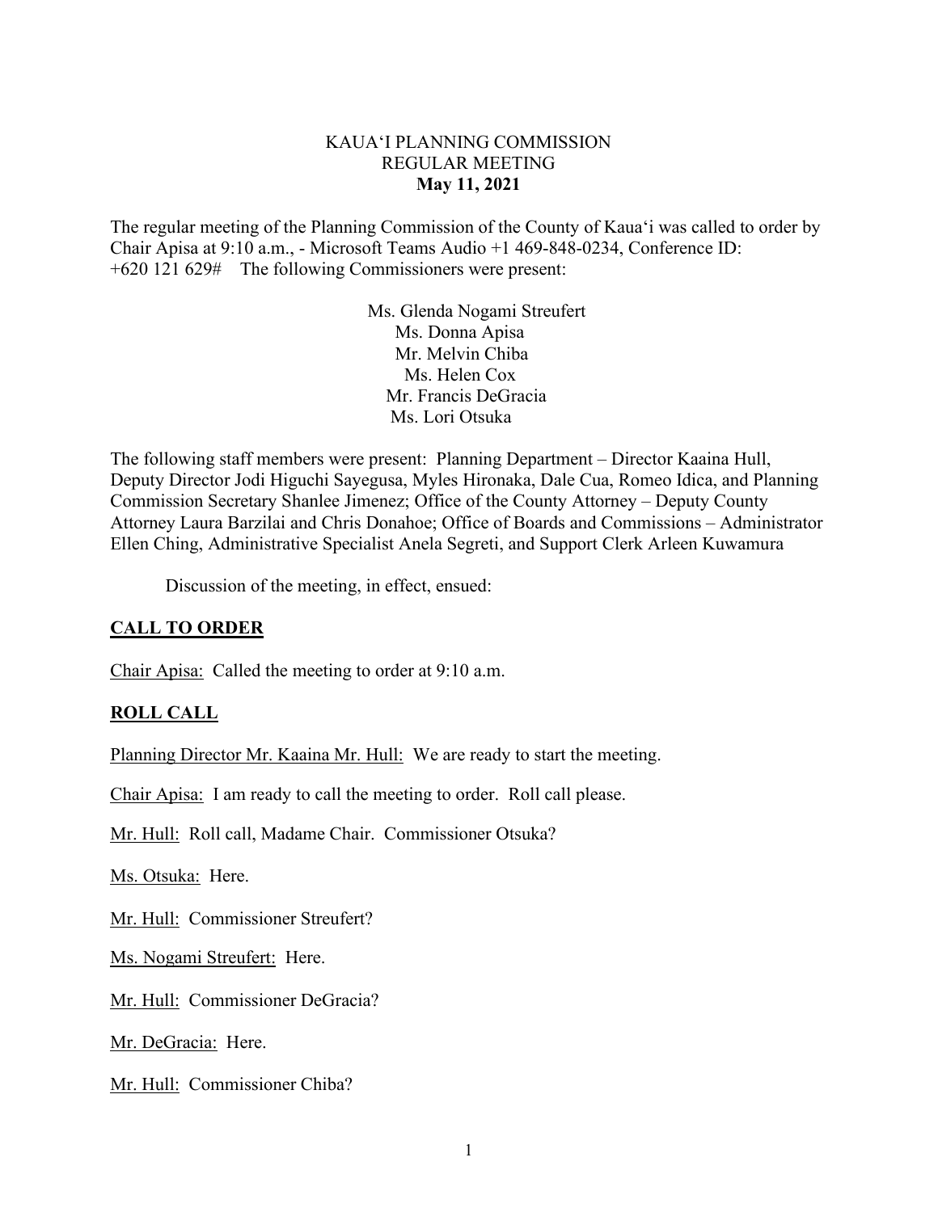KAUAʻI PLANNING COMMISSION
REGULAR MEETING
**May 11, 2021**

The regular meeting of the Planning Commission of the County of Kauaʻi was called to order by Chair Apisa at 9:10 a.m., - Microsoft Teams Audio +1 469-848-0234, Conference ID: +620 121 629# The following Commissioners were present:

Ms. Glenda Nogami Streufert
Ms. Donna Apisa
Mr. Melvin Chiba
Ms. Helen Cox
Mr. Francis DeGracia
Ms. Lori Otsuka

The following staff members were present: Planning Department – Director Kaaina Hull, Deputy Director Jodi Higuchi Sayegusa, Myles Hironaka, Dale Cua, Romeo Idica, and Planning Commission Secretary Shanlee Jimenez; Office of the County Attorney – Deputy County Attorney Laura Barzilai and Chris Donahoe; Office of Boards and Commissions – Administrator Ellen Ching, Administrative Specialist Anela Segreti, and Support Clerk Arleen Kuwamura

Discussion of the meeting, in effect, ensued:

## CALL TO ORDER

Chair Apisa: Called the meeting to order at 9:10 a.m.

## ROLL CALL

Planning Director Mr. Kaaina Mr. Hull: We are ready to start the meeting.

Chair Apisa: I am ready to call the meeting to order. Roll call please.

Mr. Hull: Roll call, Madame Chair. Commissioner Otsuka?

Ms. Otsuka: Here.

Mr. Hull: Commissioner Streufert?

Ms. Nogami Streufert: Here.

Mr. Hull: Commissioner DeGracia?

Mr. DeGracia: Here.

Mr. Hull: Commissioner Chiba?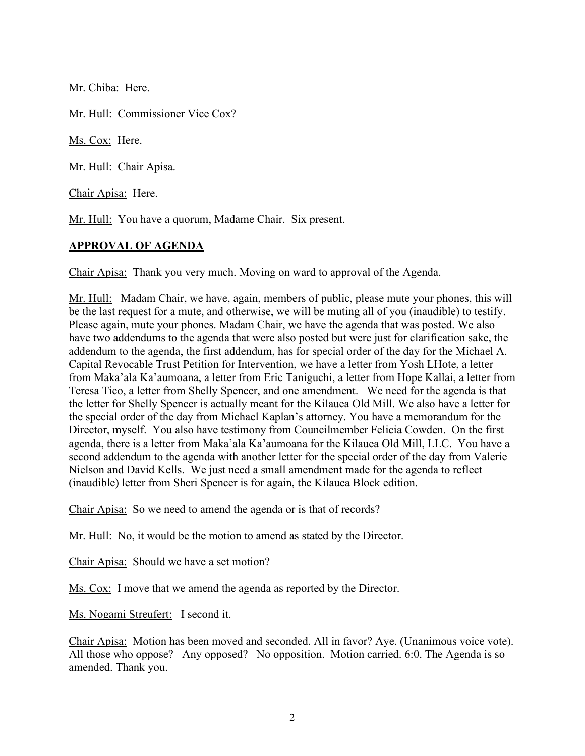Mr. Chiba: Here.

Mr. Hull: Commissioner Vice Cox?

Ms. Cox: Here.

Mr. Hull: Chair Apisa.

Chair Apisa: Here.

Mr. Hull: You have a quorum, Madame Chair. Six present.

## **APPROVAL OF AGENDA**

Chair Apisa: Thank you very much. Moving on ward to approval of the Agenda.

Mr. Hull: Madam Chair, we have, again, members of public, please mute your phones, this will be the last request for a mute, and otherwise, we will be muting all of you (inaudible) to testify. Please again, mute your phones. Madam Chair, we have the agenda that was posted. We also have two addendums to the agenda that were also posted but were just for clarification sake, the addendum to the agenda, the first addendum, has for special order of the day for the Michael A. Capital Revocable Trust Petition for Intervention, we have a letter from Yosh LHote, a letter from Maka'ala Ka'aumoana, a letter from Eric Taniguchi, a letter from Hope Kallai, a letter from Teresa Tico, a letter from Shelly Spencer, and one amendment. We need for the agenda is that the letter for Shelly Spencer is actually meant for the Kilauea Old Mill. We also have a letter for the special order of the day from Michael Kaplan's attorney. You have a memorandum for the Director, myself. You also have testimony from Councilmember Felicia Cowden. On the first agenda, there is a letter from Maka'ala Ka'aumoana for the Kilauea Old Mill, LLC. You have a second addendum to the agenda with another letter for the special order of the day from Valerie Nielson and David Kells. We just need a small amendment made for the agenda to reflect (inaudible) letter from Sheri Spencer is for again, the Kilauea Block edition.

Chair Apisa: So we need to amend the agenda or is that of records?

Mr. Hull: No, it would be the motion to amend as stated by the Director.

Chair Apisa: Should we have a set motion?

Ms. Cox: I move that we amend the agenda as reported by the Director.

Ms. Nogami Streufert: I second it.

Chair Apisa: Motion has been moved and seconded. All in favor? Aye. (Unanimous voice vote). All those who oppose? Any opposed? No opposition. Motion carried. 6:0. The Agenda is so amended. Thank you.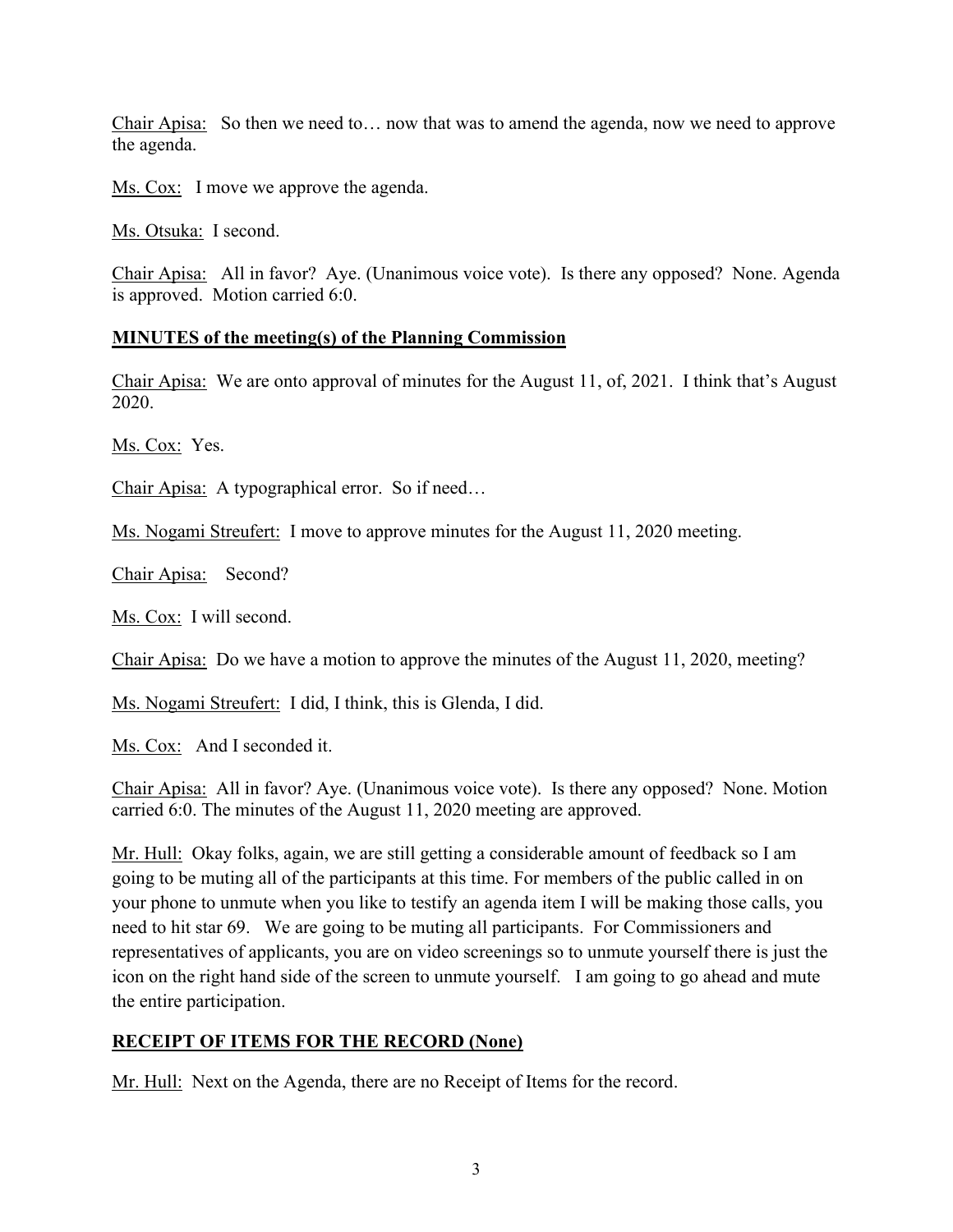Chair Apisa: So then we need to… now that was to amend the agenda, now we need to approve the agenda.

Ms. Cox: I move we approve the agenda.

Ms. Otsuka: I second.

Chair Apisa: All in favor? Aye. (Unanimous voice vote). Is there any opposed? None. Agenda is approved. Motion carried 6:0.

## MINUTES of the meeting(s) of the Planning Commission

Chair Apisa: We are onto approval of minutes for the August 11, of, 2021. I think that's August 2020.

Ms. Cox: Yes.

Chair Apisa: A typographical error. So if need…

Ms. Nogami Streufert: I move to approve minutes for the August 11, 2020 meeting.

Chair Apisa: Second?

Ms. Cox: I will second.

Chair Apisa: Do we have a motion to approve the minutes of the August 11, 2020, meeting?

Ms. Nogami Streufert: I did, I think, this is Glenda, I did.

Ms. Cox: And I seconded it.

Chair Apisa: All in favor? Aye. (Unanimous voice vote). Is there any opposed? None. Motion carried 6:0. The minutes of the August 11, 2020 meeting are approved.

Mr. Hull: Okay folks, again, we are still getting a considerable amount of feedback so I am going to be muting all of the participants at this time. For members of the public called in on your phone to unmute when you like to testify an agenda item I will be making those calls, you need to hit star 69. We are going to be muting all participants. For Commissioners and representatives of applicants, you are on video screenings so to unmute yourself there is just the icon on the right hand side of the screen to unmute yourself. I am going to go ahead and mute the entire participation.

## RECEIPT OF ITEMS FOR THE RECORD (None)

Mr. Hull: Next on the Agenda, there are no Receipt of Items for the record.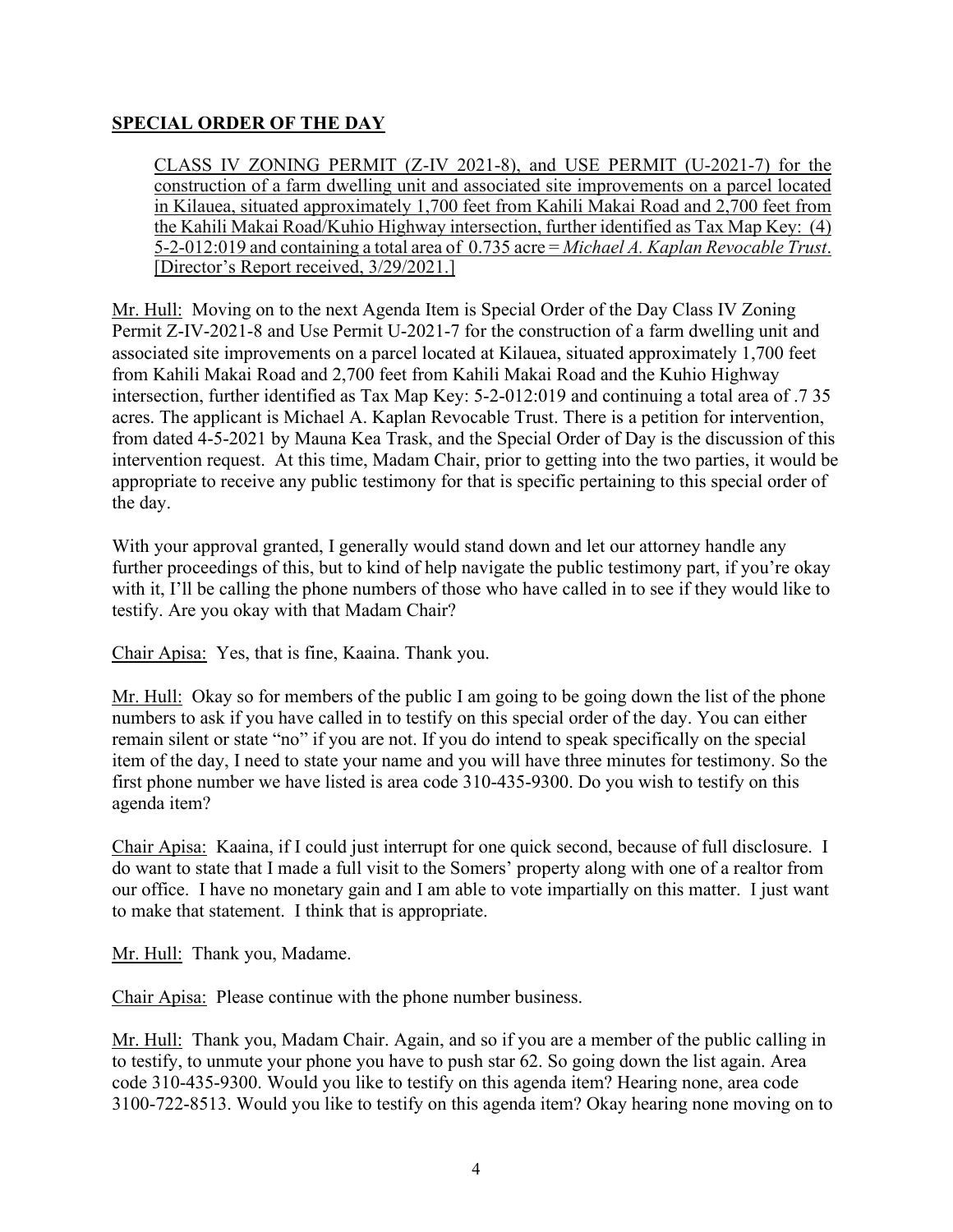## SPECIAL ORDER OF THE DAY

CLASS IV ZONING PERMIT (Z-IV 2021-8), and USE PERMIT (U-2021-7) for the construction of a farm dwelling unit and associated site improvements on a parcel located in Kilauea, situated approximately 1,700 feet from Kahili Makai Road and 2,700 feet from the Kahili Makai Road/Kuhio Highway intersection, further identified as Tax Map Key: (4) 5-2-012:019 and containing a total area of 0.735 acre = *Michael A. Kaplan Revocable Trust*. [Director's Report received, 3/29/2021.]

Mr. Hull: Moving on to the next Agenda Item is Special Order of the Day Class IV Zoning Permit Z-IV-2021-8 and Use Permit U-2021-7 for the construction of a farm dwelling unit and associated site improvements on a parcel located at Kilauea, situated approximately 1,700 feet from Kahili Makai Road and 2,700 feet from Kahili Makai Road and the Kuhio Highway intersection, further identified as Tax Map Key: 5-2-012:019 and continuing a total area of .7 35 acres. The applicant is Michael A. Kaplan Revocable Trust. There is a petition for intervention, from dated 4-5-2021 by Mauna Kea Trask, and the Special Order of Day is the discussion of this intervention request. At this time, Madam Chair, prior to getting into the two parties, it would be appropriate to receive any public testimony for that is specific pertaining to this special order of the day.

With your approval granted, I generally would stand down and let our attorney handle any further proceedings of this, but to kind of help navigate the public testimony part, if you're okay with it, I'll be calling the phone numbers of those who have called in to see if they would like to testify. Are you okay with that Madam Chair?

Chair Apisa: Yes, that is fine, Kaaina. Thank you.

Mr. Hull: Okay so for members of the public I am going to be going down the list of the phone numbers to ask if you have called in to testify on this special order of the day. You can either remain silent or state "no" if you are not. If you do intend to speak specifically on the special item of the day, I need to state your name and you will have three minutes for testimony. So the first phone number we have listed is area code 310-435-9300. Do you wish to testify on this agenda item?

Chair Apisa: Kaaina, if I could just interrupt for one quick second, because of full disclosure. I do want to state that I made a full visit to the Somers' property along with one of a realtor from our office. I have no monetary gain and I am able to vote impartially on this matter. I just want to make that statement. I think that is appropriate.

Mr. Hull: Thank you, Madame.

Chair Apisa: Please continue with the phone number business.

Mr. Hull: Thank you, Madam Chair. Again, and so if you are a member of the public calling in to testify, to unmute your phone you have to push star 62. So going down the list again. Area code 310-435-9300. Would you like to testify on this agenda item? Hearing none, area code 3100-722-8513. Would you like to testify on this agenda item? Okay hearing none moving on to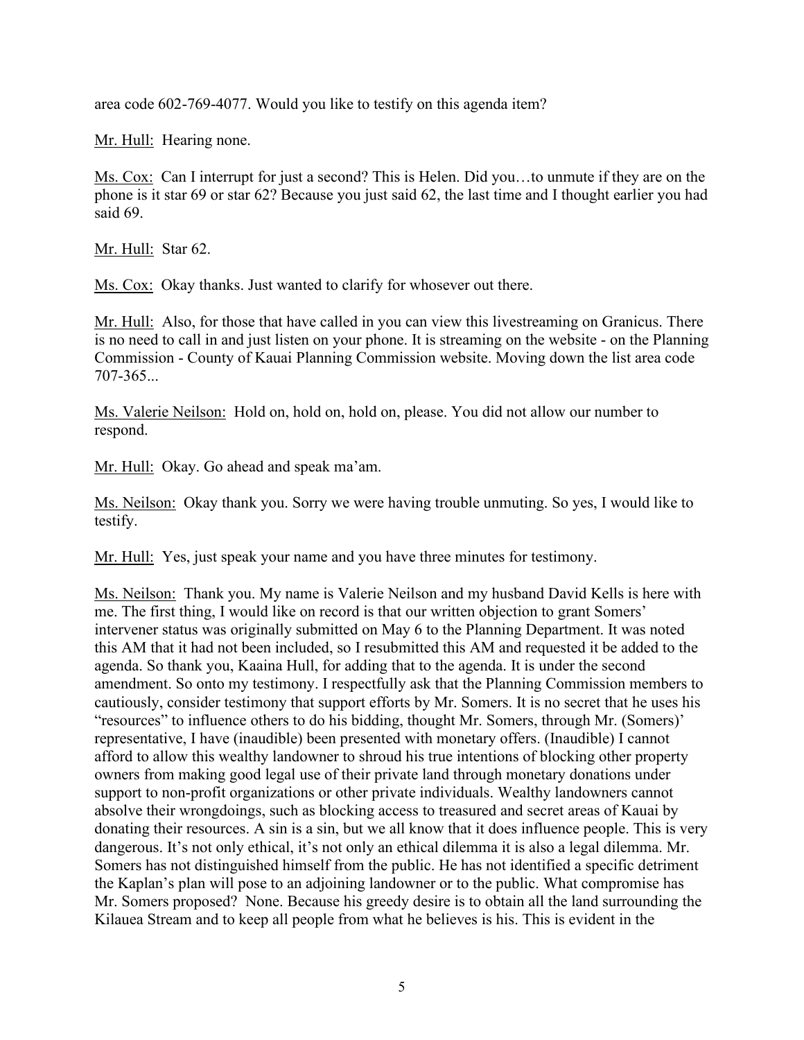area code 602-769-4077. Would you like to testify on this agenda item?

Mr. Hull: Hearing none.

Ms. Cox: Can I interrupt for just a second? This is Helen. Did you…to unmute if they are on the phone is it star 69 or star 62? Because you just said 62, the last time and I thought earlier you had said 69.

Mr. Hull: Star 62.

Ms. Cox: Okay thanks. Just wanted to clarify for whosever out there.

Mr. Hull: Also, for those that have called in you can view this livestreaming on Granicus. There is no need to call in and just listen on your phone. It is streaming on the website - on the Planning Commission - County of Kauai Planning Commission website. Moving down the list area code 707-365...

Ms. Valerie Neilson: Hold on, hold on, hold on, please. You did not allow our number to respond.

Mr. Hull: Okay. Go ahead and speak ma'am.

Ms. Neilson: Okay thank you. Sorry we were having trouble unmuting. So yes, I would like to testify.

Mr. Hull: Yes, just speak your name and you have three minutes for testimony.

Ms. Neilson: Thank you. My name is Valerie Neilson and my husband David Kells is here with me. The first thing, I would like on record is that our written objection to grant Somers' intervener status was originally submitted on May 6 to the Planning Department. It was noted this AM that it had not been included, so I resubmitted this AM and requested it be added to the agenda. So thank you, Kaaina Hull, for adding that to the agenda. It is under the second amendment. So onto my testimony. I respectfully ask that the Planning Commission members to cautiously, consider testimony that support efforts by Mr. Somers. It is no secret that he uses his "resources" to influence others to do his bidding, thought Mr. Somers, through Mr. (Somers)' representative, I have (inaudible) been presented with monetary offers. (Inaudible) I cannot afford to allow this wealthy landowner to shroud his true intentions of blocking other property owners from making good legal use of their private land through monetary donations under support to non-profit organizations or other private individuals. Wealthy landowners cannot absolve their wrongdoings, such as blocking access to treasured and secret areas of Kauai by donating their resources. A sin is a sin, but we all know that it does influence people. This is very dangerous. It's not only ethical, it's not only an ethical dilemma it is also a legal dilemma. Mr. Somers has not distinguished himself from the public. He has not identified a specific detriment the Kaplan's plan will pose to an adjoining landowner or to the public. What compromise has Mr. Somers proposed? None. Because his greedy desire is to obtain all the land surrounding the Kilauea Stream and to keep all people from what he believes is his. This is evident in the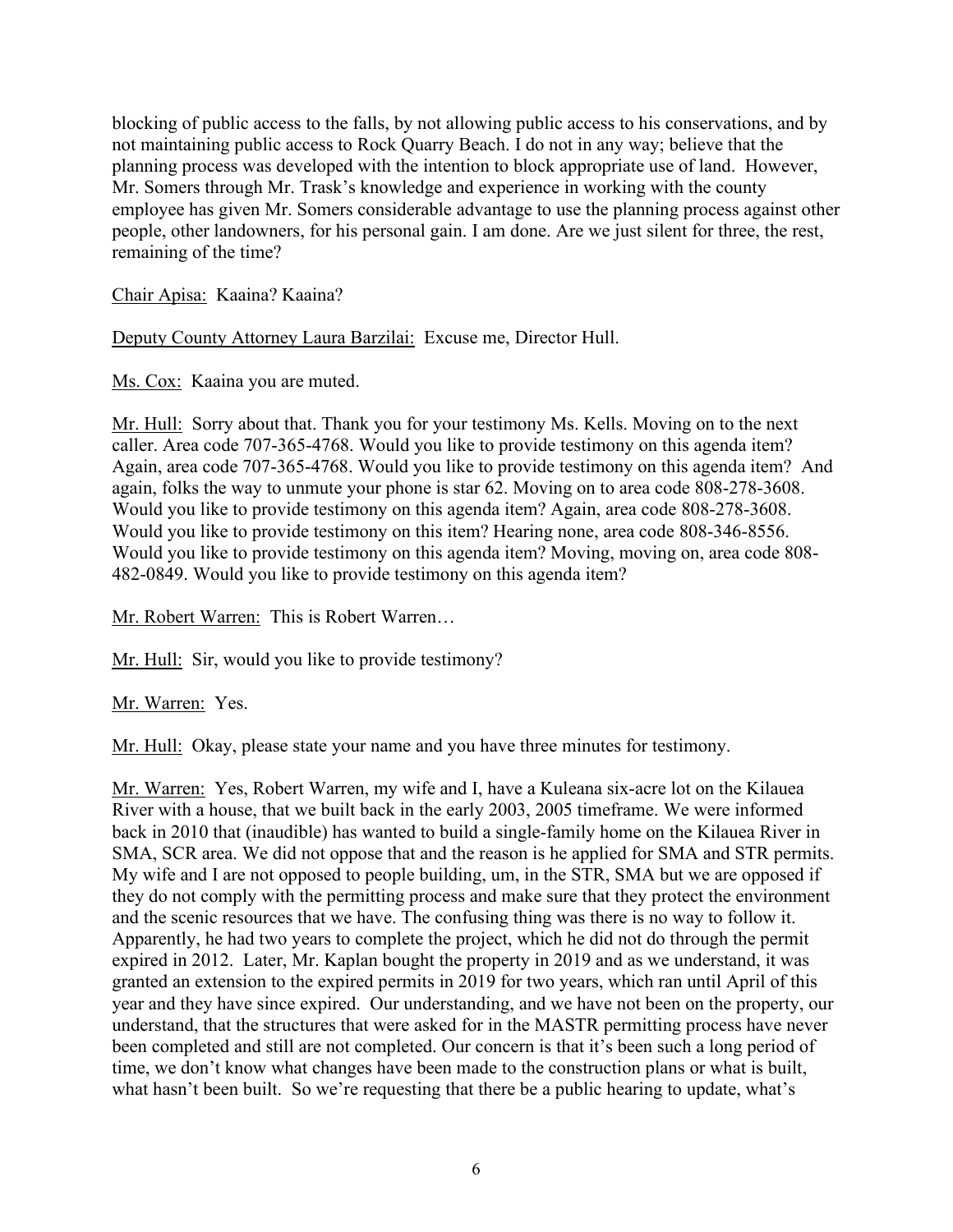blocking of public access to the falls, by not allowing public access to his conservations, and by not maintaining public access to Rock Quarry Beach. I do not in any way; believe that the planning process was developed with the intention to block appropriate use of land. However, Mr. Somers through Mr. Trask's knowledge and experience in working with the county employee has given Mr. Somers considerable advantage to use the planning process against other people, other landowners, for his personal gain. I am done. Are we just silent for three, the rest, remaining of the time?

Chair Apisa: Kaaina? Kaaina?

Deputy County Attorney Laura Barzilai: Excuse me, Director Hull.

Ms. Cox: Kaaina you are muted.

Mr. Hull: Sorry about that. Thank you for your testimony Ms. Kells. Moving on to the next caller. Area code 707-365-4768. Would you like to provide testimony on this agenda item? Again, area code 707-365-4768. Would you like to provide testimony on this agenda item? And again, folks the way to unmute your phone is star 62. Moving on to area code 808-278-3608. Would you like to provide testimony on this agenda item? Again, area code 808-278-3608. Would you like to provide testimony on this item? Hearing none, area code 808-346-8556. Would you like to provide testimony on this agenda item? Moving, moving on, area code 808-482-0849. Would you like to provide testimony on this agenda item?

Mr. Robert Warren: This is Robert Warren…

Mr. Hull: Sir, would you like to provide testimony?

Mr. Warren: Yes.

Mr. Hull: Okay, please state your name and you have three minutes for testimony.

Mr. Warren: Yes, Robert Warren, my wife and I, have a Kuleana six-acre lot on the Kilauea River with a house, that we built back in the early 2003, 2005 timeframe. We were informed back in 2010 that (inaudible) has wanted to build a single-family home on the Kilauea River in SMA, SCR area. We did not oppose that and the reason is he applied for SMA and STR permits. My wife and I are not opposed to people building, um, in the STR, SMA but we are opposed if they do not comply with the permitting process and make sure that they protect the environment and the scenic resources that we have. The confusing thing was there is no way to follow it. Apparently, he had two years to complete the project, which he did not do through the permit expired in 2012. Later, Mr. Kaplan bought the property in 2019 and as we understand, it was granted an extension to the expired permits in 2019 for two years, which ran until April of this year and they have since expired. Our understanding, and we have not been on the property, our understand, that the structures that were asked for in the MASTR permitting process have never been completed and still are not completed. Our concern is that it's been such a long period of time, we don't know what changes have been made to the construction plans or what is built, what hasn't been built. So we're requesting that there be a public hearing to update, what's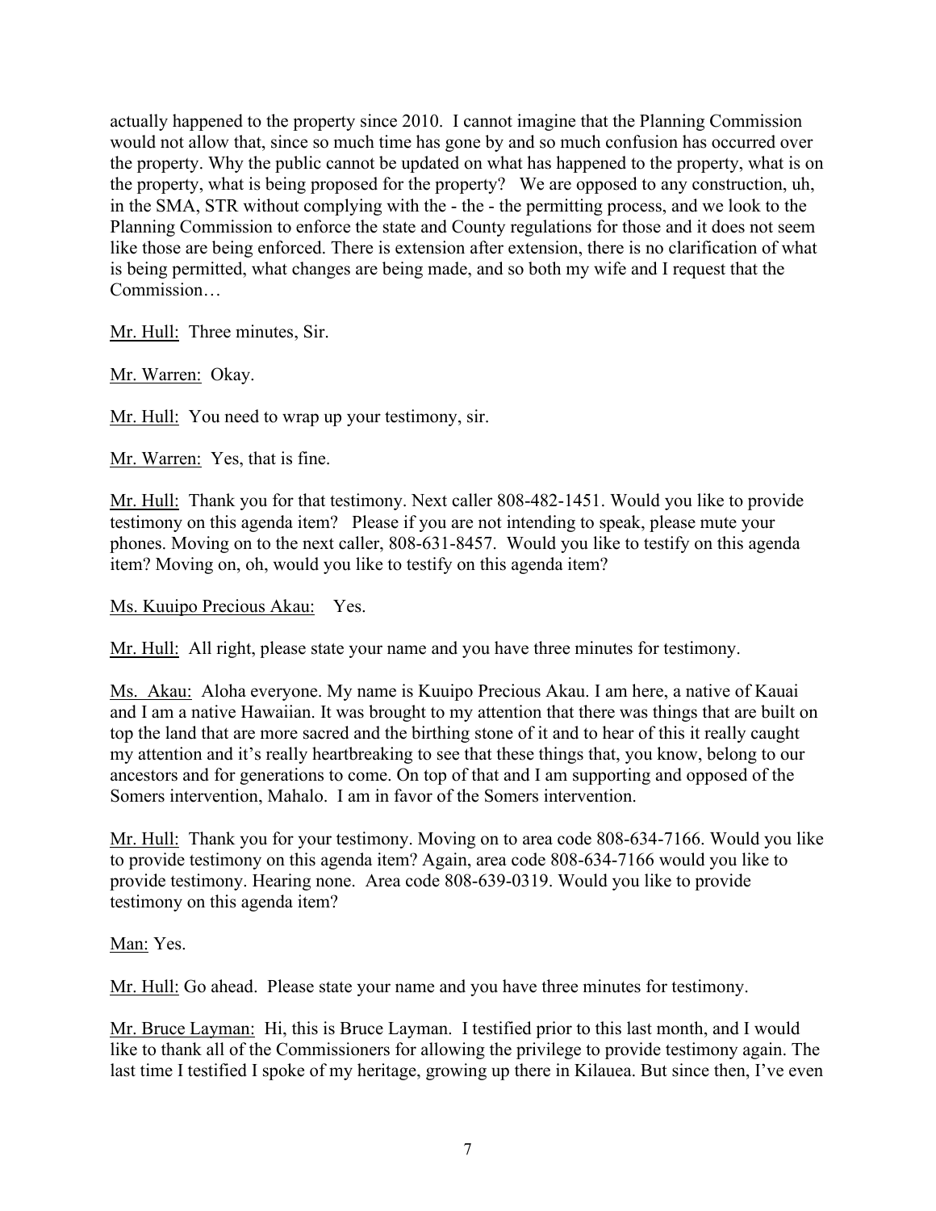actually happened to the property since 2010. I cannot imagine that the Planning Commission would not allow that, since so much time has gone by and so much confusion has occurred over the property. Why the public cannot be updated on what has happened to the property, what is on the property, what is being proposed for the property? We are opposed to any construction, uh, in the SMA, STR without complying with the - the - the permitting process, and we look to the Planning Commission to enforce the state and County regulations for those and it does not seem like those are being enforced. There is extension after extension, there is no clarification of what is being permitted, what changes are being made, and so both my wife and I request that the Commission…

Mr. Hull: Three minutes, Sir.

Mr. Warren: Okay.

Mr. Hull: You need to wrap up your testimony, sir.

Mr. Warren: Yes, that is fine.

Mr. Hull: Thank you for that testimony. Next caller 808-482-1451. Would you like to provide testimony on this agenda item? Please if you are not intending to speak, please mute your phones. Moving on to the next caller, 808-631-8457. Would you like to testify on this agenda item? Moving on, oh, would you like to testify on this agenda item?

Ms. Kuuipo Precious Akau: Yes.

Mr. Hull: All right, please state your name and you have three minutes for testimony.

Ms. Akau: Aloha everyone. My name is Kuuipo Precious Akau. I am here, a native of Kauai and I am a native Hawaiian. It was brought to my attention that there was things that are built on top the land that are more sacred and the birthing stone of it and to hear of this it really caught my attention and it's really heartbreaking to see that these things that, you know, belong to our ancestors and for generations to come. On top of that and I am supporting and opposed of the Somers intervention, Mahalo. I am in favor of the Somers intervention.

Mr. Hull: Thank you for your testimony. Moving on to area code 808-634-7166. Would you like to provide testimony on this agenda item? Again, area code 808-634-7166 would you like to provide testimony. Hearing none. Area code 808-639-0319. Would you like to provide testimony on this agenda item?

Man: Yes.

Mr. Hull: Go ahead. Please state your name and you have three minutes for testimony.

Mr. Bruce Layman: Hi, this is Bruce Layman. I testified prior to this last month, and I would like to thank all of the Commissioners for allowing the privilege to provide testimony again. The last time I testified I spoke of my heritage, growing up there in Kilauea. But since then, I've even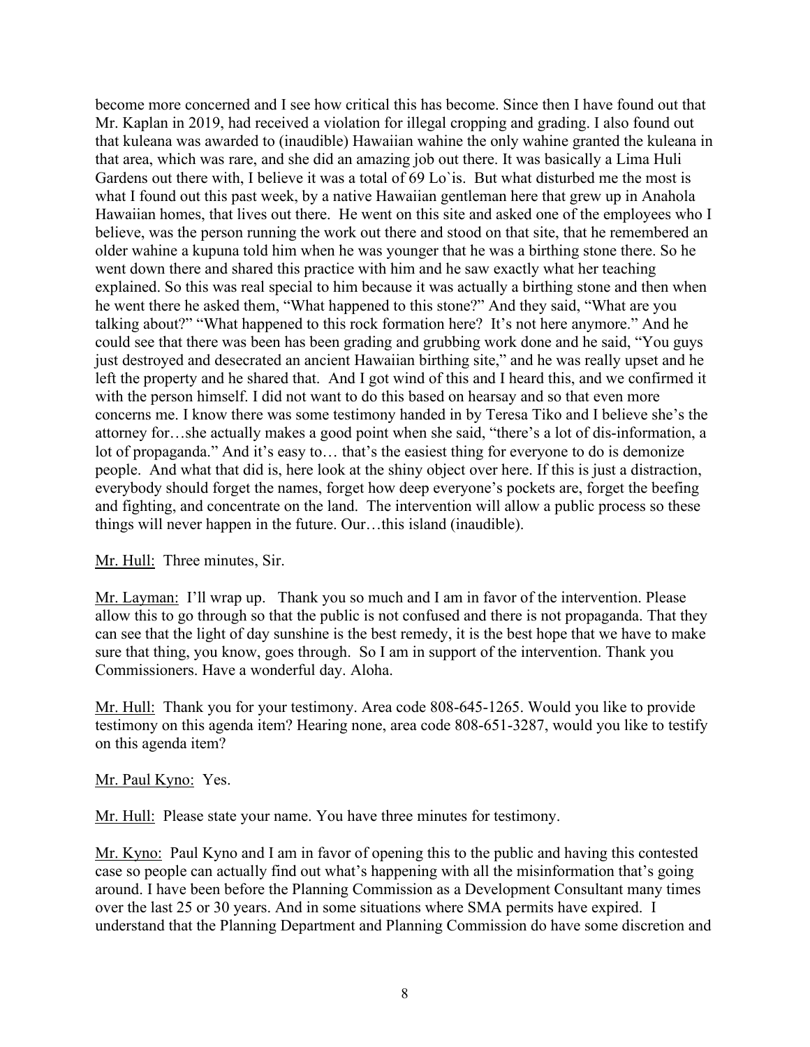become more concerned and I see how critical this has become. Since then I have found out that Mr. Kaplan in 2019, had received a violation for illegal cropping and grading. I also found out that kuleana was awarded to (inaudible) Hawaiian wahine the only wahine granted the kuleana in that area, which was rare, and she did an amazing job out there. It was basically a Lima Huli Gardens out there with, I believe it was a total of 69 Lo`is. But what disturbed me the most is what I found out this past week, by a native Hawaiian gentleman here that grew up in Anahola Hawaiian homes, that lives out there. He went on this site and asked one of the employees who I believe, was the person running the work out there and stood on that site, that he remembered an older wahine a kupuna told him when he was younger that he was a birthing stone there. So he went down there and shared this practice with him and he saw exactly what her teaching explained. So this was real special to him because it was actually a birthing stone and then when he went there he asked them, "What happened to this stone?" And they said, "What are you talking about?" "What happened to this rock formation here? It's not here anymore." And he could see that there was been has been grading and grubbing work done and he said, "You guys just destroyed and desecrated an ancient Hawaiian birthing site," and he was really upset and he left the property and he shared that. And I got wind of this and I heard this, and we confirmed it with the person himself. I did not want to do this based on hearsay and so that even more concerns me. I know there was some testimony handed in by Teresa Tiko and I believe she's the attorney for…she actually makes a good point when she said, "there's a lot of dis-information, a lot of propaganda." And it's easy to… that's the easiest thing for everyone to do is demonize people. And what that did is, here look at the shiny object over here. If this is just a distraction, everybody should forget the names, forget how deep everyone's pockets are, forget the beefing and fighting, and concentrate on the land. The intervention will allow a public process so these things will never happen in the future. Our…this island (inaudible).

Mr. Hull: Three minutes, Sir.

Mr. Layman: I'll wrap up. Thank you so much and I am in favor of the intervention. Please allow this to go through so that the public is not confused and there is not propaganda. That they can see that the light of day sunshine is the best remedy, it is the best hope that we have to make sure that thing, you know, goes through. So I am in support of the intervention. Thank you Commissioners. Have a wonderful day. Aloha.

Mr. Hull: Thank you for your testimony. Area code 808-645-1265. Would you like to provide testimony on this agenda item? Hearing none, area code 808-651-3287, would you like to testify on this agenda item?

Mr. Paul Kyno: Yes.

Mr. Hull: Please state your name. You have three minutes for testimony.

Mr. Kyno: Paul Kyno and I am in favor of opening this to the public and having this contested case so people can actually find out what's happening with all the misinformation that's going around. I have been before the Planning Commission as a Development Consultant many times over the last 25 or 30 years. And in some situations where SMA permits have expired. I understand that the Planning Department and Planning Commission do have some discretion and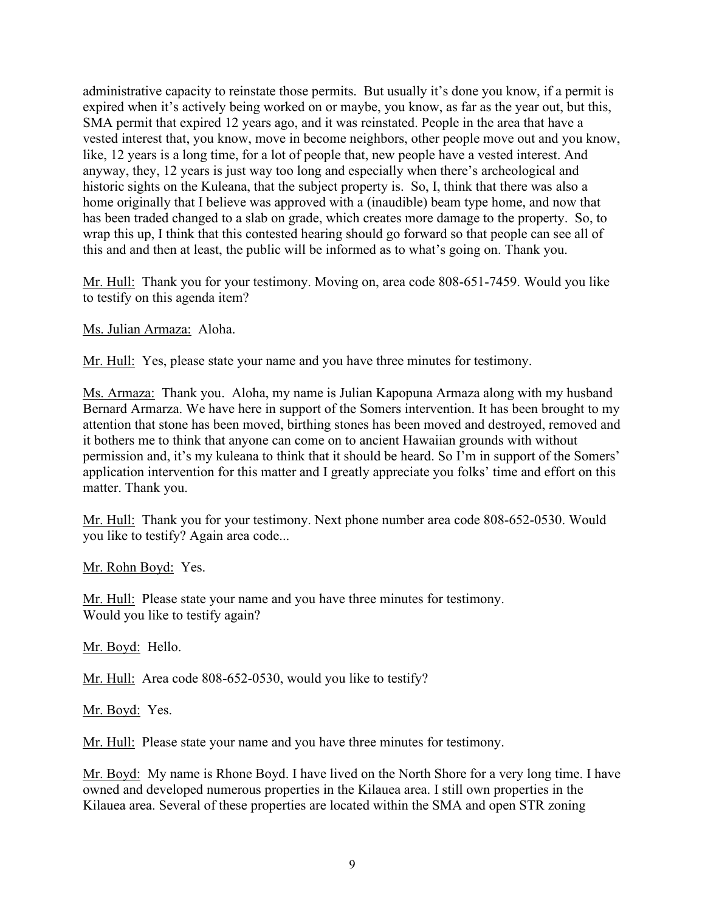administrative capacity to reinstate those permits. But usually it's done you know, if a permit is expired when it's actively being worked on or maybe, you know, as far as the year out, but this, SMA permit that expired 12 years ago, and it was reinstated. People in the area that have a vested interest that, you know, move in become neighbors, other people move out and you know, like, 12 years is a long time, for a lot of people that, new people have a vested interest. And anyway, they, 12 years is just way too long and especially when there's archeological and historic sights on the Kuleana, that the subject property is. So, I, think that there was also a home originally that I believe was approved with a (inaudible) beam type home, and now that has been traded changed to a slab on grade, which creates more damage to the property. So, to wrap this up, I think that this contested hearing should go forward so that people can see all of this and and then at least, the public will be informed as to what's going on. Thank you.

<u>Mr. Hull:</u> Thank you for your testimony. Moving on, area code 808-651-7459. Would you like to testify on this agenda item?

<u>Ms. Julian Armaza:</u> Aloha.

<u>Mr. Hull:</u> Yes, please state your name and you have three minutes for testimony.

<u>Ms. Armaza:</u> Thank you. Aloha, my name is Julian Kapopuna Armaza along with my husband Bernard Armarza. We have here in support of the Somers intervention. It has been brought to my attention that stone has been moved, birthing stones has been moved and destroyed, removed and it bothers me to think that anyone can come on to ancient Hawaiian grounds with without permission and, it's my kuleana to think that it should be heard. So I'm in support of the Somers' application intervention for this matter and I greatly appreciate you folks' time and effort on this matter. Thank you.

<u>Mr. Hull:</u> Thank you for your testimony. Next phone number area code 808-652-0530. Would you like to testify? Again area code...

<u>Mr. Rohn Boyd:</u> Yes.

<u>Mr. Hull:</u> Please state your name and you have three minutes for testimony.
Would you like to testify again?

<u>Mr. Boyd:</u> Hello.

<u>Mr. Hull:</u> Area code 808-652-0530, would you like to testify?

<u>Mr. Boyd:</u> Yes.

<u>Mr. Hull:</u> Please state your name and you have three minutes for testimony.

<u>Mr. Boyd:</u> My name is Rhone Boyd. I have lived on the North Shore for a very long time. I have owned and developed numerous properties in the Kilauea area. I still own properties in the Kilauea area. Several of these properties are located within the SMA and open STR zoning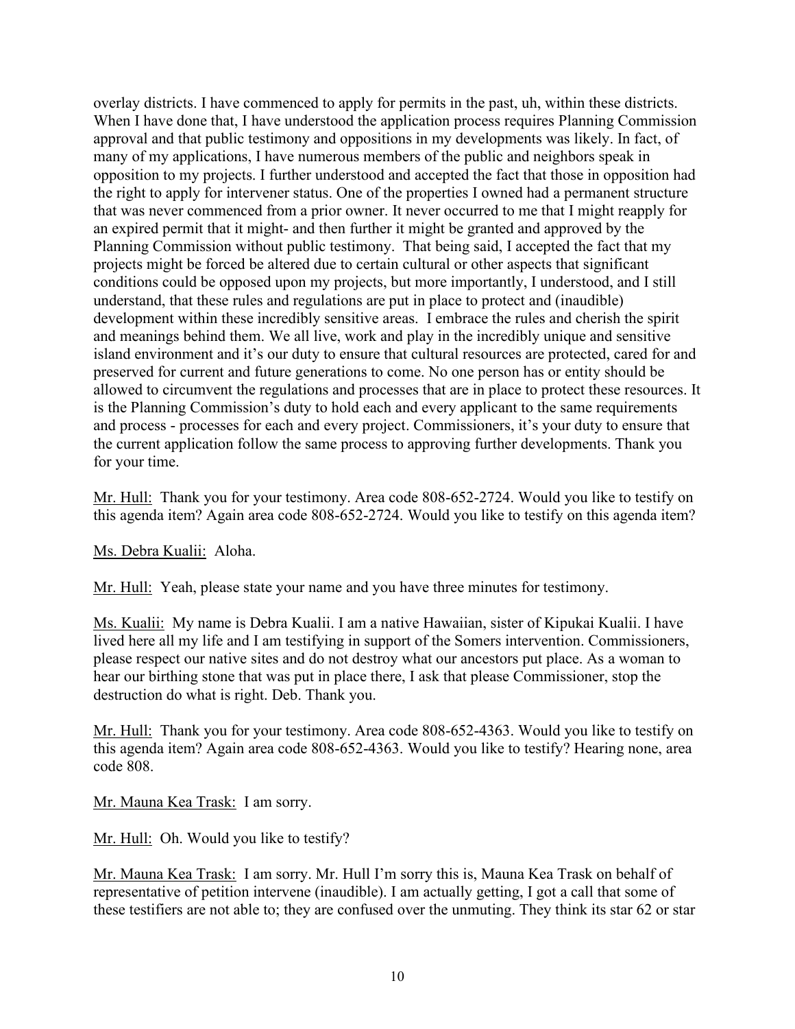overlay districts. I have commenced to apply for permits in the past, uh, within these districts. When I have done that, I have understood the application process requires Planning Commission approval and that public testimony and oppositions in my developments was likely. In fact, of many of my applications, I have numerous members of the public and neighbors speak in opposition to my projects. I further understood and accepted the fact that those in opposition had the right to apply for intervener status. One of the properties I owned had a permanent structure that was never commenced from a prior owner. It never occurred to me that I might reapply for an expired permit that it might- and then further it might be granted and approved by the Planning Commission without public testimony. That being said, I accepted the fact that my projects might be forced be altered due to certain cultural or other aspects that significant conditions could be opposed upon my projects, but more importantly, I understood, and I still understand, that these rules and regulations are put in place to protect and (inaudible) development within these incredibly sensitive areas. I embrace the rules and cherish the spirit and meanings behind them. We all live, work and play in the incredibly unique and sensitive island environment and it's our duty to ensure that cultural resources are protected, cared for and preserved for current and future generations to come. No one person has or entity should be allowed to circumvent the regulations and processes that are in place to protect these resources. It is the Planning Commission's duty to hold each and every applicant to the same requirements and process - processes for each and every project. Commissioners, it's your duty to ensure that the current application follow the same process to approving further developments. Thank you for your time.

Mr. Hull: Thank you for your testimony. Area code 808-652-2724. Would you like to testify on this agenda item? Again area code 808-652-2724. Would you like to testify on this agenda item?

Ms. Debra Kualii: Aloha.

Mr. Hull: Yeah, please state your name and you have three minutes for testimony.

Ms. Kualii: My name is Debra Kualii. I am a native Hawaiian, sister of Kipukai Kualii. I have lived here all my life and I am testifying in support of the Somers intervention. Commissioners, please respect our native sites and do not destroy what our ancestors put place. As a woman to hear our birthing stone that was put in place there, I ask that please Commissioner, stop the destruction do what is right. Deb. Thank you.

Mr. Hull: Thank you for your testimony. Area code 808-652-4363. Would you like to testify on this agenda item? Again area code 808-652-4363. Would you like to testify? Hearing none, area code 808.

Mr. Mauna Kea Trask: I am sorry.

Mr. Hull: Oh. Would you like to testify?

Mr. Mauna Kea Trask: I am sorry. Mr. Hull I'm sorry this is, Mauna Kea Trask on behalf of representative of petition intervene (inaudible). I am actually getting, I got a call that some of these testifiers are not able to; they are confused over the unmuting. They think its star 62 or star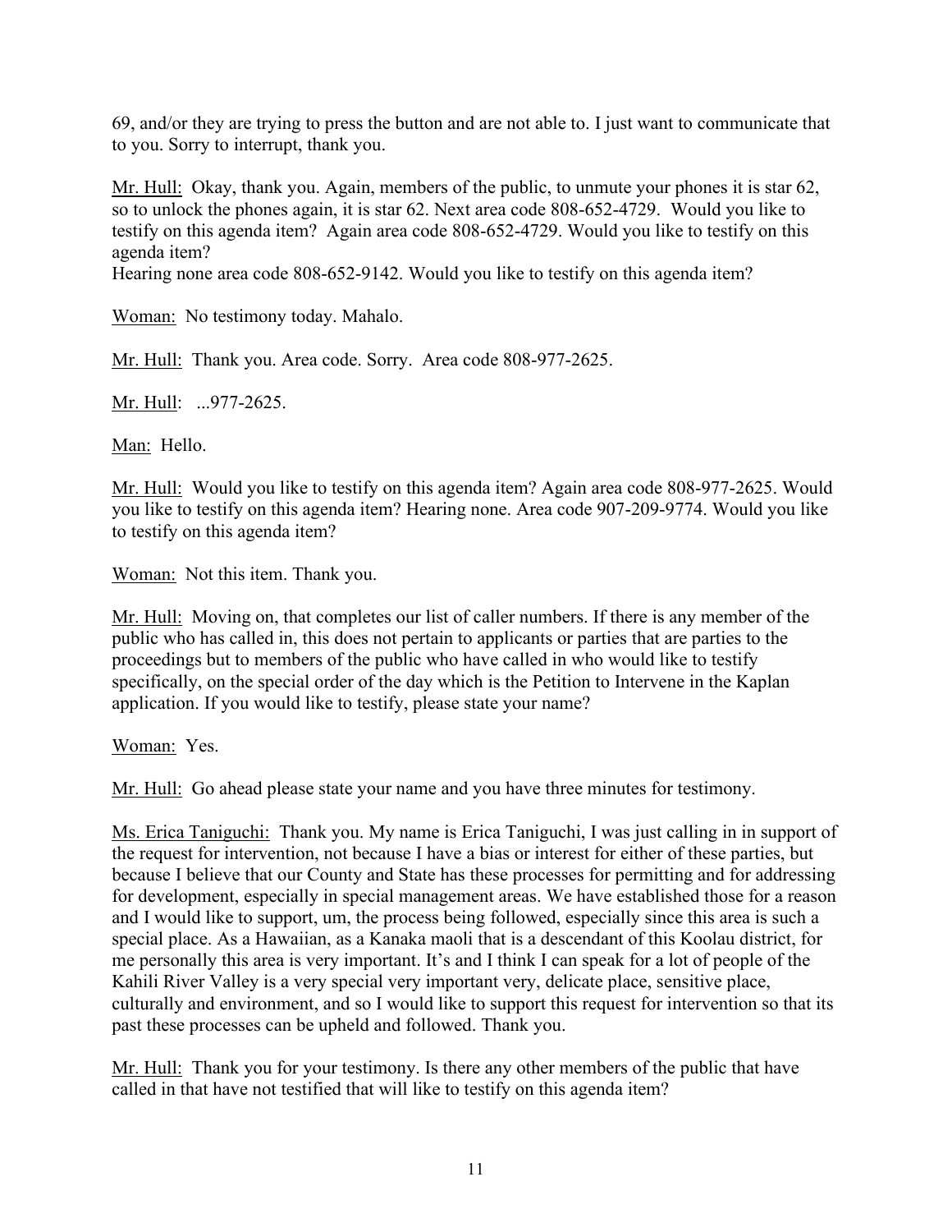69, and/or they are trying to press the button and are not able to. I just want to communicate that to you. Sorry to interrupt, thank you.

Mr. Hull: Okay, thank you. Again, members of the public, to unmute your phones it is star 62, so to unlock the phones again, it is star 62. Next area code 808-652-4729. Would you like to testify on this agenda item? Again area code 808-652-4729. Would you like to testify on this agenda item?
Hearing none area code 808-652-9142. Would you like to testify on this agenda item?

Woman: No testimony today. Mahalo.

Mr. Hull: Thank you. Area code. Sorry. Area code 808-977-2625.

Mr. Hull: ...977-2625.

Man: Hello.

Mr. Hull: Would you like to testify on this agenda item? Again area code 808-977-2625. Would you like to testify on this agenda item? Hearing none. Area code 907-209-9774. Would you like to testify on this agenda item?

Woman: Not this item. Thank you.

Mr. Hull: Moving on, that completes our list of caller numbers. If there is any member of the public who has called in, this does not pertain to applicants or parties that are parties to the proceedings but to members of the public who have called in who would like to testify specifically, on the special order of the day which is the Petition to Intervene in the Kaplan application. If you would like to testify, please state your name?

Woman: Yes.

Mr. Hull: Go ahead please state your name and you have three minutes for testimony.

Ms. Erica Taniguchi: Thank you. My name is Erica Taniguchi, I was just calling in in support of the request for intervention, not because I have a bias or interest for either of these parties, but because I believe that our County and State has these processes for permitting and for addressing for development, especially in special management areas. We have established those for a reason and I would like to support, um, the process being followed, especially since this area is such a special place. As a Hawaiian, as a Kanaka maoli that is a descendant of this Koolau district, for me personally this area is very important. It's and I think I can speak for a lot of people of the Kahili River Valley is a very special very important very, delicate place, sensitive place, culturally and environment, and so I would like to support this request for intervention so that its past these processes can be upheld and followed. Thank you.

Mr. Hull: Thank you for your testimony. Is there any other members of the public that have called in that have not testified that will like to testify on this agenda item?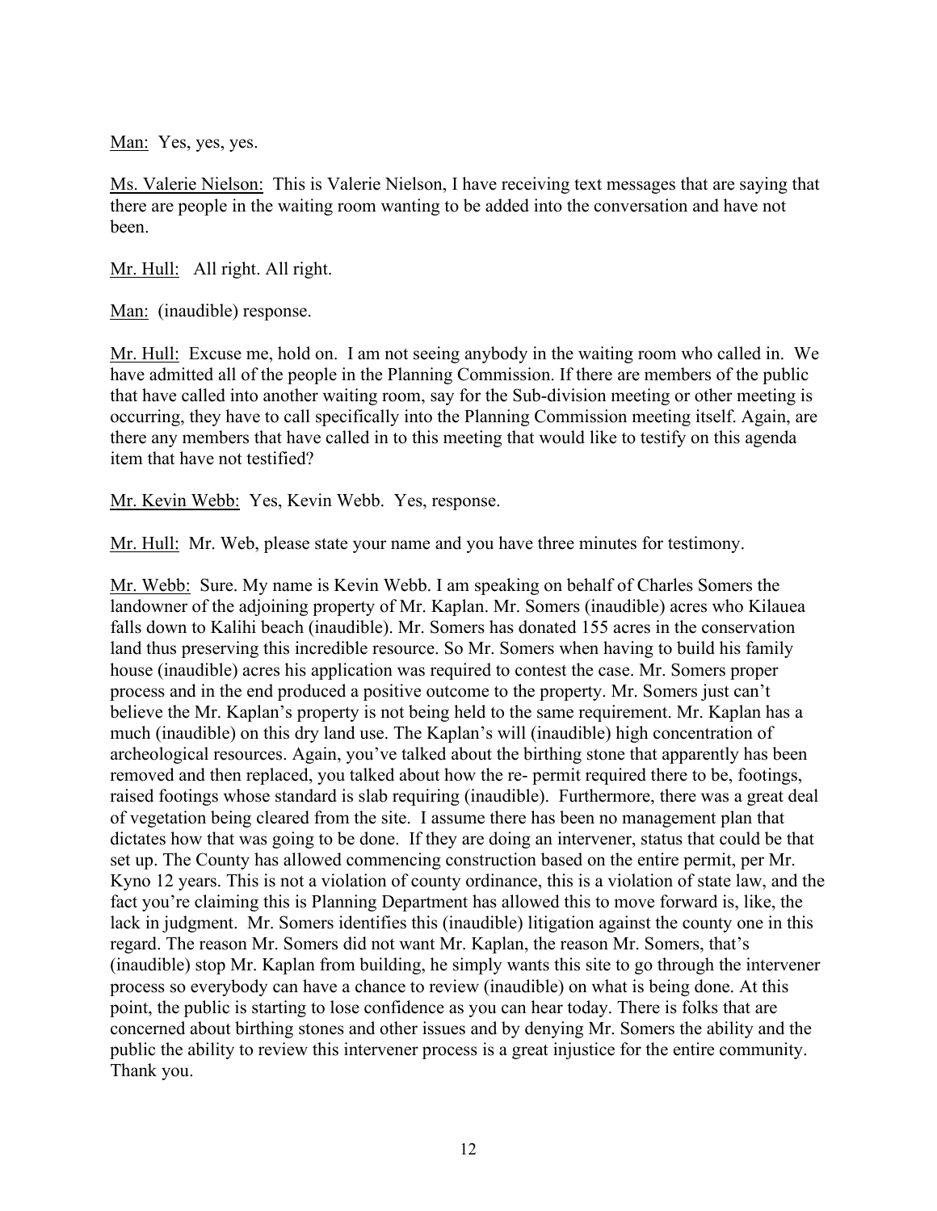Man: Yes, yes, yes.

Ms. Valerie Nielson: This is Valerie Nielson, I have receiving text messages that are saying that there are people in the waiting room wanting to be added into the conversation and have not been.

Mr. Hull: All right. All right.

Man: (inaudible) response.

Mr. Hull: Excuse me, hold on. I am not seeing anybody in the waiting room who called in. We have admitted all of the people in the Planning Commission. If there are members of the public that have called into another waiting room, say for the Sub-division meeting or other meeting is occurring, they have to call specifically into the Planning Commission meeting itself. Again, are there any members that have called in to this meeting that would like to testify on this agenda item that have not testified?

Mr. Kevin Webb: Yes, Kevin Webb. Yes, response.

Mr. Hull: Mr. Web, please state your name and you have three minutes for testimony.

Mr. Webb: Sure. My name is Kevin Webb. I am speaking on behalf of Charles Somers the landowner of the adjoining property of Mr. Kaplan. Mr. Somers (inaudible) acres who Kilauea falls down to Kalihi beach (inaudible). Mr. Somers has donated 155 acres in the conservation land thus preserving this incredible resource. So Mr. Somers when having to build his family house (inaudible) acres his application was required to contest the case. Mr. Somers proper process and in the end produced a positive outcome to the property. Mr. Somers just can't believe the Mr. Kaplan's property is not being held to the same requirement. Mr. Kaplan has a much (inaudible) on this dry land use. The Kaplan's will (inaudible) high concentration of archeological resources. Again, you've talked about the birthing stone that apparently has been removed and then replaced, you talked about how the re- permit required there to be, footings, raised footings whose standard is slab requiring (inaudible). Furthermore, there was a great deal of vegetation being cleared from the site. I assume there has been no management plan that dictates how that was going to be done. If they are doing an intervener, status that could be that set up. The County has allowed commencing construction based on the entire permit, per Mr. Kyno 12 years. This is not a violation of county ordinance, this is a violation of state law, and the fact you're claiming this is Planning Department has allowed this to move forward is, like, the lack in judgment. Mr. Somers identifies this (inaudible) litigation against the county one in this regard. The reason Mr. Somers did not want Mr. Kaplan, the reason Mr. Somers, that's (inaudible) stop Mr. Kaplan from building, he simply wants this site to go through the intervener process so everybody can have a chance to review (inaudible) on what is being done. At this point, the public is starting to lose confidence as you can hear today. There is folks that are concerned about birthing stones and other issues and by denying Mr. Somers the ability and the public the ability to review this intervener process is a great injustice for the entire community. Thank you.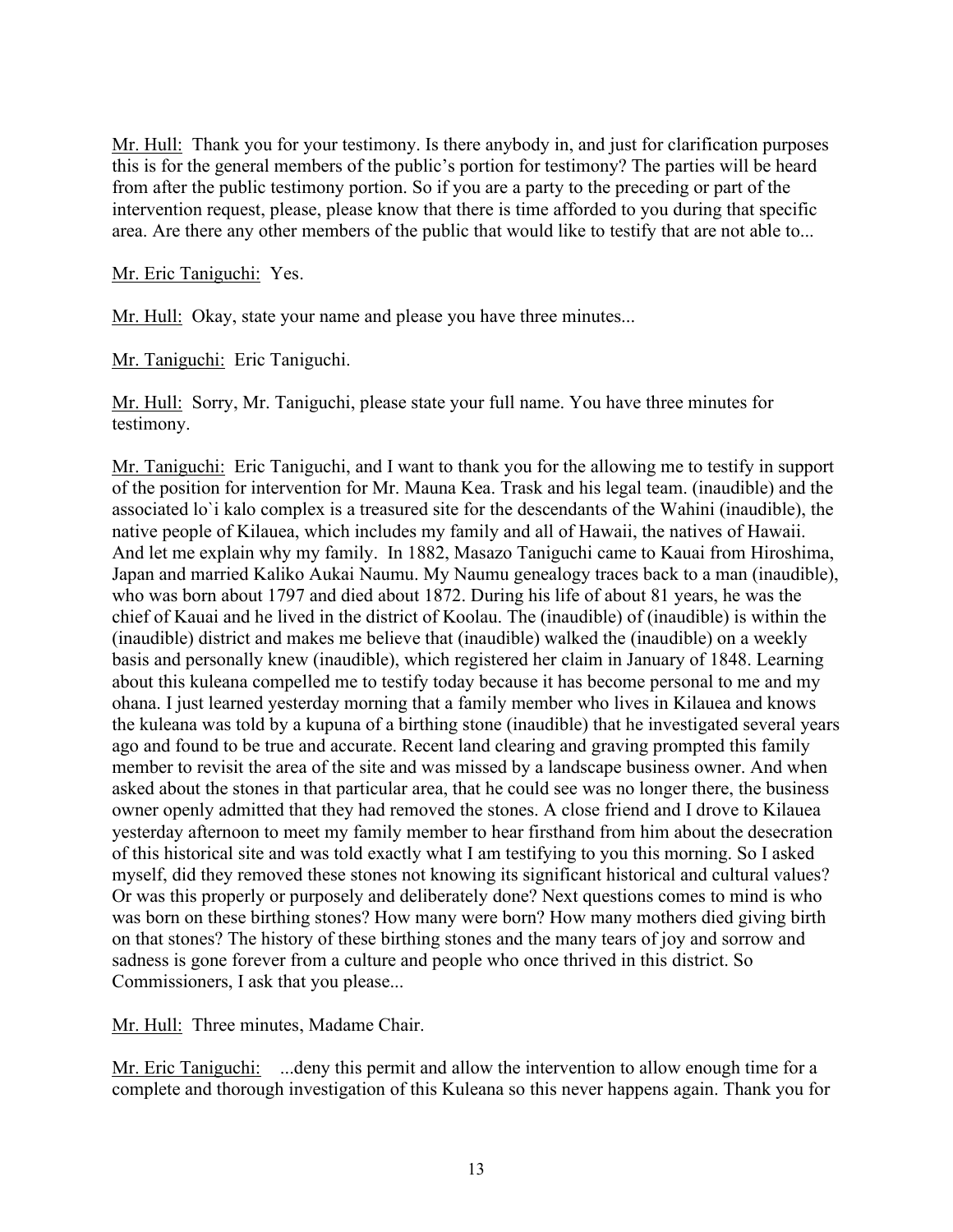Mr. Hull: Thank you for your testimony. Is there anybody in, and just for clarification purposes this is for the general members of the public's portion for testimony? The parties will be heard from after the public testimony portion. So if you are a party to the preceding or part of the intervention request, please, please know that there is time afforded to you during that specific area. Are there any other members of the public that would like to testify that are not able to...

Mr. Eric Taniguchi: Yes.

Mr. Hull: Okay, state your name and please you have three minutes...

Mr. Taniguchi: Eric Taniguchi.

Mr. Hull: Sorry, Mr. Taniguchi, please state your full name. You have three minutes for testimony.

Mr. Taniguchi: Eric Taniguchi, and I want to thank you for the allowing me to testify in support of the position for intervention for Mr. Mauna Kea. Trask and his legal team. (inaudible) and the associated lo`i kalo complex is a treasured site for the descendants of the Wahini (inaudible), the native people of Kilauea, which includes my family and all of Hawaii, the natives of Hawaii. And let me explain why my family. In 1882, Masazo Taniguchi came to Kauai from Hiroshima, Japan and married Kaliko Aukai Naumu. My Naumu genealogy traces back to a man (inaudible), who was born about 1797 and died about 1872. During his life of about 81 years, he was the chief of Kauai and he lived in the district of Koolau. The (inaudible) of (inaudible) is within the (inaudible) district and makes me believe that (inaudible) walked the (inaudible) on a weekly basis and personally knew (inaudible), which registered her claim in January of 1848. Learning about this kuleana compelled me to testify today because it has become personal to me and my ohana. I just learned yesterday morning that a family member who lives in Kilauea and knows the kuleana was told by a kupuna of a birthing stone (inaudible) that he investigated several years ago and found to be true and accurate. Recent land clearing and graving prompted this family member to revisit the area of the site and was missed by a landscape business owner. And when asked about the stones in that particular area, that he could see was no longer there, the business owner openly admitted that they had removed the stones. A close friend and I drove to Kilauea yesterday afternoon to meet my family member to hear firsthand from him about the desecration of this historical site and was told exactly what I am testifying to you this morning. So I asked myself, did they removed these stones not knowing its significant historical and cultural values? Or was this properly or purposely and deliberately done? Next questions comes to mind is who was born on these birthing stones? How many were born? How many mothers died giving birth on that stones? The history of these birthing stones and the many tears of joy and sorrow and sadness is gone forever from a culture and people who once thrived in this district. So Commissioners, I ask that you please...

Mr. Hull: Three minutes, Madame Chair.

Mr. Eric Taniguchi: ...deny this permit and allow the intervention to allow enough time for a complete and thorough investigation of this Kuleana so this never happens again. Thank you for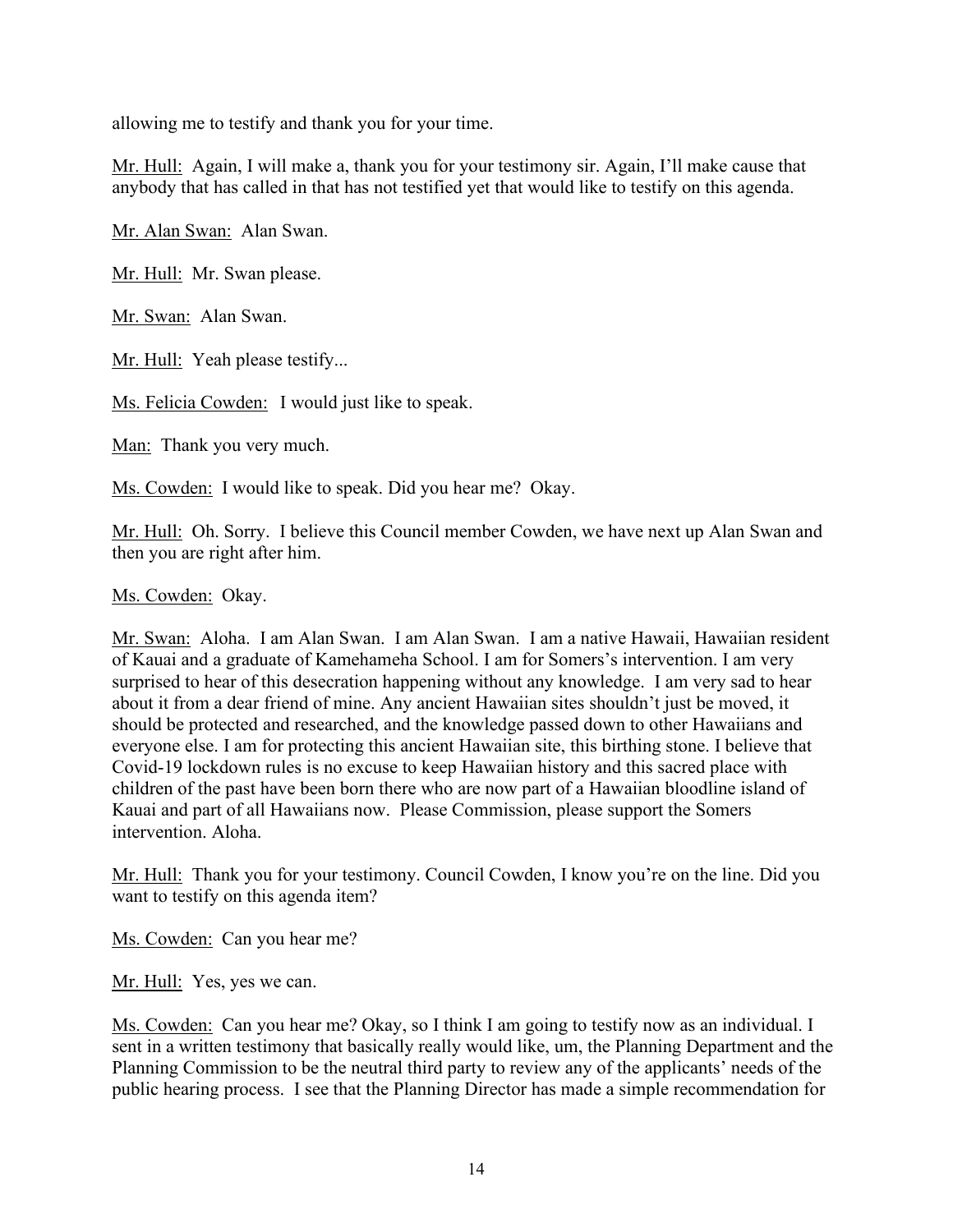allowing me to testify and thank you for your time.

Mr. Hull: Again, I will make a, thank you for your testimony sir. Again, I'll make cause that anybody that has called in that has not testified yet that would like to testify on this agenda.

Mr. Alan Swan: Alan Swan.

Mr. Hull: Mr. Swan please.

Mr. Swan: Alan Swan.

Mr. Hull: Yeah please testify...

Ms. Felicia Cowden: I would just like to speak.

Man: Thank you very much.

Ms. Cowden: I would like to speak. Did you hear me? Okay.

Mr. Hull: Oh. Sorry. I believe this Council member Cowden, we have next up Alan Swan and then you are right after him.

Ms. Cowden: Okay.

Mr. Swan: Aloha. I am Alan Swan. I am Alan Swan. I am a native Hawaii, Hawaiian resident of Kauai and a graduate of Kamehameha School. I am for Somers's intervention. I am very surprised to hear of this desecration happening without any knowledge. I am very sad to hear about it from a dear friend of mine. Any ancient Hawaiian sites shouldn't just be moved, it should be protected and researched, and the knowledge passed down to other Hawaiians and everyone else. I am for protecting this ancient Hawaiian site, this birthing stone. I believe that Covid-19 lockdown rules is no excuse to keep Hawaiian history and this sacred place with children of the past have been born there who are now part of a Hawaiian bloodline island of Kauai and part of all Hawaiians now. Please Commission, please support the Somers intervention. Aloha.

Mr. Hull: Thank you for your testimony. Council Cowden, I know you're on the line. Did you want to testify on this agenda item?

Ms. Cowden: Can you hear me?

Mr. Hull: Yes, yes we can.

Ms. Cowden: Can you hear me? Okay, so I think I am going to testify now as an individual. I sent in a written testimony that basically really would like, um, the Planning Department and the Planning Commission to be the neutral third party to review any of the applicants' needs of the public hearing process. I see that the Planning Director has made a simple recommendation for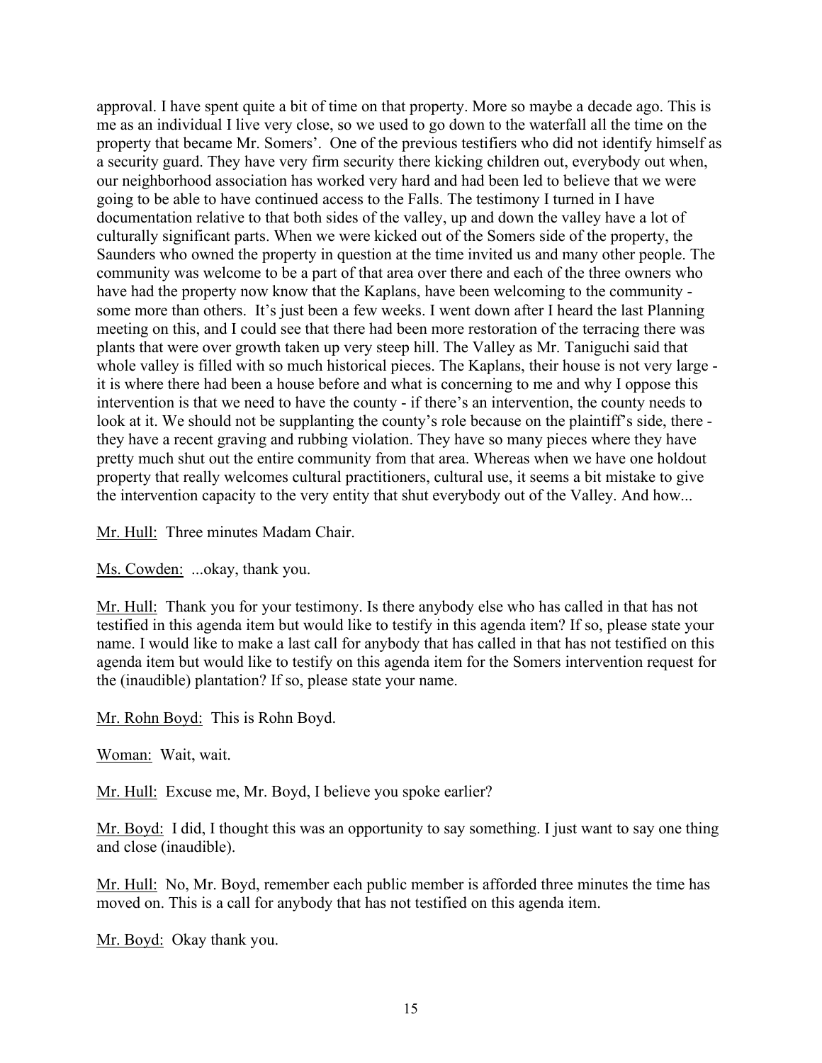approval. I have spent quite a bit of time on that property. More so maybe a decade ago. This is me as an individual I live very close, so we used to go down to the waterfall all the time on the property that became Mr. Somers'. One of the previous testifiers who did not identify himself as a security guard. They have very firm security there kicking children out, everybody out when, our neighborhood association has worked very hard and had been led to believe that we were going to be able to have continued access to the Falls. The testimony I turned in I have documentation relative to that both sides of the valley, up and down the valley have a lot of culturally significant parts. When we were kicked out of the Somers side of the property, the Saunders who owned the property in question at the time invited us and many other people. The community was welcome to be a part of that area over there and each of the three owners who have had the property now know that the Kaplans, have been welcoming to the community - some more than others. It's just been a few weeks. I went down after I heard the last Planning meeting on this, and I could see that there had been more restoration of the terracing there was plants that were over growth taken up very steep hill. The Valley as Mr. Taniguchi said that whole valley is filled with so much historical pieces. The Kaplans, their house is not very large - it is where there had been a house before and what is concerning to me and why I oppose this intervention is that we need to have the county - if there's an intervention, the county needs to look at it. We should not be supplanting the county's role because on the plaintiff's side, there - they have a recent graving and rubbing violation. They have so many pieces where they have pretty much shut out the entire community from that area. Whereas when we have one holdout property that really welcomes cultural practitioners, cultural use, it seems a bit mistake to give the intervention capacity to the very entity that shut everybody out of the Valley. And how...

<u>Mr. Hull:</u> Three minutes Madam Chair.

<u>Ms. Cowden:</u> ...okay, thank you.

<u>Mr. Hull:</u> Thank you for your testimony. Is there anybody else who has called in that has not testified in this agenda item but would like to testify in this agenda item? If so, please state your name. I would like to make a last call for anybody that has called in that has not testified on this agenda item but would like to testify on this agenda item for the Somers intervention request for the (inaudible) plantation? If so, please state your name.

<u>Mr. Rohn Boyd:</u> This is Rohn Boyd.

<u>Woman:</u> Wait, wait.

<u>Mr. Hull:</u> Excuse me, Mr. Boyd, I believe you spoke earlier?

<u>Mr. Boyd:</u> I did, I thought this was an opportunity to say something. I just want to say one thing and close (inaudible).

<u>Mr. Hull:</u> No, Mr. Boyd, remember each public member is afforded three minutes the time has moved on. This is a call for anybody that has not testified on this agenda item.

<u>Mr. Boyd:</u> Okay thank you.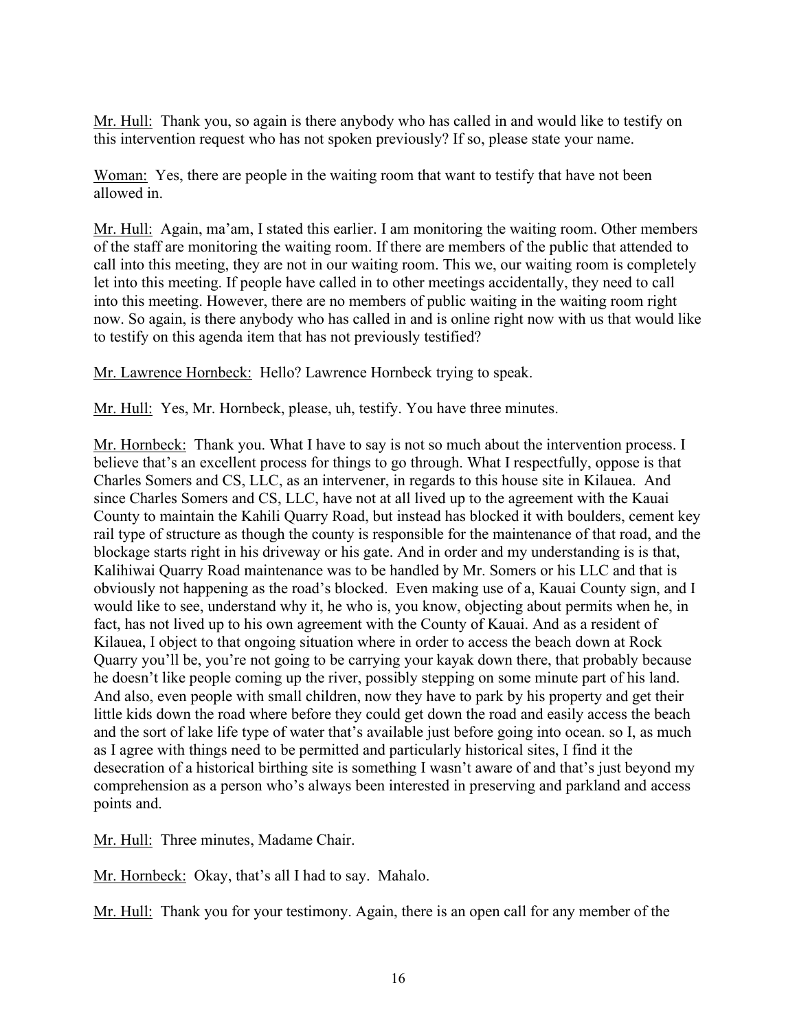<u>Mr. Hull:</u> Thank you, so again is there anybody who has called in and would like to testify on this intervention request who has not spoken previously? If so, please state your name.

<u>Woman:</u> Yes, there are people in the waiting room that want to testify that have not been allowed in.

<u>Mr. Hull:</u> Again, ma'am, I stated this earlier. I am monitoring the waiting room. Other members of the staff are monitoring the waiting room. If there are members of the public that attended to call into this meeting, they are not in our waiting room. This we, our waiting room is completely let into this meeting. If people have called in to other meetings accidentally, they need to call into this meeting. However, there are no members of public waiting in the waiting room right now. So again, is there anybody who has called in and is online right now with us that would like to testify on this agenda item that has not previously testified?

<u>Mr. Lawrence Hornbeck:</u> Hello? Lawrence Hornbeck trying to speak.

<u>Mr. Hull:</u> Yes, Mr. Hornbeck, please, uh, testify. You have three minutes.

<u>Mr. Hornbeck:</u> Thank you. What I have to say is not so much about the intervention process. I believe that's an excellent process for things to go through. What I respectfully, oppose is that Charles Somers and CS, LLC, as an intervener, in regards to this house site in Kilauea. And since Charles Somers and CS, LLC, have not at all lived up to the agreement with the Kauai County to maintain the Kahili Quarry Road, but instead has blocked it with boulders, cement key rail type of structure as though the county is responsible for the maintenance of that road, and the blockage starts right in his driveway or his gate. And in order and my understanding is is that, Kalihiwai Quarry Road maintenance was to be handled by Mr. Somers or his LLC and that is obviously not happening as the road's blocked. Even making use of a, Kauai County sign, and I would like to see, understand why it, he who is, you know, objecting about permits when he, in fact, has not lived up to his own agreement with the County of Kauai. And as a resident of Kilauea, I object to that ongoing situation where in order to access the beach down at Rock Quarry you'll be, you're not going to be carrying your kayak down there, that probably because he doesn't like people coming up the river, possibly stepping on some minute part of his land. And also, even people with small children, now they have to park by his property and get their little kids down the road where before they could get down the road and easily access the beach and the sort of lake life type of water that's available just before going into ocean. so I, as much as I agree with things need to be permitted and particularly historical sites, I find it the desecration of a historical birthing site is something I wasn't aware of and that's just beyond my comprehension as a person who's always been interested in preserving and parkland and access points and.

<u>Mr. Hull:</u> Three minutes, Madame Chair.

<u>Mr. Hornbeck:</u> Okay, that's all I had to say. Mahalo.

<u>Mr. Hull:</u> Thank you for your testimony. Again, there is an open call for any member of the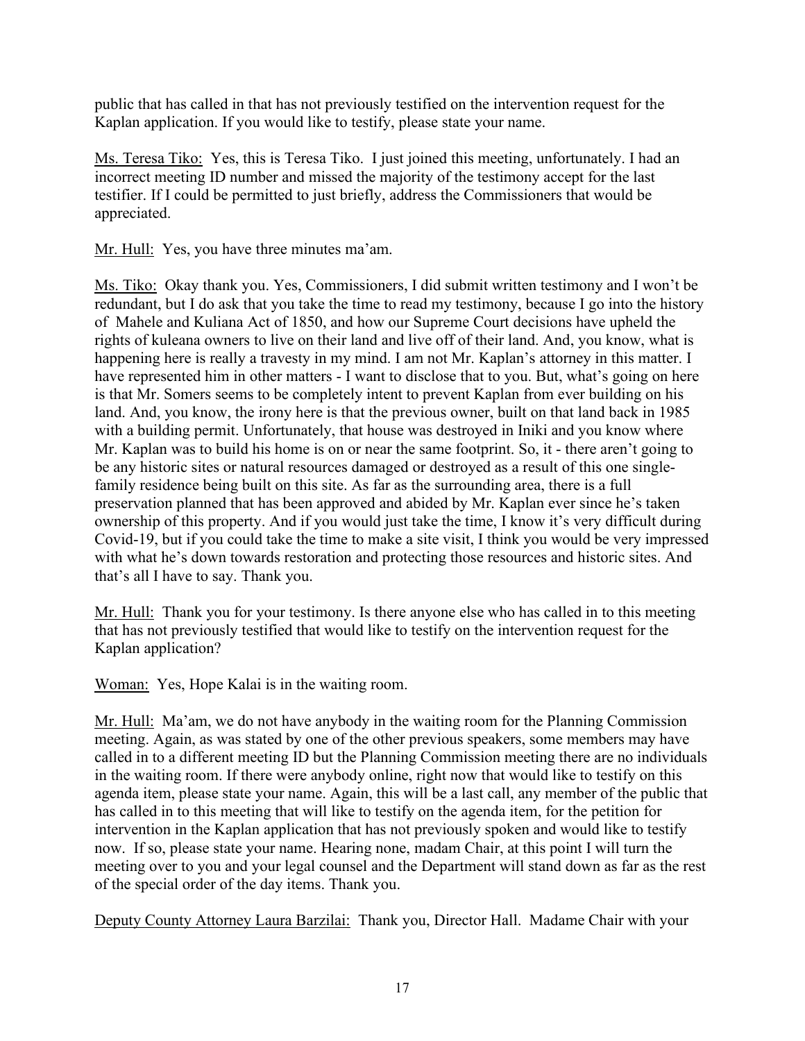public that has called in that has not previously testified on the intervention request for the Kaplan application. If you would like to testify, please state your name.

<u>Ms. Teresa Tiko:</u> Yes, this is Teresa Tiko. I just joined this meeting, unfortunately. I had an incorrect meeting ID number and missed the majority of the testimony accept for the last testifier. If I could be permitted to just briefly, address the Commissioners that would be appreciated.

<u>Mr. Hull:</u> Yes, you have three minutes ma'am.

<u>Ms. Tiko:</u> Okay thank you. Yes, Commissioners, I did submit written testimony and I won't be redundant, but I do ask that you take the time to read my testimony, because I go into the history of Mahele and Kuliana Act of 1850, and how our Supreme Court decisions have upheld the rights of kuleana owners to live on their land and live off of their land. And, you know, what is happening here is really a travesty in my mind. I am not Mr. Kaplan's attorney in this matter. I have represented him in other matters - I want to disclose that to you. But, what's going on here is that Mr. Somers seems to be completely intent to prevent Kaplan from ever building on his land. And, you know, the irony here is that the previous owner, built on that land back in 1985 with a building permit. Unfortunately, that house was destroyed in Iniki and you know where Mr. Kaplan was to build his home is on or near the same footprint. So, it - there aren't going to be any historic sites or natural resources damaged or destroyed as a result of this one single-family residence being built on this site. As far as the surrounding area, there is a full preservation planned that has been approved and abided by Mr. Kaplan ever since he's taken ownership of this property. And if you would just take the time, I know it's very difficult during Covid-19, but if you could take the time to make a site visit, I think you would be very impressed with what he's down towards restoration and protecting those resources and historic sites. And that's all I have to say. Thank you.

<u>Mr. Hull:</u> Thank you for your testimony. Is there anyone else who has called in to this meeting that has not previously testified that would like to testify on the intervention request for the Kaplan application?

<u>Woman:</u> Yes, Hope Kalai is in the waiting room.

<u>Mr. Hull:</u> Ma'am, we do not have anybody in the waiting room for the Planning Commission meeting. Again, as was stated by one of the other previous speakers, some members may have called in to a different meeting ID but the Planning Commission meeting there are no individuals in the waiting room. If there were anybody online, right now that would like to testify on this agenda item, please state your name. Again, this will be a last call, any member of the public that has called in to this meeting that will like to testify on the agenda item, for the petition for intervention in the Kaplan application that has not previously spoken and would like to testify now. If so, please state your name. Hearing none, madam Chair, at this point I will turn the meeting over to you and your legal counsel and the Department will stand down as far as the rest of the special order of the day items. Thank you.

<u>Deputy County Attorney Laura Barzilai:</u> Thank you, Director Hall. Madame Chair with your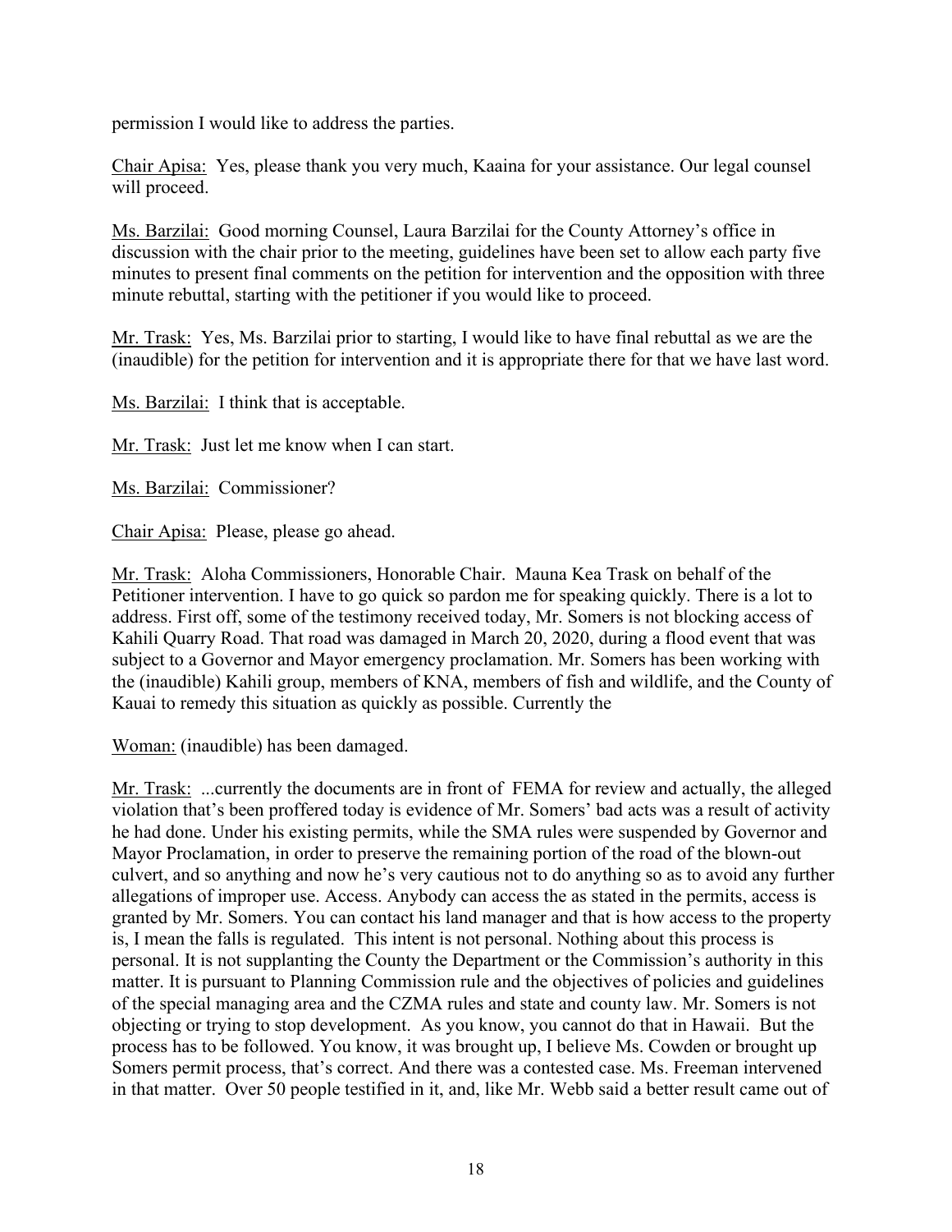permission I would like to address the parties.

<u>Chair Apisa:</u> Yes, please thank you very much, Kaaina for your assistance. Our legal counsel will proceed.

<u>Ms. Barzilai:</u> Good morning Counsel, Laura Barzilai for the County Attorney's office in discussion with the chair prior to the meeting, guidelines have been set to allow each party five minutes to present final comments on the petition for intervention and the opposition with three minute rebuttal, starting with the petitioner if you would like to proceed.

<u>Mr. Trask:</u> Yes, Ms. Barzilai prior to starting, I would like to have final rebuttal as we are the (inaudible) for the petition for intervention and it is appropriate there for that we have last word.

<u>Ms. Barzilai:</u> I think that is acceptable.

<u>Mr. Trask:</u> Just let me know when I can start.

<u>Ms. Barzilai:</u> Commissioner?

<u>Chair Apisa:</u> Please, please go ahead.

<u>Mr. Trask:</u> Aloha Commissioners, Honorable Chair. Mauna Kea Trask on behalf of the Petitioner intervention. I have to go quick so pardon me for speaking quickly. There is a lot to address. First off, some of the testimony received today, Mr. Somers is not blocking access of Kahili Quarry Road. That road was damaged in March 20, 2020, during a flood event that was subject to a Governor and Mayor emergency proclamation. Mr. Somers has been working with the (inaudible) Kahili group, members of KNA, members of fish and wildlife, and the County of Kauai to remedy this situation as quickly as possible. Currently the

<u>Woman:</u> (inaudible) has been damaged.

<u>Mr. Trask:</u> ...currently the documents are in front of FEMA for review and actually, the alleged violation that's been proffered today is evidence of Mr. Somers' bad acts was a result of activity he had done. Under his existing permits, while the SMA rules were suspended by Governor and Mayor Proclamation, in order to preserve the remaining portion of the road of the blown-out culvert, and so anything and now he's very cautious not to do anything so as to avoid any further allegations of improper use. Access. Anybody can access the as stated in the permits, access is granted by Mr. Somers. You can contact his land manager and that is how access to the property is, I mean the falls is regulated. This intent is not personal. Nothing about this process is personal. It is not supplanting the County the Department or the Commission's authority in this matter. It is pursuant to Planning Commission rule and the objectives of policies and guidelines of the special managing area and the CZMA rules and state and county law. Mr. Somers is not objecting or trying to stop development. As you know, you cannot do that in Hawaii. But the process has to be followed. You know, it was brought up, I believe Ms. Cowden or brought up Somers permit process, that's correct. And there was a contested case. Ms. Freeman intervened in that matter. Over 50 people testified in it, and, like Mr. Webb said a better result came out of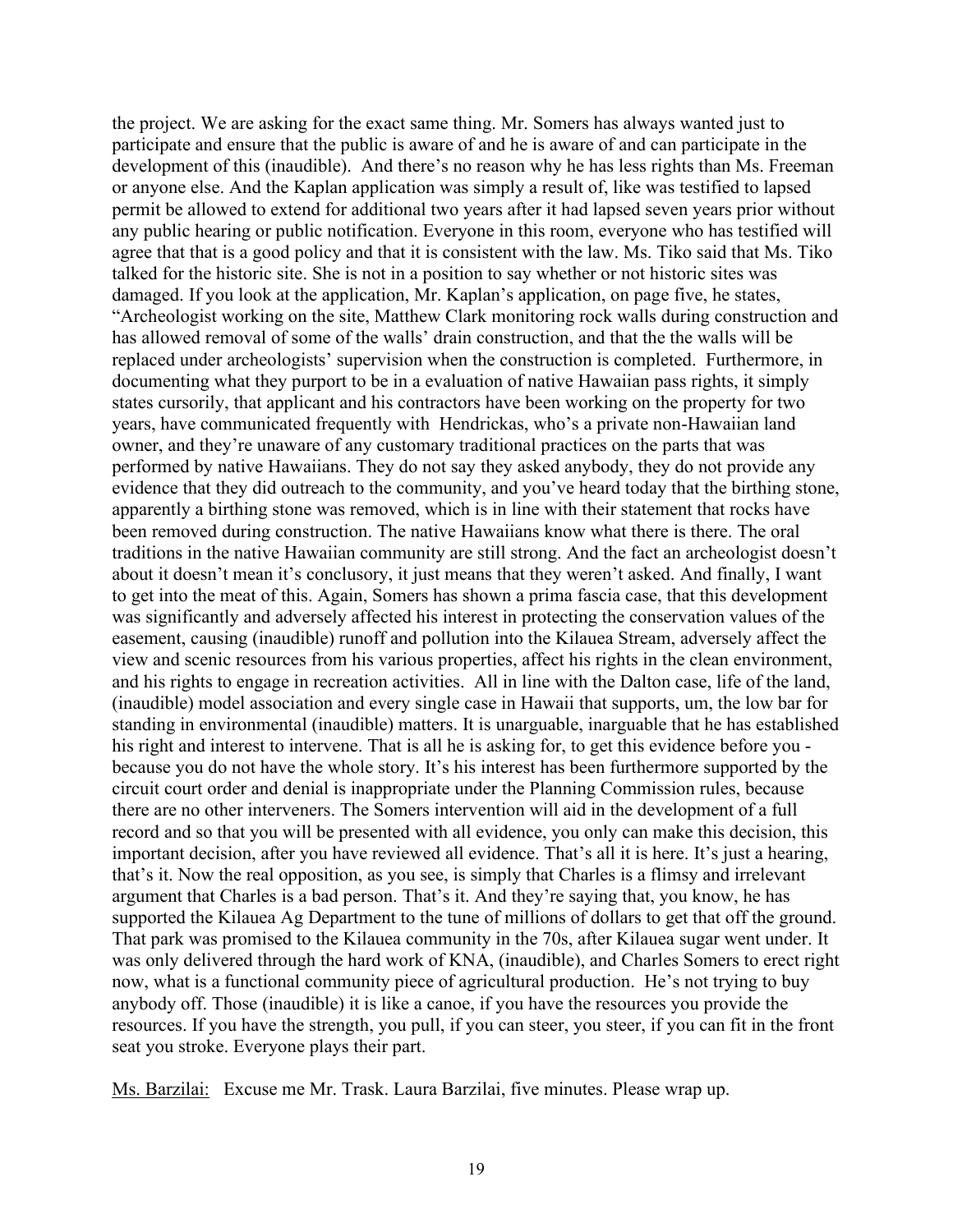the project. We are asking for the exact same thing. Mr. Somers has always wanted just to participate and ensure that the public is aware of and he is aware of and can participate in the development of this (inaudible). And there's no reason why he has less rights than Ms. Freeman or anyone else. And the Kaplan application was simply a result of, like was testified to lapsed permit be allowed to extend for additional two years after it had lapsed seven years prior without any public hearing or public notification. Everyone in this room, everyone who has testified will agree that that is a good policy and that it is consistent with the law. Ms. Tiko said that Ms. Tiko talked for the historic site. She is not in a position to say whether or not historic sites was damaged. If you look at the application, Mr. Kaplan's application, on page five, he states, "Archeologist working on the site, Matthew Clark monitoring rock walls during construction and has allowed removal of some of the walls' drain construction, and that the the walls will be replaced under archeologists' supervision when the construction is completed. Furthermore, in documenting what they purport to be in a evaluation of native Hawaiian pass rights, it simply states cursorily, that applicant and his contractors have been working on the property for two years, have communicated frequently with Hendrickas, who's a private non-Hawaiian land owner, and they're unaware of any customary traditional practices on the parts that was performed by native Hawaiians. They do not say they asked anybody, they do not provide any evidence that they did outreach to the community, and you've heard today that the birthing stone, apparently a birthing stone was removed, which is in line with their statement that rocks have been removed during construction. The native Hawaiians know what there is there. The oral traditions in the native Hawaiian community are still strong. And the fact an archeologist doesn't about it doesn't mean it's conclusory, it just means that they weren't asked. And finally, I want to get into the meat of this. Again, Somers has shown a prima fascia case, that this development was significantly and adversely affected his interest in protecting the conservation values of the easement, causing (inaudible) runoff and pollution into the Kilauea Stream, adversely affect the view and scenic resources from his various properties, affect his rights in the clean environment, and his rights to engage in recreation activities. All in line with the Dalton case, life of the land, (inaudible) model association and every single case in Hawaii that supports, um, the low bar for standing in environmental (inaudible) matters. It is unarguable, inarguable that he has established his right and interest to intervene. That is all he is asking for, to get this evidence before you - because you do not have the whole story. It's his interest has been furthermore supported by the circuit court order and denial is inappropriate under the Planning Commission rules, because there are no other interveners. The Somers intervention will aid in the development of a full record and so that you will be presented with all evidence, you only can make this decision, this important decision, after you have reviewed all evidence. That's all it is here. It's just a hearing, that's it. Now the real opposition, as you see, is simply that Charles is a flimsy and irrelevant argument that Charles is a bad person. That's it. And they're saying that, you know, he has supported the Kilauea Ag Department to the tune of millions of dollars to get that off the ground. That park was promised to the Kilauea community in the 70s, after Kilauea sugar went under. It was only delivered through the hard work of KNA, (inaudible), and Charles Somers to erect right now, what is a functional community piece of agricultural production. He's not trying to buy anybody off. Those (inaudible) it is like a canoe, if you have the resources you provide the resources. If you have the strength, you pull, if you can steer, you steer, if you can fit in the front seat you stroke. Everyone plays their part.

<u>Ms. Barzilai:</u> Excuse me Mr. Trask. Laura Barzilai, five minutes. Please wrap up.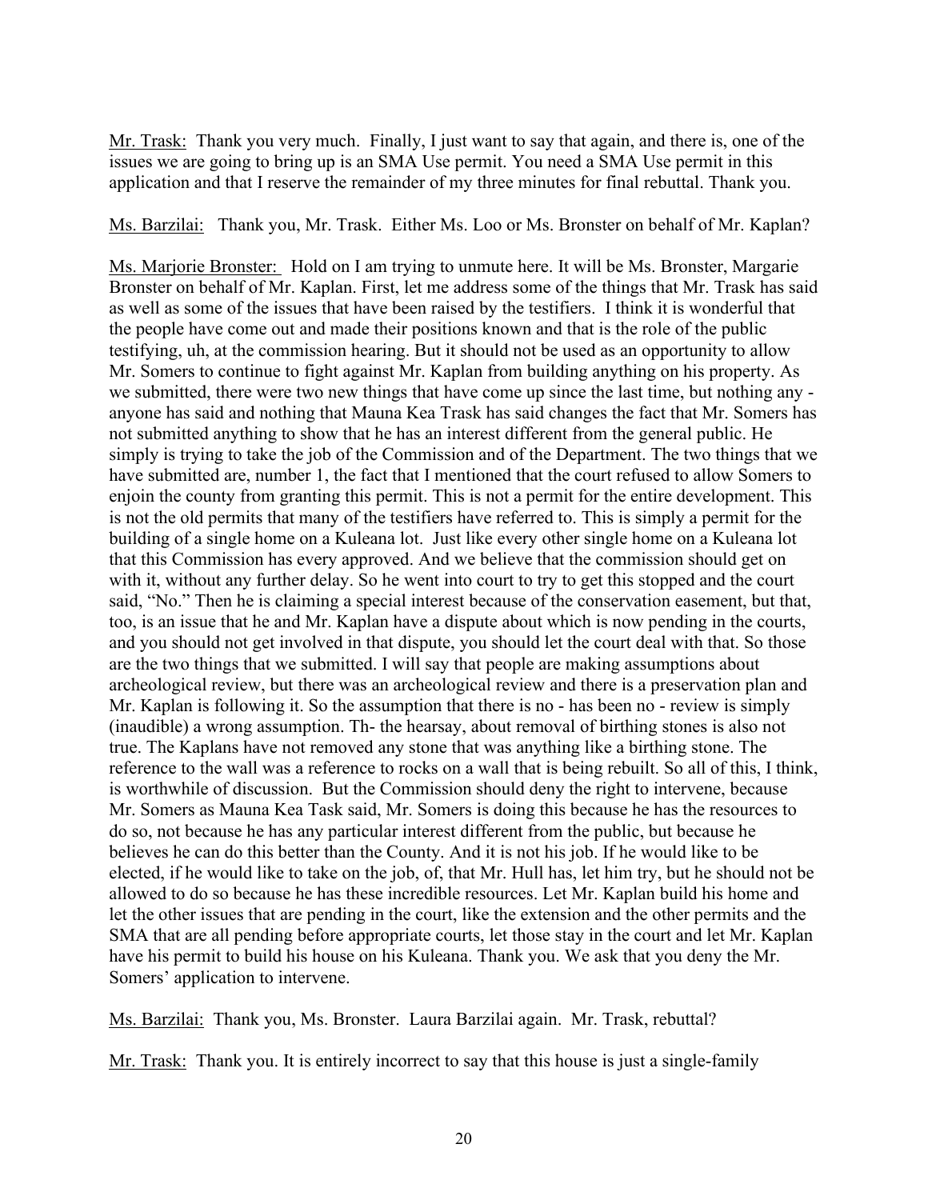Mr. Trask: Thank you very much. Finally, I just want to say that again, and there is, one of the issues we are going to bring up is an SMA Use permit. You need a SMA Use permit in this application and that I reserve the remainder of my three minutes for final rebuttal. Thank you.

Ms. Barzilai: Thank you, Mr. Trask. Either Ms. Loo or Ms. Bronster on behalf of Mr. Kaplan?

Ms. Marjorie Bronster: Hold on I am trying to unmute here. It will be Ms. Bronster, Margarie Bronster on behalf of Mr. Kaplan. First, let me address some of the things that Mr. Trask has said as well as some of the issues that have been raised by the testifiers. I think it is wonderful that the people have come out and made their positions known and that is the role of the public testifying, uh, at the commission hearing. But it should not be used as an opportunity to allow Mr. Somers to continue to fight against Mr. Kaplan from building anything on his property. As we submitted, there were two new things that have come up since the last time, but nothing any - anyone has said and nothing that Mauna Kea Trask has said changes the fact that Mr. Somers has not submitted anything to show that he has an interest different from the general public. He simply is trying to take the job of the Commission and of the Department. The two things that we have submitted are, number 1, the fact that I mentioned that the court refused to allow Somers to enjoin the county from granting this permit. This is not a permit for the entire development. This is not the old permits that many of the testifiers have referred to. This is simply a permit for the building of a single home on a Kuleana lot. Just like every other single home on a Kuleana lot that this Commission has every approved. And we believe that the commission should get on with it, without any further delay. So he went into court to try to get this stopped and the court said, "No." Then he is claiming a special interest because of the conservation easement, but that, too, is an issue that he and Mr. Kaplan have a dispute about which is now pending in the courts, and you should not get involved in that dispute, you should let the court deal with that. So those are the two things that we submitted. I will say that people are making assumptions about archeological review, but there was an archeological review and there is a preservation plan and Mr. Kaplan is following it. So the assumption that there is no - has been no - review is simply (inaudible) a wrong assumption. Th- the hearsay, about removal of birthing stones is also not true. The Kaplans have not removed any stone that was anything like a birthing stone. The reference to the wall was a reference to rocks on a wall that is being rebuilt. So all of this, I think, is worthwhile of discussion. But the Commission should deny the right to intervene, because Mr. Somers as Mauna Kea Task said, Mr. Somers is doing this because he has the resources to do so, not because he has any particular interest different from the public, but because he believes he can do this better than the County. And it is not his job. If he would like to be elected, if he would like to take on the job, of, that Mr. Hull has, let him try, but he should not be allowed to do so because he has these incredible resources. Let Mr. Kaplan build his home and let the other issues that are pending in the court, like the extension and the other permits and the SMA that are all pending before appropriate courts, let those stay in the court and let Mr. Kaplan have his permit to build his house on his Kuleana. Thank you. We ask that you deny the Mr. Somers' application to intervene.

Ms. Barzilai: Thank you, Ms. Bronster. Laura Barzilai again. Mr. Trask, rebuttal?

Mr. Trask: Thank you. It is entirely incorrect to say that this house is just a single-family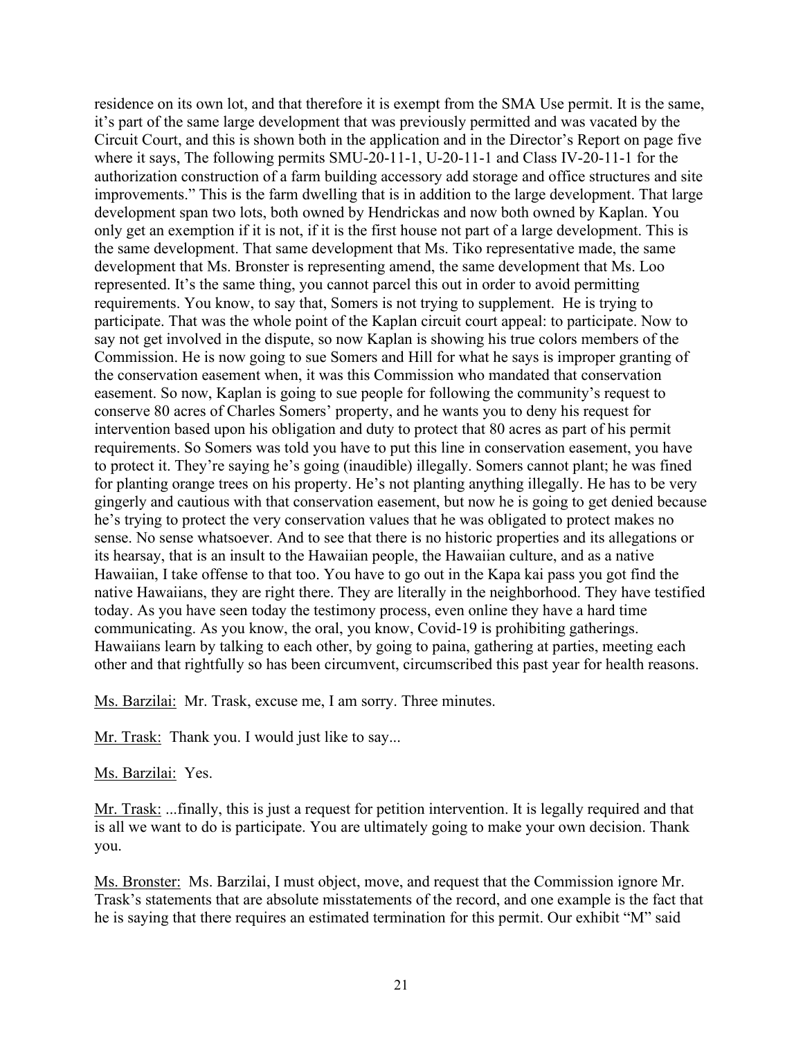residence on its own lot, and that therefore it is exempt from the SMA Use permit. It is the same, it's part of the same large development that was previously permitted and was vacated by the Circuit Court, and this is shown both in the application and in the Director's Report on page five where it says, The following permits SMU-20-11-1, U-20-11-1 and Class IV-20-11-1 for the authorization construction of a farm building accessory add storage and office structures and site improvements." This is the farm dwelling that is in addition to the large development. That large development span two lots, both owned by Hendrickas and now both owned by Kaplan. You only get an exemption if it is not, if it is the first house not part of a large development. This is the same development. That same development that Ms. Tiko representative made, the same development that Ms. Bronster is representing amend, the same development that Ms. Loo represented. It's the same thing, you cannot parcel this out in order to avoid permitting requirements. You know, to say that, Somers is not trying to supplement. He is trying to participate. That was the whole point of the Kaplan circuit court appeal: to participate. Now to say not get involved in the dispute, so now Kaplan is showing his true colors members of the Commission. He is now going to sue Somers and Hill for what he says is improper granting of the conservation easement when, it was this Commission who mandated that conservation easement. So now, Kaplan is going to sue people for following the community's request to conserve 80 acres of Charles Somers' property, and he wants you to deny his request for intervention based upon his obligation and duty to protect that 80 acres as part of his permit requirements. So Somers was told you have to put this line in conservation easement, you have to protect it. They're saying he's going (inaudible) illegally. Somers cannot plant; he was fined for planting orange trees on his property. He's not planting anything illegally. He has to be very gingerly and cautious with that conservation easement, but now he is going to get denied because he's trying to protect the very conservation values that he was obligated to protect makes no sense. No sense whatsoever. And to see that there is no historic properties and its allegations or its hearsay, that is an insult to the Hawaiian people, the Hawaiian culture, and as a native Hawaiian, I take offense to that too. You have to go out in the Kapa kai pass you got find the native Hawaiians, they are right there. They are literally in the neighborhood. They have testified today. As you have seen today the testimony process, even online they have a hard time communicating. As you know, the oral, you know, Covid-19 is prohibiting gatherings. Hawaiians learn by talking to each other, by going to paina, gathering at parties, meeting each other and that rightfully so has been circumvent, circumscribed this past year for health reasons.

Ms. Barzilai: Mr. Trask, excuse me, I am sorry. Three minutes.

Mr. Trask: Thank you. I would just like to say...

Ms. Barzilai: Yes.

Mr. Trask: ...finally, this is just a request for petition intervention. It is legally required and that is all we want to do is participate. You are ultimately going to make your own decision. Thank you.

Ms. Bronster: Ms. Barzilai, I must object, move, and request that the Commission ignore Mr. Trask's statements that are absolute misstatements of the record, and one example is the fact that he is saying that there requires an estimated termination for this permit. Our exhibit "M" said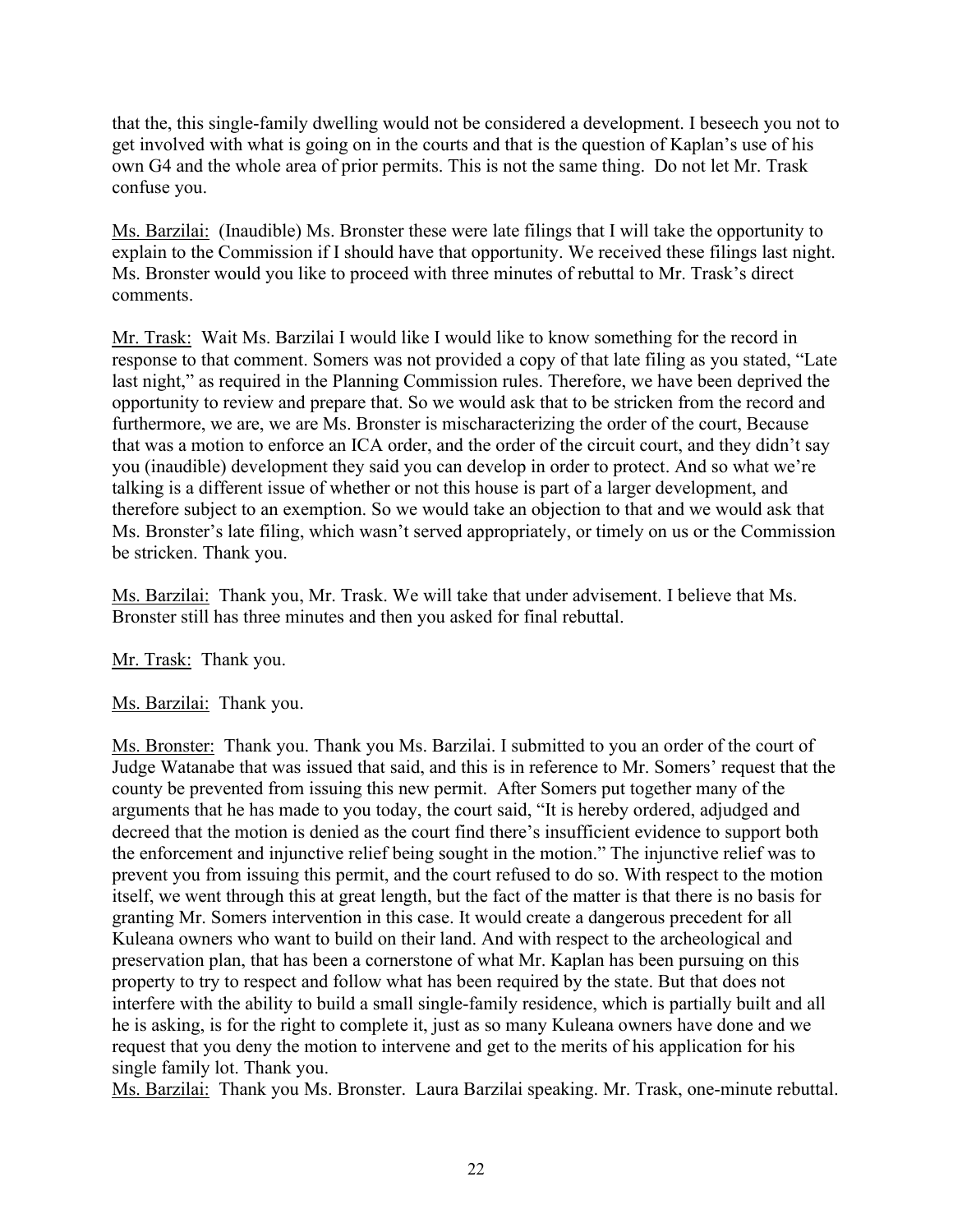that the, this single-family dwelling would not be considered a development. I beseech you not to get involved with what is going on in the courts and that is the question of Kaplan's use of his own G4 and the whole area of prior permits. This is not the same thing. Do not let Mr. Trask confuse you.

Ms. Barzilai: (Inaudible) Ms. Bronster these were late filings that I will take the opportunity to explain to the Commission if I should have that opportunity. We received these filings last night. Ms. Bronster would you like to proceed with three minutes of rebuttal to Mr. Trask's direct comments.

Mr. Trask: Wait Ms. Barzilai I would like I would like to know something for the record in response to that comment. Somers was not provided a copy of that late filing as you stated, "Late last night," as required in the Planning Commission rules. Therefore, we have been deprived the opportunity to review and prepare that. So we would ask that to be stricken from the record and furthermore, we are, we are Ms. Bronster is mischaracterizing the order of the court, Because that was a motion to enforce an ICA order, and the order of the circuit court, and they didn't say you (inaudible) development they said you can develop in order to protect. And so what we're talking is a different issue of whether or not this house is part of a larger development, and therefore subject to an exemption. So we would take an objection to that and we would ask that Ms. Bronster's late filing, which wasn't served appropriately, or timely on us or the Commission be stricken. Thank you.

Ms. Barzilai: Thank you, Mr. Trask. We will take that under advisement. I believe that Ms. Bronster still has three minutes and then you asked for final rebuttal.

Mr. Trask: Thank you.

Ms. Barzilai: Thank you.

Ms. Bronster: Thank you. Thank you Ms. Barzilai. I submitted to you an order of the court of Judge Watanabe that was issued that said, and this is in reference to Mr. Somers' request that the county be prevented from issuing this new permit. After Somers put together many of the arguments that he has made to you today, the court said, "It is hereby ordered, adjudged and decreed that the motion is denied as the court find there's insufficient evidence to support both the enforcement and injunctive relief being sought in the motion." The injunctive relief was to prevent you from issuing this permit, and the court refused to do so. With respect to the motion itself, we went through this at great length, but the fact of the matter is that there is no basis for granting Mr. Somers intervention in this case. It would create a dangerous precedent for all Kuleana owners who want to build on their land. And with respect to the archeological and preservation plan, that has been a cornerstone of what Mr. Kaplan has been pursuing on this property to try to respect and follow what has been required by the state. But that does not interfere with the ability to build a small single-family residence, which is partially built and all he is asking, is for the right to complete it, just as so many Kuleana owners have done and we request that you deny the motion to intervene and get to the merits of his application for his single family lot. Thank you.

Ms. Barzilai: Thank you Ms. Bronster. Laura Barzilai speaking. Mr. Trask, one-minute rebuttal.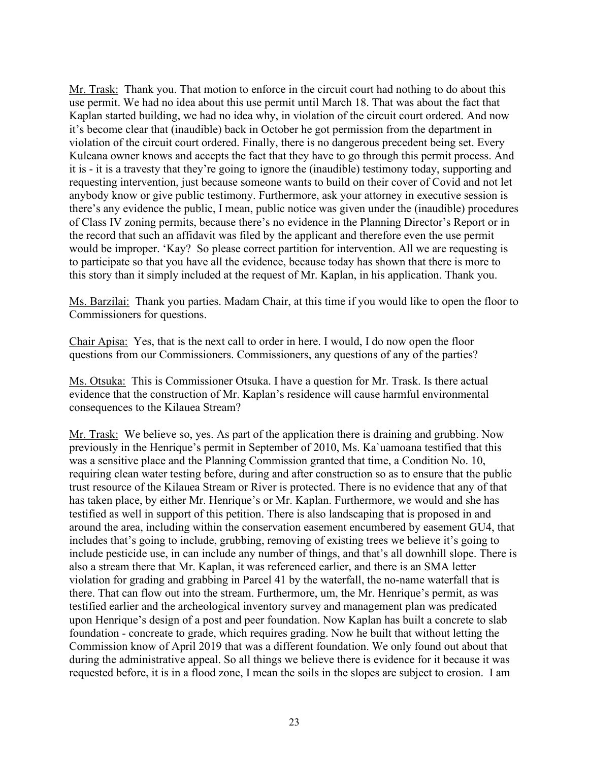Mr. Trask: Thank you. That motion to enforce in the circuit court had nothing to do about this use permit. We had no idea about this use permit until March 18. That was about the fact that Kaplan started building, we had no idea why, in violation of the circuit court ordered. And now it's become clear that (inaudible) back in October he got permission from the department in violation of the circuit court ordered. Finally, there is no dangerous precedent being set. Every Kuleana owner knows and accepts the fact that they have to go through this permit process. And it is - it is a travesty that they're going to ignore the (inaudible) testimony today, supporting and requesting intervention, just because someone wants to build on their cover of Covid and not let anybody know or give public testimony. Furthermore, ask your attorney in executive session is there's any evidence the public, I mean, public notice was given under the (inaudible) procedures of Class IV zoning permits, because there's no evidence in the Planning Director's Report or in the record that such an affidavit was filed by the applicant and therefore even the use permit would be improper. 'Kay? So please correct partition for intervention. All we are requesting is to participate so that you have all the evidence, because today has shown that there is more to this story than it simply included at the request of Mr. Kaplan, in his application. Thank you.

Ms. Barzilai: Thank you parties. Madam Chair, at this time if you would like to open the floor to Commissioners for questions.

Chair Apisa: Yes, that is the next call to order in here. I would, I do now open the floor questions from our Commissioners. Commissioners, any questions of any of the parties?

Ms. Otsuka: This is Commissioner Otsuka. I have a question for Mr. Trask. Is there actual evidence that the construction of Mr. Kaplan's residence will cause harmful environmental consequences to the Kilauea Stream?

Mr. Trask: We believe so, yes. As part of the application there is draining and grubbing. Now previously in the Henrique's permit in September of 2010, Ms. Ka`uamoana testified that this was a sensitive place and the Planning Commission granted that time, a Condition No. 10, requiring clean water testing before, during and after construction so as to ensure that the public trust resource of the Kilauea Stream or River is protected. There is no evidence that any of that has taken place, by either Mr. Henrique's or Mr. Kaplan. Furthermore, we would and she has testified as well in support of this petition. There is also landscaping that is proposed in and around the area, including within the conservation easement encumbered by easement GU4, that includes that's going to include, grubbing, removing of existing trees we believe it's going to include pesticide use, in can include any number of things, and that's all downhill slope. There is also a stream there that Mr. Kaplan, it was referenced earlier, and there is an SMA letter violation for grading and grabbing in Parcel 41 by the waterfall, the no-name waterfall that is there. That can flow out into the stream. Furthermore, um, the Mr. Henrique's permit, as was testified earlier and the archeological inventory survey and management plan was predicated upon Henrique's design of a post and peer foundation. Now Kaplan has built a concrete to slab foundation - concreate to grade, which requires grading. Now he built that without letting the Commission know of April 2019 that was a different foundation. We only found out about that during the administrative appeal. So all things we believe there is evidence for it because it was requested before, it is in a flood zone, I mean the soils in the slopes are subject to erosion. I am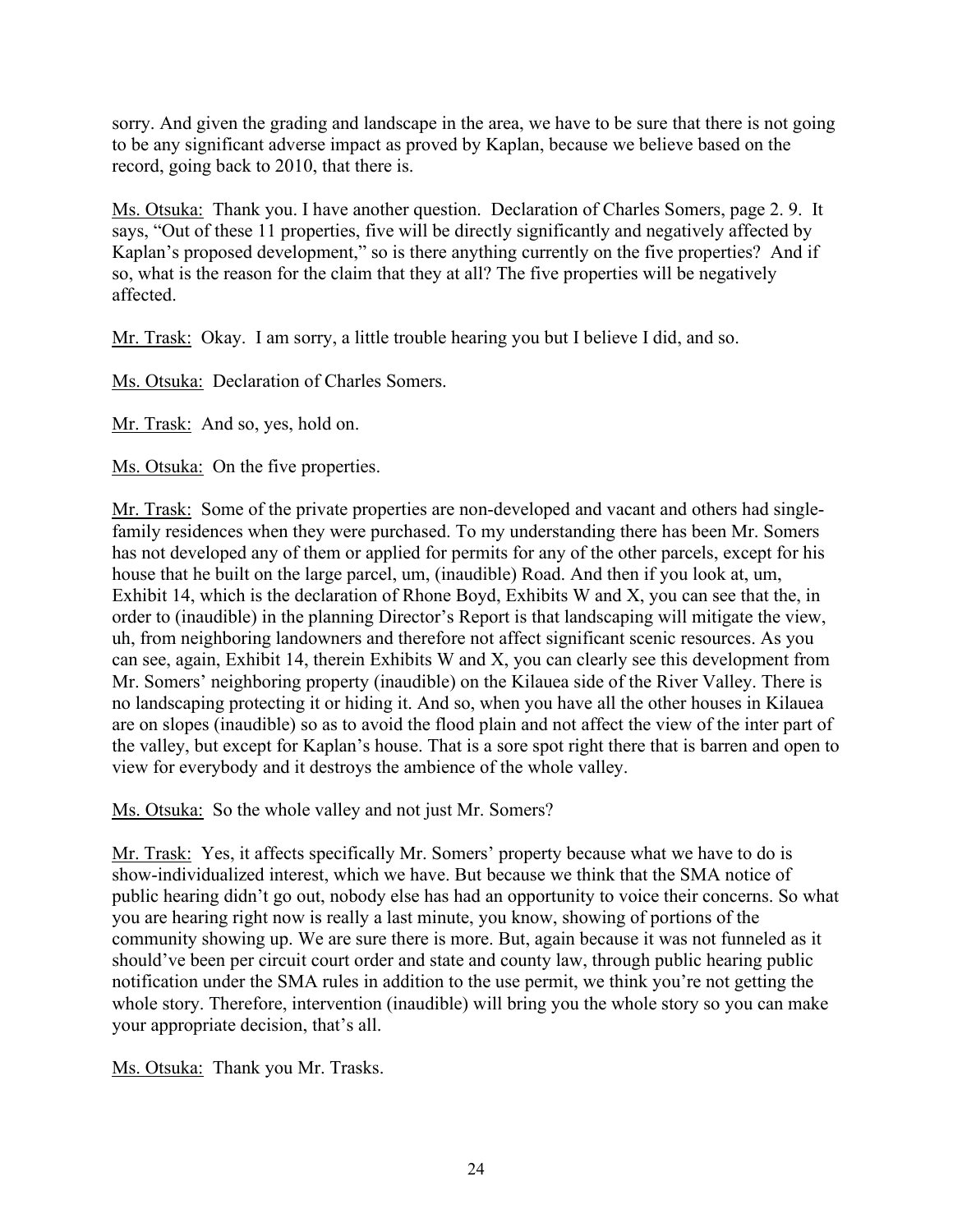sorry. And given the grading and landscape in the area, we have to be sure that there is not going to be any significant adverse impact as proved by Kaplan, because we believe based on the record, going back to 2010, that there is.

Ms. Otsuka: Thank you. I have another question. Declaration of Charles Somers, page 2. 9. It says, "Out of these 11 properties, five will be directly significantly and negatively affected by Kaplan's proposed development," so is there anything currently on the five properties? And if so, what is the reason for the claim that they at all? The five properties will be negatively affected.

Mr. Trask: Okay. I am sorry, a little trouble hearing you but I believe I did, and so.

Ms. Otsuka: Declaration of Charles Somers.

Mr. Trask: And so, yes, hold on.

Ms. Otsuka: On the five properties.

Mr. Trask: Some of the private properties are non-developed and vacant and others had single-family residences when they were purchased. To my understanding there has been Mr. Somers has not developed any of them or applied for permits for any of the other parcels, except for his house that he built on the large parcel, um, (inaudible) Road. And then if you look at, um, Exhibit 14, which is the declaration of Rhone Boyd, Exhibits W and X, you can see that the, in order to (inaudible) in the planning Director's Report is that landscaping will mitigate the view, uh, from neighboring landowners and therefore not affect significant scenic resources. As you can see, again, Exhibit 14, therein Exhibits W and X, you can clearly see this development from Mr. Somers' neighboring property (inaudible) on the Kilauea side of the River Valley. There is no landscaping protecting it or hiding it. And so, when you have all the other houses in Kilauea are on slopes (inaudible) so as to avoid the flood plain and not affect the view of the inter part of the valley, but except for Kaplan's house. That is a sore spot right there that is barren and open to view for everybody and it destroys the ambience of the whole valley.

Ms. Otsuka: So the whole valley and not just Mr. Somers?

Mr. Trask: Yes, it affects specifically Mr. Somers' property because what we have to do is show-individualized interest, which we have. But because we think that the SMA notice of public hearing didn't go out, nobody else has had an opportunity to voice their concerns. So what you are hearing right now is really a last minute, you know, showing of portions of the community showing up. We are sure there is more. But, again because it was not funneled as it should've been per circuit court order and state and county law, through public hearing public notification under the SMA rules in addition to the use permit, we think you're not getting the whole story. Therefore, intervention (inaudible) will bring you the whole story so you can make your appropriate decision, that's all.

Ms. Otsuka: Thank you Mr. Trasks.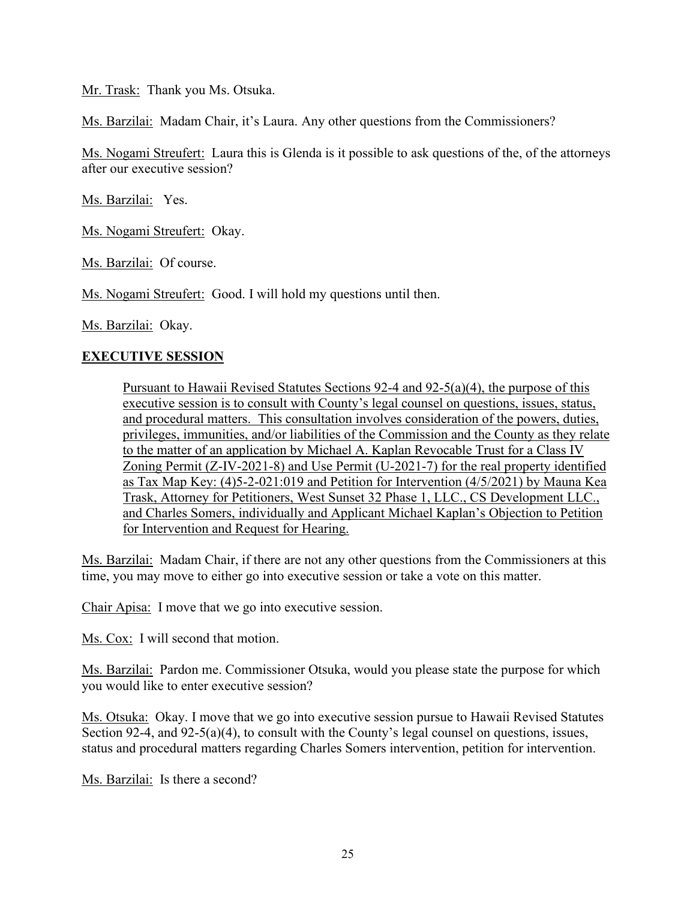Mr. Trask: Thank you Ms. Otsuka.

Ms. Barzilai: Madam Chair, it's Laura. Any other questions from the Commissioners?

Ms. Nogami Streufert: Laura this is Glenda is it possible to ask questions of the, of the attorneys after our executive session?

Ms. Barzilai: Yes.

Ms. Nogami Streufert: Okay.

Ms. Barzilai: Of course.

Ms. Nogami Streufert: Good. I will hold my questions until then.

Ms. Barzilai: Okay.

**EXECUTIVE SESSION**

> Pursuant to Hawaii Revised Statutes Sections 92-4 and 92-5(a)(4), the purpose of this executive session is to consult with County's legal counsel on questions, issues, status, and procedural matters. This consultation involves consideration of the powers, duties, privileges, immunities, and/or liabilities of the Commission and the County as they relate to the matter of an application by Michael A. Kaplan Revocable Trust for a Class IV Zoning Permit (Z-IV-2021-8) and Use Permit (U-2021-7) for the real property identified as Tax Map Key: (4)5-2-021:019 and Petition for Intervention (4/5/2021) by Mauna Kea Trask, Attorney for Petitioners, West Sunset 32 Phase 1, LLC., CS Development LLC., and Charles Somers, individually and Applicant Michael Kaplan's Objection to Petition for Intervention and Request for Hearing.

Ms. Barzilai: Madam Chair, if there are not any other questions from the Commissioners at this time, you may move to either go into executive session or take a vote on this matter.

Chair Apisa: I move that we go into executive session.

Ms. Cox: I will second that motion.

Ms. Barzilai: Pardon me. Commissioner Otsuka, would you please state the purpose for which you would like to enter executive session?

Ms. Otsuka: Okay. I move that we go into executive session pursue to Hawaii Revised Statutes Section 92-4, and 92-5(a)(4), to consult with the County's legal counsel on questions, issues, status and procedural matters regarding Charles Somers intervention, petition for intervention.

Ms. Barzilai: Is there a second?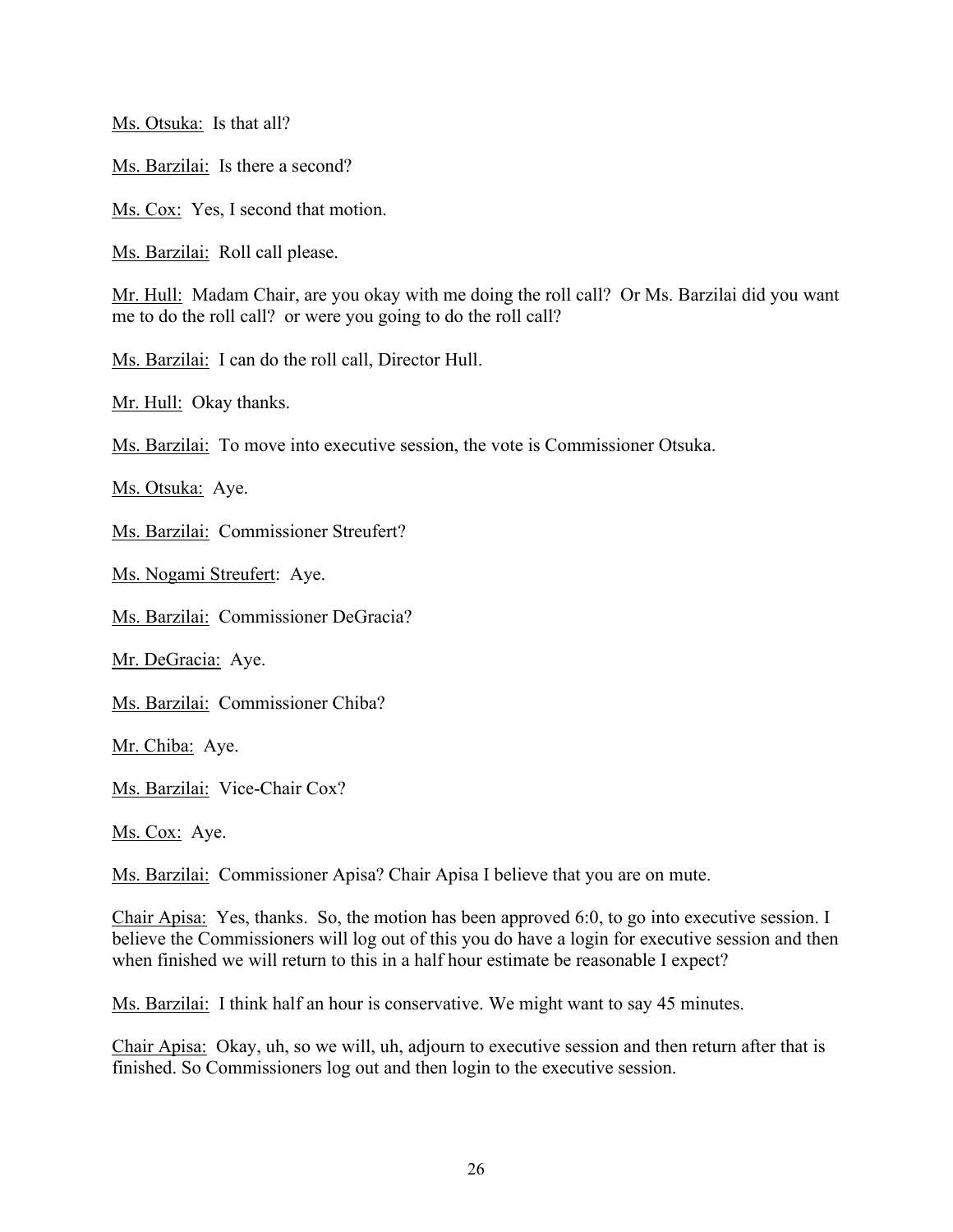Ms. Otsuka: Is that all?

Ms. Barzilai: Is there a second?

Ms. Cox: Yes, I second that motion.

Ms. Barzilai: Roll call please.

Mr. Hull: Madam Chair, are you okay with me doing the roll call? Or Ms. Barzilai did you want me to do the roll call? or were you going to do the roll call?

Ms. Barzilai: I can do the roll call, Director Hull.

Mr. Hull: Okay thanks.

Ms. Barzilai: To move into executive session, the vote is Commissioner Otsuka.

Ms. Otsuka: Aye.

Ms. Barzilai: Commissioner Streufert?

Ms. Nogami Streufert: Aye.

Ms. Barzilai: Commissioner DeGracia?

Mr. DeGracia: Aye.

Ms. Barzilai: Commissioner Chiba?

Mr. Chiba: Aye.

Ms. Barzilai: Vice-Chair Cox?

Ms. Cox: Aye.

Ms. Barzilai: Commissioner Apisa? Chair Apisa I believe that you are on mute.

Chair Apisa: Yes, thanks. So, the motion has been approved 6:0, to go into executive session. I believe the Commissioners will log out of this you do have a login for executive session and then when finished we will return to this in a half hour estimate be reasonable I expect?

Ms. Barzilai: I think half an hour is conservative. We might want to say 45 minutes.

Chair Apisa: Okay, uh, so we will, uh, adjourn to executive session and then return after that is finished. So Commissioners log out and then login to the executive session.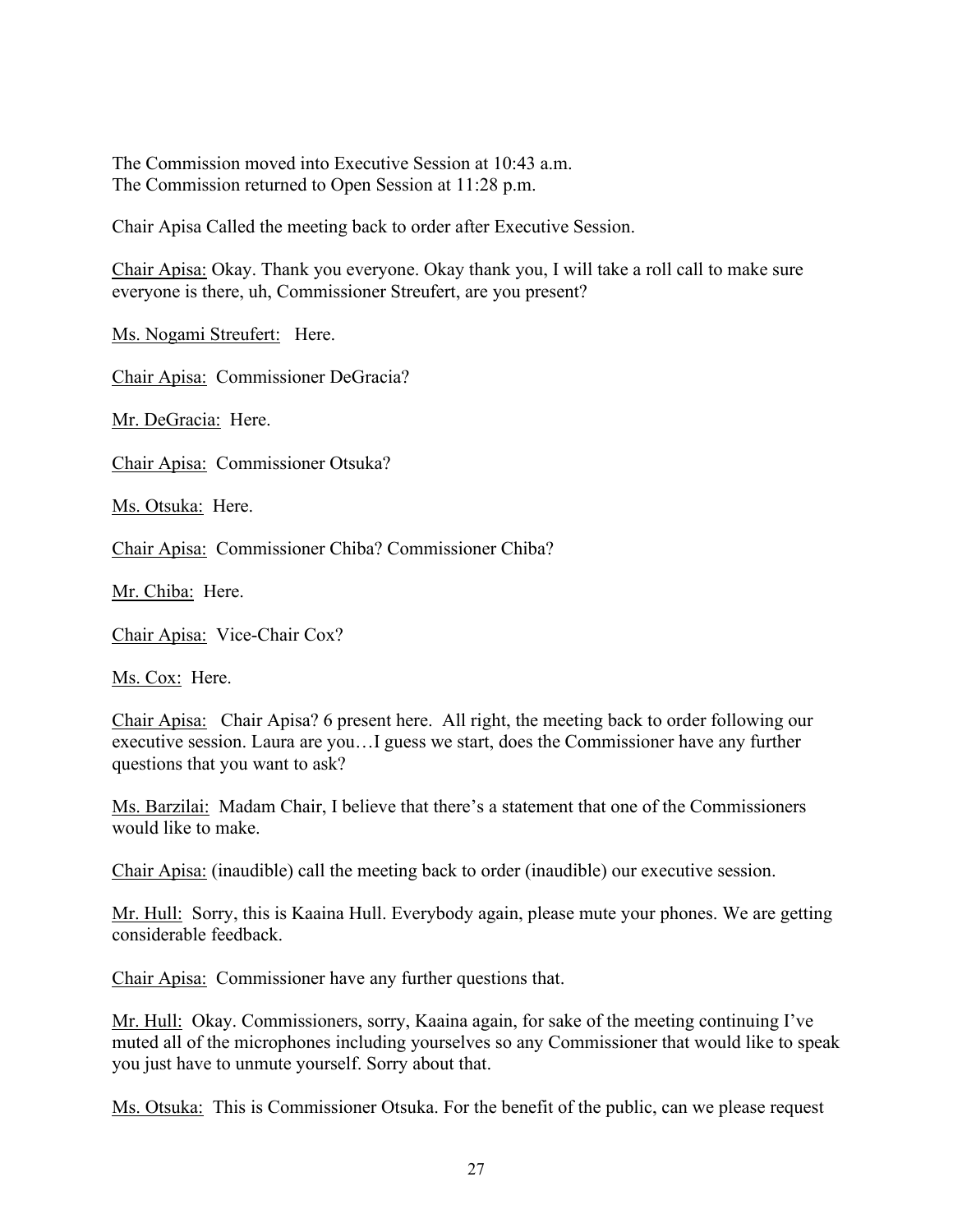The Commission moved into Executive Session at 10:43 a.m.
The Commission returned to Open Session at 11:28 p.m.

Chair Apisa Called the meeting back to order after Executive Session.

<u>Chair Apisa:</u> Okay. Thank you everyone. Okay thank you, I will take a roll call to make sure everyone is there, uh, Commissioner Streufert, are you present?

<u>Ms. Nogami Streufert:</u> Here.

<u>Chair Apisa:</u> Commissioner DeGracia?

<u>Mr. DeGracia:</u> Here.

<u>Chair Apisa:</u> Commissioner Otsuka?

<u>Ms. Otsuka:</u> Here.

<u>Chair Apisa:</u> Commissioner Chiba? Commissioner Chiba?

<u>Mr. Chiba:</u> Here.

<u>Chair Apisa:</u> Vice-Chair Cox?

<u>Ms. Cox:</u> Here.

<u>Chair Apisa:</u> Chair Apisa? 6 present here. All right, the meeting back to order following our executive session. Laura are you…I guess we start, does the Commissioner have any further questions that you want to ask?

<u>Ms. Barzilai:</u> Madam Chair, I believe that there's a statement that one of the Commissioners would like to make.

<u>Chair Apisa:</u> (inaudible) call the meeting back to order (inaudible) our executive session.

<u>Mr. Hull:</u> Sorry, this is Kaaina Hull. Everybody again, please mute your phones. We are getting considerable feedback.

<u>Chair Apisa:</u> Commissioner have any further questions that.

<u>Mr. Hull:</u> Okay. Commissioners, sorry, Kaaina again, for sake of the meeting continuing I've muted all of the microphones including yourselves so any Commissioner that would like to speak you just have to unmute yourself. Sorry about that.

<u>Ms. Otsuka:</u> This is Commissioner Otsuka. For the benefit of the public, can we please request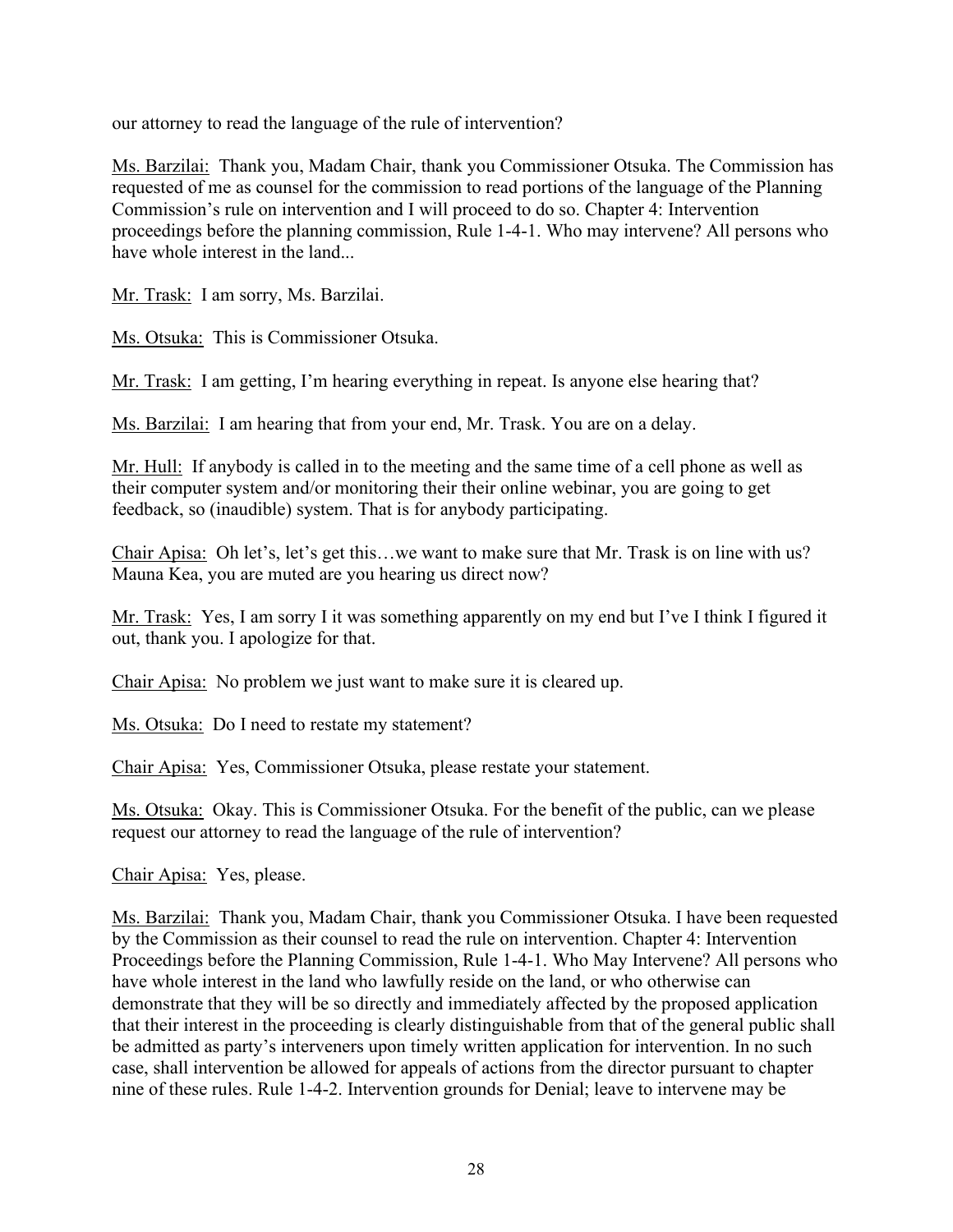our attorney to read the language of the rule of intervention?

Ms. Barzilai: Thank you, Madam Chair, thank you Commissioner Otsuka. The Commission has requested of me as counsel for the commission to read portions of the language of the Planning Commission's rule on intervention and I will proceed to do so. Chapter 4: Intervention proceedings before the planning commission, Rule 1-4-1. Who may intervene? All persons who have whole interest in the land...

Mr. Trask: I am sorry, Ms. Barzilai.

Ms. Otsuka: This is Commissioner Otsuka.

Mr. Trask: I am getting, I'm hearing everything in repeat. Is anyone else hearing that?

Ms. Barzilai: I am hearing that from your end, Mr. Trask. You are on a delay.

Mr. Hull: If anybody is called in to the meeting and the same time of a cell phone as well as their computer system and/or monitoring their their online webinar, you are going to get feedback, so (inaudible) system. That is for anybody participating.

Chair Apisa: Oh let's, let's get this…we want to make sure that Mr. Trask is on line with us? Mauna Kea, you are muted are you hearing us direct now?

Mr. Trask: Yes, I am sorry I it was something apparently on my end but I've I think I figured it out, thank you. I apologize for that.

Chair Apisa: No problem we just want to make sure it is cleared up.

Ms. Otsuka: Do I need to restate my statement?

Chair Apisa: Yes, Commissioner Otsuka, please restate your statement.

Ms. Otsuka: Okay. This is Commissioner Otsuka. For the benefit of the public, can we please request our attorney to read the language of the rule of intervention?

Chair Apisa: Yes, please.

Ms. Barzilai: Thank you, Madam Chair, thank you Commissioner Otsuka. I have been requested by the Commission as their counsel to read the rule on intervention. Chapter 4: Intervention Proceedings before the Planning Commission, Rule 1-4-1. Who May Intervene? All persons who have whole interest in the land who lawfully reside on the land, or who otherwise can demonstrate that they will be so directly and immediately affected by the proposed application that their interest in the proceeding is clearly distinguishable from that of the general public shall be admitted as party's interveners upon timely written application for intervention. In no such case, shall intervention be allowed for appeals of actions from the director pursuant to chapter nine of these rules. Rule 1-4-2. Intervention grounds for Denial; leave to intervene may be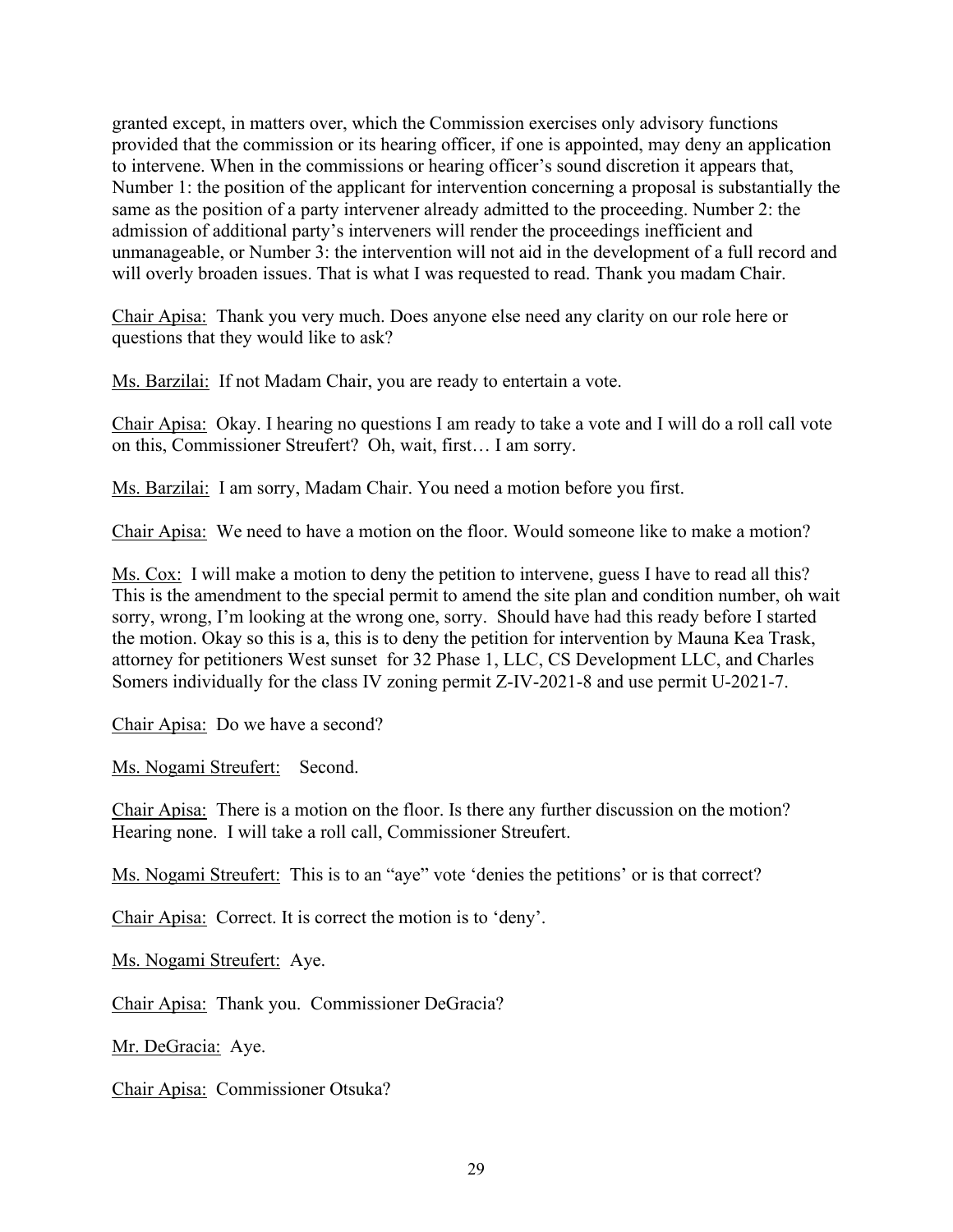granted except, in matters over, which the Commission exercises only advisory functions provided that the commission or its hearing officer, if one is appointed, may deny an application to intervene. When in the commissions or hearing officer's sound discretion it appears that, Number 1: the position of the applicant for intervention concerning a proposal is substantially the same as the position of a party intervener already admitted to the proceeding. Number 2: the admission of additional party's interveners will render the proceedings inefficient and unmanageable, or Number 3: the intervention will not aid in the development of a full record and will overly broaden issues. That is what I was requested to read. Thank you madam Chair.

<u>Chair Apisa:</u> Thank you very much. Does anyone else need any clarity on our role here or questions that they would like to ask?

<u>Ms. Barzilai:</u> If not Madam Chair, you are ready to entertain a vote.

<u>Chair Apisa:</u> Okay. I hearing no questions I am ready to take a vote and I will do a roll call vote on this, Commissioner Streufert? Oh, wait, first… I am sorry.

<u>Ms. Barzilai:</u> I am sorry, Madam Chair. You need a motion before you first.

<u>Chair Apisa:</u> We need to have a motion on the floor. Would someone like to make a motion?

<u>Ms. Cox:</u> I will make a motion to deny the petition to intervene, guess I have to read all this? This is the amendment to the special permit to amend the site plan and condition number, oh wait sorry, wrong, I'm looking at the wrong one, sorry. Should have had this ready before I started the motion. Okay so this is a, this is to deny the petition for intervention by Mauna Kea Trask, attorney for petitioners West sunset for 32 Phase 1, LLC, CS Development LLC, and Charles Somers individually for the class IV zoning permit Z-IV-2021-8 and use permit U-2021-7.

<u>Chair Apisa:</u> Do we have a second?

<u>Ms. Nogami Streufert:</u> Second.

<u>Chair Apisa:</u> There is a motion on the floor. Is there any further discussion on the motion? Hearing none. I will take a roll call, Commissioner Streufert.

<u>Ms. Nogami Streufert:</u> This is to an "aye" vote 'denies the petitions' or is that correct?

<u>Chair Apisa:</u> Correct. It is correct the motion is to 'deny'.

<u>Ms. Nogami Streufert:</u> Aye.

<u>Chair Apisa:</u> Thank you. Commissioner DeGracia?

<u>Mr. DeGracia:</u> Aye.

<u>Chair Apisa:</u> Commissioner Otsuka?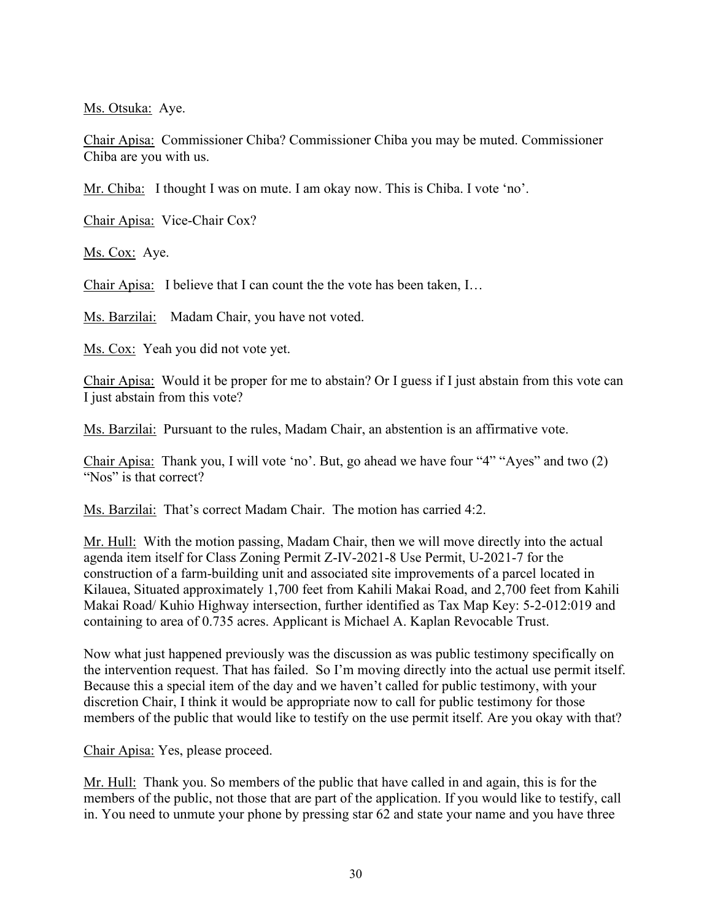Ms. Otsuka: Aye.

Chair Apisa: Commissioner Chiba? Commissioner Chiba you may be muted. Commissioner Chiba are you with us.

Mr. Chiba: I thought I was on mute. I am okay now. This is Chiba. I vote 'no'.

Chair Apisa: Vice-Chair Cox?

Ms. Cox: Aye.

Chair Apisa: I believe that I can count the the vote has been taken, I…

Ms. Barzilai: Madam Chair, you have not voted.

Ms. Cox: Yeah you did not vote yet.

Chair Apisa: Would it be proper for me to abstain? Or I guess if I just abstain from this vote can I just abstain from this vote?

Ms. Barzilai: Pursuant to the rules, Madam Chair, an abstention is an affirmative vote.

Chair Apisa: Thank you, I will vote 'no'. But, go ahead we have four "4" "Ayes" and two (2) "Nos" is that correct?

Ms. Barzilai: That's correct Madam Chair. The motion has carried 4:2.

Mr. Hull: With the motion passing, Madam Chair, then we will move directly into the actual agenda item itself for Class Zoning Permit Z-IV-2021-8 Use Permit, U-2021-7 for the construction of a farm-building unit and associated site improvements of a parcel located in Kilauea, Situated approximately 1,700 feet from Kahili Makai Road, and 2,700 feet from Kahili Makai Road/ Kuhio Highway intersection, further identified as Tax Map Key: 5-2-012:019 and containing to area of 0.735 acres. Applicant is Michael A. Kaplan Revocable Trust.

Now what just happened previously was the discussion as was public testimony specifically on the intervention request. That has failed. So I'm moving directly into the actual use permit itself. Because this a special item of the day and we haven't called for public testimony, with your discretion Chair, I think it would be appropriate now to call for public testimony for those members of the public that would like to testify on the use permit itself. Are you okay with that?

Chair Apisa: Yes, please proceed.

Mr. Hull: Thank you. So members of the public that have called in and again, this is for the members of the public, not those that are part of the application. If you would like to testify, call in. You need to unmute your phone by pressing star 62 and state your name and you have three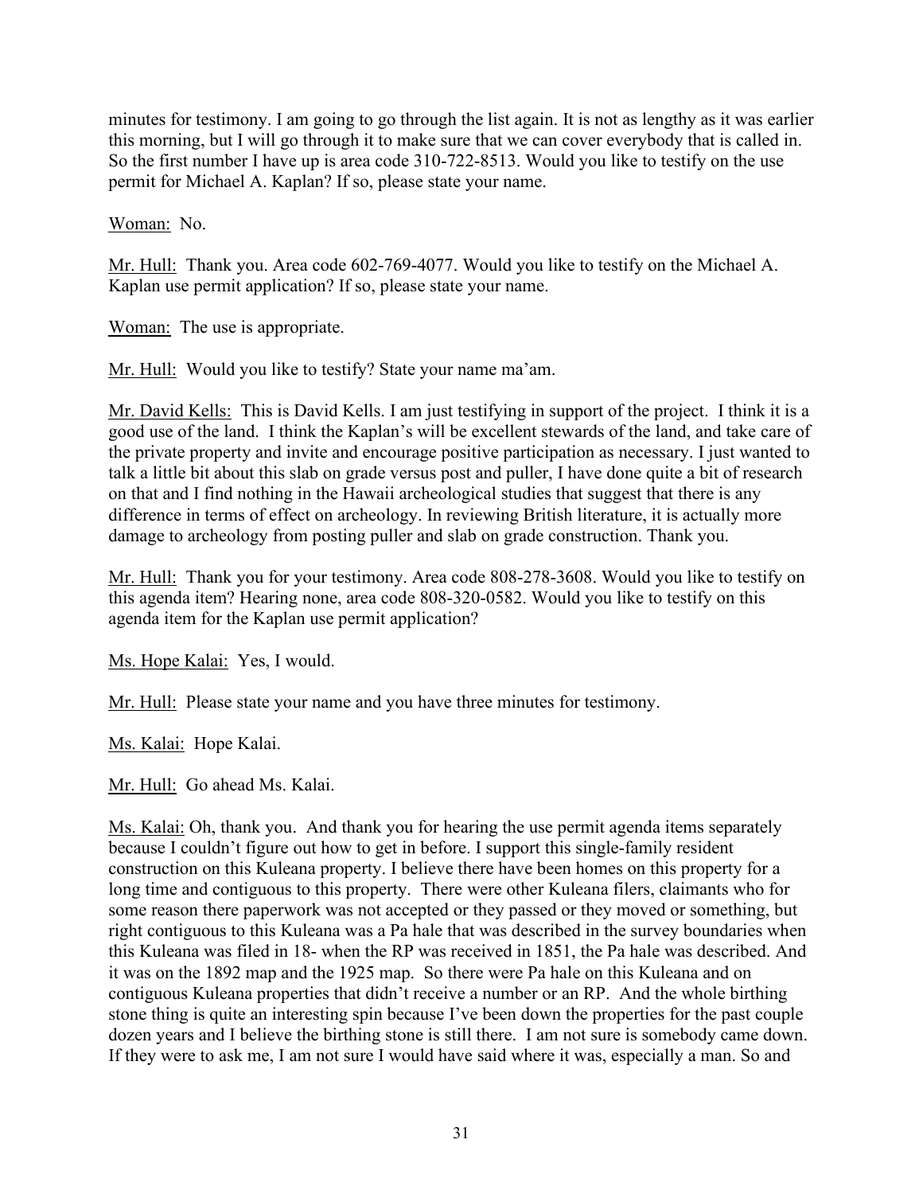minutes for testimony. I am going to go through the list again. It is not as lengthy as it was earlier this morning, but I will go through it to make sure that we can cover everybody that is called in. So the first number I have up is area code 310-722-8513. Would you like to testify on the use permit for Michael A. Kaplan? If so, please state your name.

Woman: No.

Mr. Hull: Thank you. Area code 602-769-4077. Would you like to testify on the Michael A. Kaplan use permit application? If so, please state your name.

Woman: The use is appropriate.

Mr. Hull: Would you like to testify? State your name ma'am.

Mr. David Kells: This is David Kells. I am just testifying in support of the project. I think it is a good use of the land. I think the Kaplan's will be excellent stewards of the land, and take care of the private property and invite and encourage positive participation as necessary. I just wanted to talk a little bit about this slab on grade versus post and puller, I have done quite a bit of research on that and I find nothing in the Hawaii archeological studies that suggest that there is any difference in terms of effect on archeology. In reviewing British literature, it is actually more damage to archeology from posting puller and slab on grade construction. Thank you.

Mr. Hull: Thank you for your testimony. Area code 808-278-3608. Would you like to testify on this agenda item? Hearing none, area code 808-320-0582. Would you like to testify on this agenda item for the Kaplan use permit application?

Ms. Hope Kalai: Yes, I would.

Mr. Hull: Please state your name and you have three minutes for testimony.

Ms. Kalai: Hope Kalai.

Mr. Hull: Go ahead Ms. Kalai.

Ms. Kalai: Oh, thank you. And thank you for hearing the use permit agenda items separately because I couldn't figure out how to get in before. I support this single-family resident construction on this Kuleana property. I believe there have been homes on this property for a long time and contiguous to this property. There were other Kuleana filers, claimants who for some reason there paperwork was not accepted or they passed or they moved or something, but right contiguous to this Kuleana was a Pa hale that was described in the survey boundaries when this Kuleana was filed in 18- when the RP was received in 1851, the Pa hale was described. And it was on the 1892 map and the 1925 map. So there were Pa hale on this Kuleana and on contiguous Kuleana properties that didn't receive a number or an RP. And the whole birthing stone thing is quite an interesting spin because I've been down the properties for the past couple dozen years and I believe the birthing stone is still there. I am not sure is somebody came down. If they were to ask me, I am not sure I would have said where it was, especially a man. So and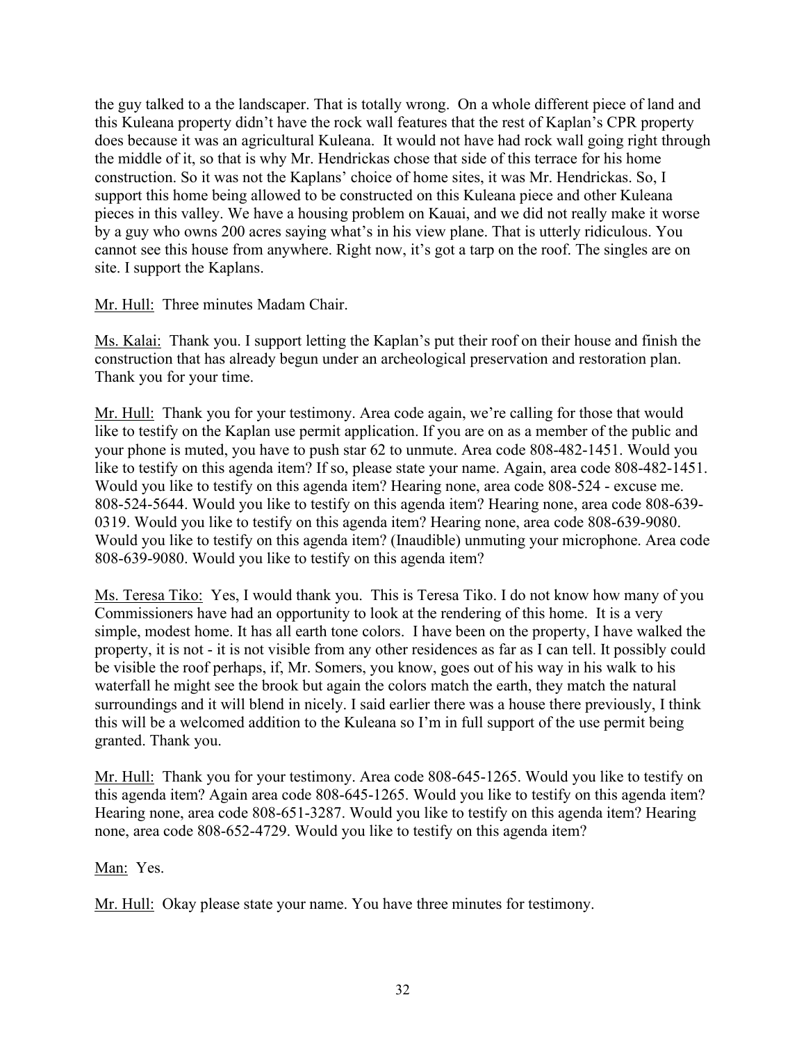the guy talked to a the landscaper. That is totally wrong. On a whole different piece of land and this Kuleana property didn't have the rock wall features that the rest of Kaplan's CPR property does because it was an agricultural Kuleana. It would not have had rock wall going right through the middle of it, so that is why Mr. Hendrickas chose that side of this terrace for his home construction. So it was not the Kaplans' choice of home sites, it was Mr. Hendrickas. So, I support this home being allowed to be constructed on this Kuleana piece and other Kuleana pieces in this valley. We have a housing problem on Kauai, and we did not really make it worse by a guy who owns 200 acres saying what's in his view plane. That is utterly ridiculous. You cannot see this house from anywhere. Right now, it's got a tarp on the roof. The singles are on site. I support the Kaplans.

<u>Mr. Hull:</u> Three minutes Madam Chair.

<u>Ms. Kalai:</u> Thank you. I support letting the Kaplan's put their roof on their house and finish the construction that has already begun under an archeological preservation and restoration plan. Thank you for your time.

<u>Mr. Hull:</u> Thank you for your testimony. Area code again, we're calling for those that would like to testify on the Kaplan use permit application. If you are on as a member of the public and your phone is muted, you have to push star 62 to unmute. Area code 808-482-1451. Would you like to testify on this agenda item? If so, please state your name. Again, area code 808-482-1451. Would you like to testify on this agenda item? Hearing none, area code 808-524 - excuse me. 808-524-5644. Would you like to testify on this agenda item? Hearing none, area code 808-639-0319. Would you like to testify on this agenda item? Hearing none, area code 808-639-9080. Would you like to testify on this agenda item? (Inaudible) unmuting your microphone. Area code 808-639-9080. Would you like to testify on this agenda item?

<u>Ms. Teresa Tiko:</u> Yes, I would thank you. This is Teresa Tiko. I do not know how many of you Commissioners have had an opportunity to look at the rendering of this home. It is a very simple, modest home. It has all earth tone colors. I have been on the property, I have walked the property, it is not - it is not visible from any other residences as far as I can tell. It possibly could be visible the roof perhaps, if, Mr. Somers, you know, goes out of his way in his walk to his waterfall he might see the brook but again the colors match the earth, they match the natural surroundings and it will blend in nicely. I said earlier there was a house there previously, I think this will be a welcomed addition to the Kuleana so I'm in full support of the use permit being granted. Thank you.

<u>Mr. Hull:</u> Thank you for your testimony. Area code 808-645-1265. Would you like to testify on this agenda item? Again area code 808-645-1265. Would you like to testify on this agenda item? Hearing none, area code 808-651-3287. Would you like to testify on this agenda item? Hearing none, area code 808-652-4729. Would you like to testify on this agenda item?

<u>Man:</u> Yes.

<u>Mr. Hull:</u> Okay please state your name. You have three minutes for testimony.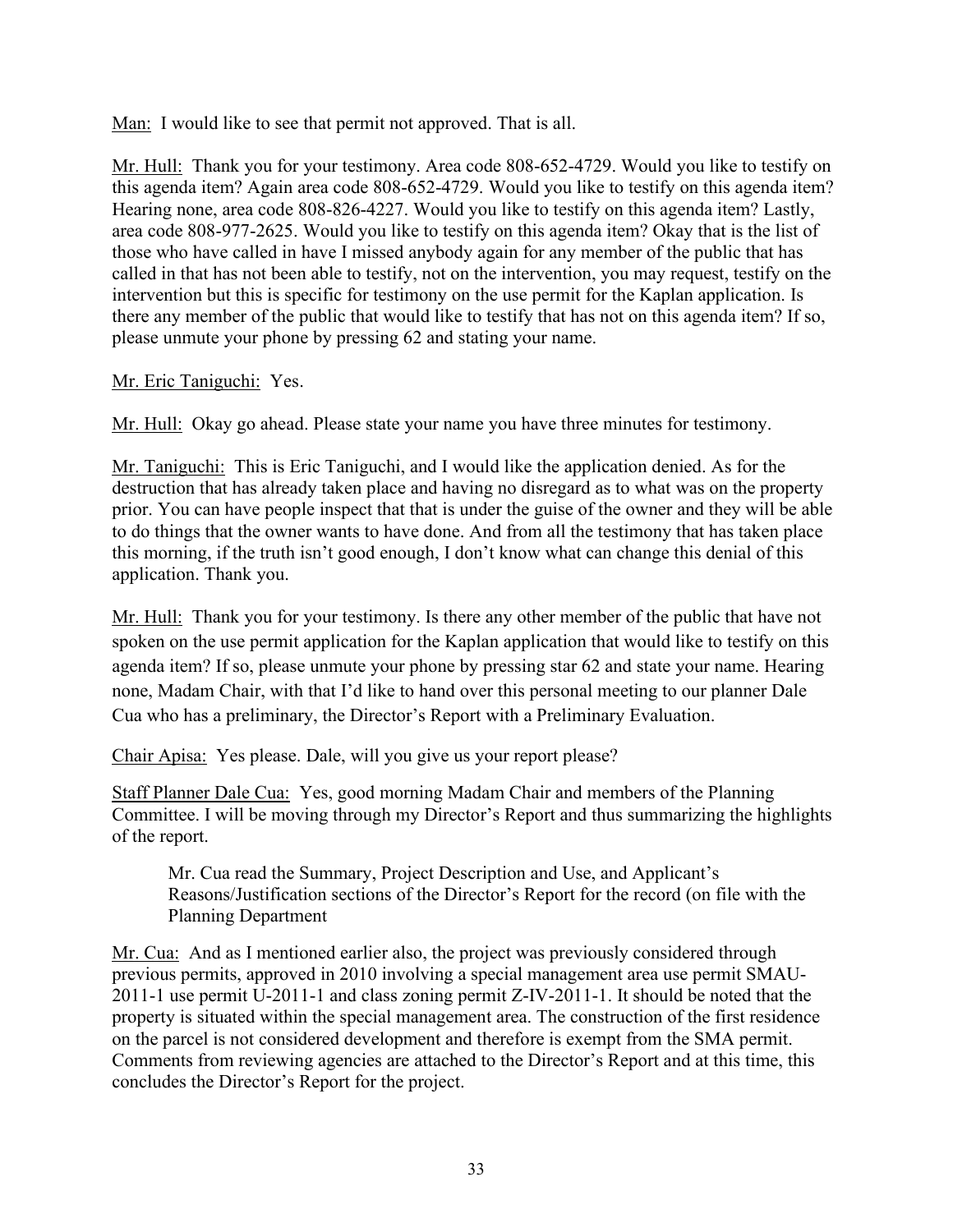Man: I would like to see that permit not approved. That is all.

Mr. Hull: Thank you for your testimony. Area code 808-652-4729. Would you like to testify on this agenda item? Again area code 808-652-4729. Would you like to testify on this agenda item? Hearing none, area code 808-826-4227. Would you like to testify on this agenda item? Lastly, area code 808-977-2625. Would you like to testify on this agenda item? Okay that is the list of those who have called in have I missed anybody again for any member of the public that has called in that has not been able to testify, not on the intervention, you may request, testify on the intervention but this is specific for testimony on the use permit for the Kaplan application. Is there any member of the public that would like to testify that has not on this agenda item? If so, please unmute your phone by pressing 62 and stating your name.

Mr. Eric Taniguchi: Yes.

Mr. Hull: Okay go ahead. Please state your name you have three minutes for testimony.

Mr. Taniguchi: This is Eric Taniguchi, and I would like the application denied. As for the destruction that has already taken place and having no disregard as to what was on the property prior. You can have people inspect that that is under the guise of the owner and they will be able to do things that the owner wants to have done. And from all the testimony that has taken place this morning, if the truth isn't good enough, I don't know what can change this denial of this application. Thank you.

Mr. Hull: Thank you for your testimony. Is there any other member of the public that have not spoken on the use permit application for the Kaplan application that would like to testify on this agenda item? If so, please unmute your phone by pressing star 62 and state your name. Hearing none, Madam Chair, with that I'd like to hand over this personal meeting to our planner Dale Cua who has a preliminary, the Director's Report with a Preliminary Evaluation.

Chair Apisa: Yes please. Dale, will you give us your report please?

Staff Planner Dale Cua: Yes, good morning Madam Chair and members of the Planning Committee. I will be moving through my Director's Report and thus summarizing the highlights of the report.

> Mr. Cua read the Summary, Project Description and Use, and Applicant's Reasons/Justification sections of the Director's Report for the record (on file with the Planning Department

Mr. Cua: And as I mentioned earlier also, the project was previously considered through previous permits, approved in 2010 involving a special management area use permit SMAU-2011-1 use permit U-2011-1 and class zoning permit Z-IV-2011-1. It should be noted that the property is situated within the special management area. The construction of the first residence on the parcel is not considered development and therefore is exempt from the SMA permit. Comments from reviewing agencies are attached to the Director's Report and at this time, this concludes the Director's Report for the project.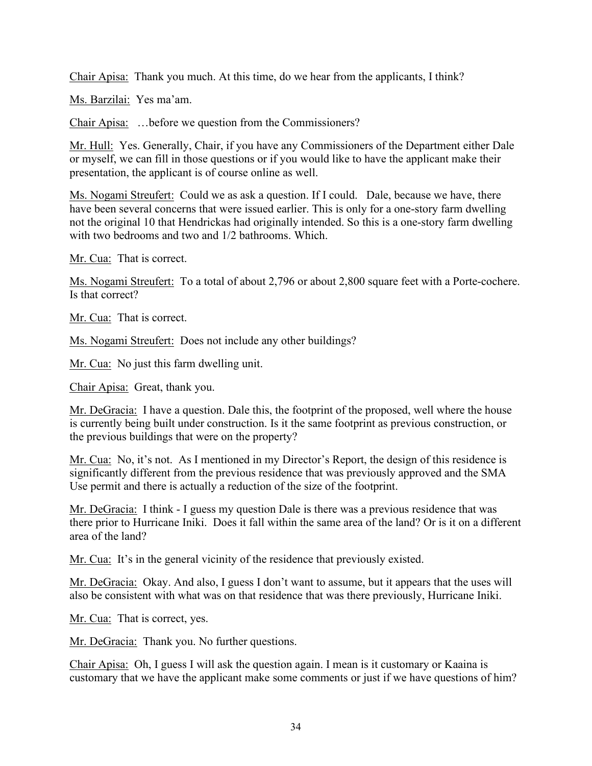Chair Apisa: Thank you much. At this time, do we hear from the applicants, I think?

Ms. Barzilai: Yes ma'am.

Chair Apisa: …before we question from the Commissioners?

Mr. Hull: Yes. Generally, Chair, if you have any Commissioners of the Department either Dale or myself, we can fill in those questions or if you would like to have the applicant make their presentation, the applicant is of course online as well.

Ms. Nogami Streufert: Could we as ask a question. If I could. Dale, because we have, there have been several concerns that were issued earlier. This is only for a one-story farm dwelling not the original 10 that Hendrickas had originally intended. So this is a one-story farm dwelling with two bedrooms and two and 1/2 bathrooms. Which.

Mr. Cua: That is correct.

Ms. Nogami Streufert: To a total of about 2,796 or about 2,800 square feet with a Porte-cochere. Is that correct?

Mr. Cua: That is correct.

Ms. Nogami Streufert: Does not include any other buildings?

Mr. Cua: No just this farm dwelling unit.

Chair Apisa: Great, thank you.

Mr. DeGracia: I have a question. Dale this, the footprint of the proposed, well where the house is currently being built under construction. Is it the same footprint as previous construction, or the previous buildings that were on the property?

Mr. Cua: No, it's not. As I mentioned in my Director's Report, the design of this residence is significantly different from the previous residence that was previously approved and the SMA Use permit and there is actually a reduction of the size of the footprint.

Mr. DeGracia: I think - I guess my question Dale is there was a previous residence that was there prior to Hurricane Iniki. Does it fall within the same area of the land? Or is it on a different area of the land?

Mr. Cua: It's in the general vicinity of the residence that previously existed.

Mr. DeGracia: Okay. And also, I guess I don't want to assume, but it appears that the uses will also be consistent with what was on that residence that was there previously, Hurricane Iniki.

Mr. Cua: That is correct, yes.

Mr. DeGracia: Thank you. No further questions.

Chair Apisa: Oh, I guess I will ask the question again. I mean is it customary or Kaaina is customary that we have the applicant make some comments or just if we have questions of him?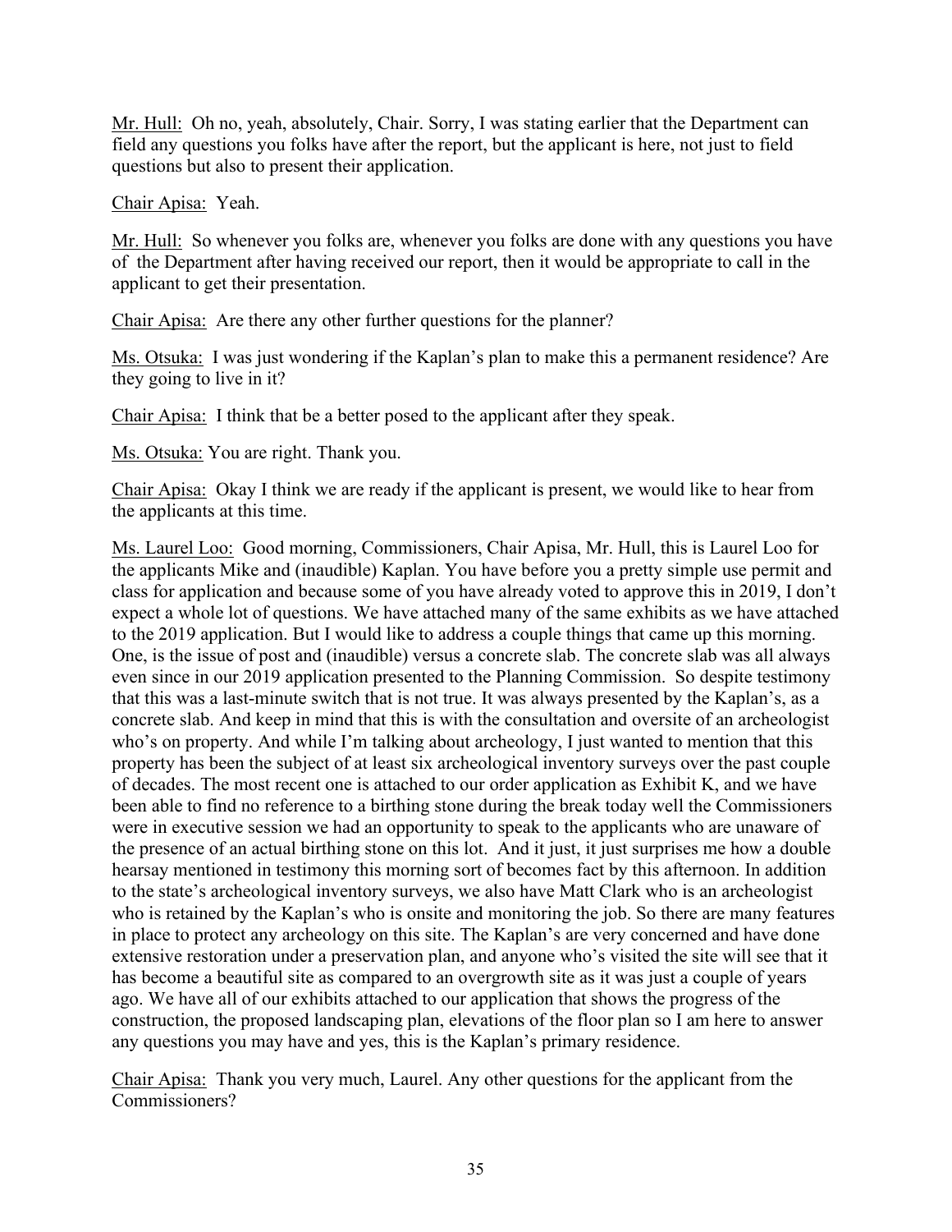Mr. Hull: Oh no, yeah, absolutely, Chair. Sorry, I was stating earlier that the Department can field any questions you folks have after the report, but the applicant is here, not just to field questions but also to present their application.

Chair Apisa: Yeah.

Mr. Hull: So whenever you folks are, whenever you folks are done with any questions you have of the Department after having received our report, then it would be appropriate to call in the applicant to get their presentation.

Chair Apisa: Are there any other further questions for the planner?

Ms. Otsuka: I was just wondering if the Kaplan's plan to make this a permanent residence? Are they going to live in it?

Chair Apisa: I think that be a better posed to the applicant after they speak.

Ms. Otsuka: You are right. Thank you.

Chair Apisa: Okay I think we are ready if the applicant is present, we would like to hear from the applicants at this time.

Ms. Laurel Loo: Good morning, Commissioners, Chair Apisa, Mr. Hull, this is Laurel Loo for the applicants Mike and (inaudible) Kaplan. You have before you a pretty simple use permit and class for application and because some of you have already voted to approve this in 2019, I don't expect a whole lot of questions. We have attached many of the same exhibits as we have attached to the 2019 application. But I would like to address a couple things that came up this morning. One, is the issue of post and (inaudible) versus a concrete slab. The concrete slab was all always even since in our 2019 application presented to the Planning Commission. So despite testimony that this was a last-minute switch that is not true. It was always presented by the Kaplan's, as a concrete slab. And keep in mind that this is with the consultation and oversite of an archeologist who's on property. And while I'm talking about archeology, I just wanted to mention that this property has been the subject of at least six archeological inventory surveys over the past couple of decades. The most recent one is attached to our order application as Exhibit K, and we have been able to find no reference to a birthing stone during the break today well the Commissioners were in executive session we had an opportunity to speak to the applicants who are unaware of the presence of an actual birthing stone on this lot. And it just, it just surprises me how a double hearsay mentioned in testimony this morning sort of becomes fact by this afternoon. In addition to the state's archeological inventory surveys, we also have Matt Clark who is an archeologist who is retained by the Kaplan's who is onsite and monitoring the job. So there are many features in place to protect any archeology on this site. The Kaplan's are very concerned and have done extensive restoration under a preservation plan, and anyone who's visited the site will see that it has become a beautiful site as compared to an overgrowth site as it was just a couple of years ago. We have all of our exhibits attached to our application that shows the progress of the construction, the proposed landscaping plan, elevations of the floor plan so I am here to answer any questions you may have and yes, this is the Kaplan's primary residence.

Chair Apisa: Thank you very much, Laurel. Any other questions for the applicant from the Commissioners?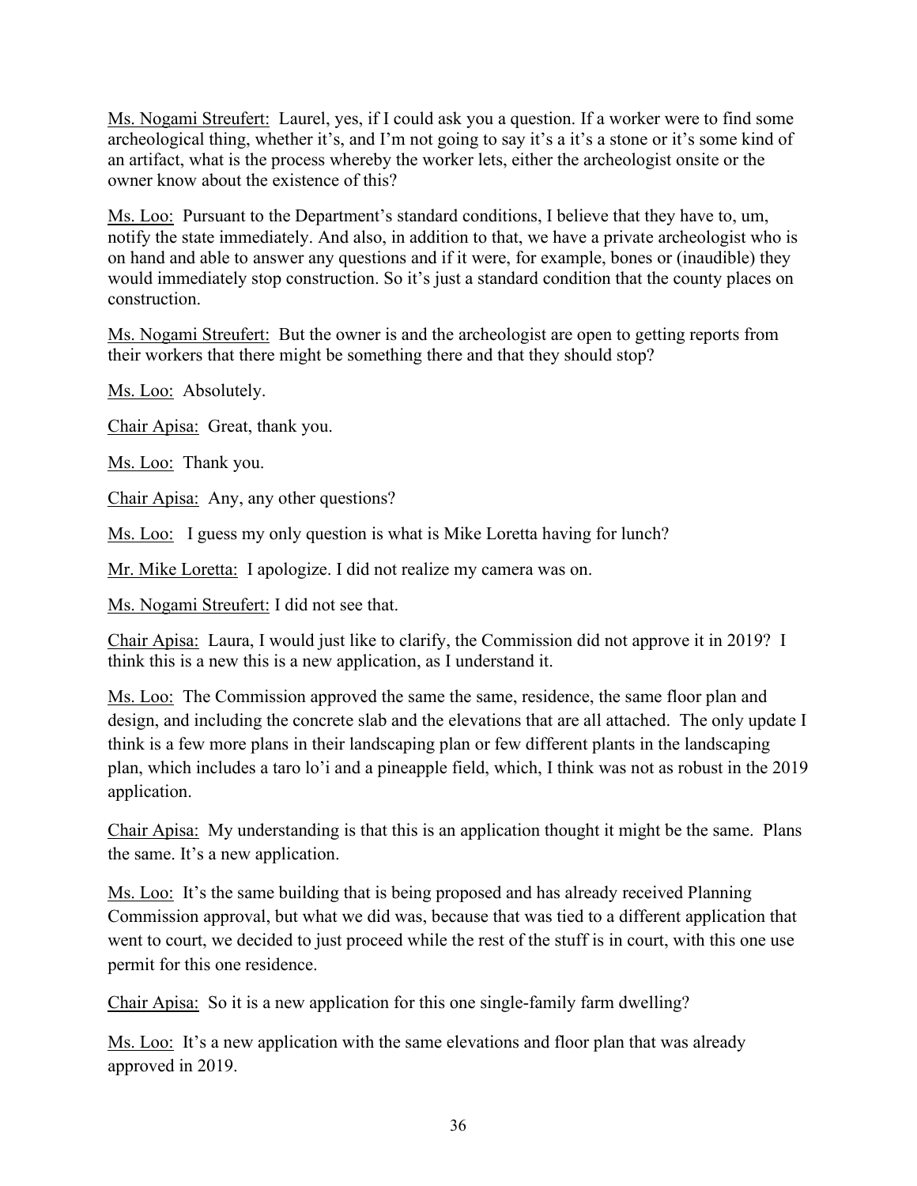Ms. Nogami Streufert: Laurel, yes, if I could ask you a question. If a worker were to find some archeological thing, whether it's, and I'm not going to say it's a it's a stone or it's some kind of an artifact, what is the process whereby the worker lets, either the archeologist onsite or the owner know about the existence of this?

Ms. Loo: Pursuant to the Department's standard conditions, I believe that they have to, um, notify the state immediately. And also, in addition to that, we have a private archeologist who is on hand and able to answer any questions and if it were, for example, bones or (inaudible) they would immediately stop construction. So it's just a standard condition that the county places on construction.

Ms. Nogami Streufert: But the owner is and the archeologist are open to getting reports from their workers that there might be something there and that they should stop?

Ms. Loo: Absolutely.

Chair Apisa: Great, thank you.

Ms. Loo: Thank you.

Chair Apisa: Any, any other questions?

Ms. Loo: I guess my only question is what is Mike Loretta having for lunch?

Mr. Mike Loretta: I apologize. I did not realize my camera was on.

Ms. Nogami Streufert: I did not see that.

Chair Apisa: Laura, I would just like to clarify, the Commission did not approve it in 2019? I think this is a new this is a new application, as I understand it.

Ms. Loo: The Commission approved the same the same, residence, the same floor plan and design, and including the concrete slab and the elevations that are all attached. The only update I think is a few more plans in their landscaping plan or few different plants in the landscaping plan, which includes a taro lo'i and a pineapple field, which, I think was not as robust in the 2019 application.

Chair Apisa: My understanding is that this is an application thought it might be the same. Plans the same. It's a new application.

Ms. Loo: It's the same building that is being proposed and has already received Planning Commission approval, but what we did was, because that was tied to a different application that went to court, we decided to just proceed while the rest of the stuff is in court, with this one use permit for this one residence.

Chair Apisa: So it is a new application for this one single-family farm dwelling?

Ms. Loo: It's a new application with the same elevations and floor plan that was already approved in 2019.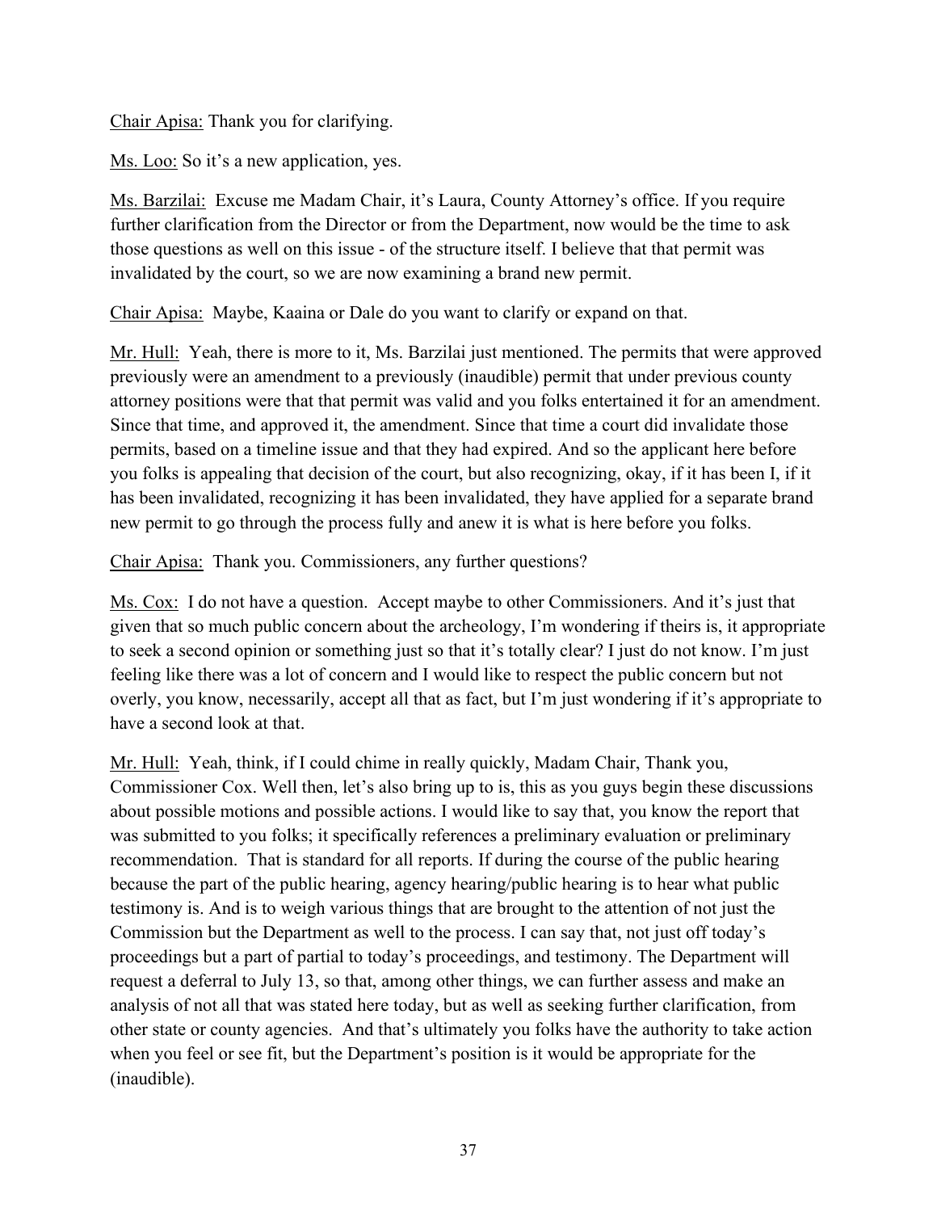Chair Apisa: Thank you for clarifying.

Ms. Loo: So it's a new application, yes.

Ms. Barzilai: Excuse me Madam Chair, it's Laura, County Attorney's office. If you require further clarification from the Director or from the Department, now would be the time to ask those questions as well on this issue - of the structure itself. I believe that that permit was invalidated by the court, so we are now examining a brand new permit.

Chair Apisa: Maybe, Kaaina or Dale do you want to clarify or expand on that.

Mr. Hull: Yeah, there is more to it, Ms. Barzilai just mentioned. The permits that were approved previously were an amendment to a previously (inaudible) permit that under previous county attorney positions were that that permit was valid and you folks entertained it for an amendment. Since that time, and approved it, the amendment. Since that time a court did invalidate those permits, based on a timeline issue and that they had expired. And so the applicant here before you folks is appealing that decision of the court, but also recognizing, okay, if it has been I, if it has been invalidated, recognizing it has been invalidated, they have applied for a separate brand new permit to go through the process fully and anew it is what is here before you folks.

Chair Apisa: Thank you. Commissioners, any further questions?

Ms. Cox: I do not have a question. Accept maybe to other Commissioners. And it's just that given that so much public concern about the archeology, I'm wondering if theirs is, it appropriate to seek a second opinion or something just so that it's totally clear? I just do not know. I'm just feeling like there was a lot of concern and I would like to respect the public concern but not overly, you know, necessarily, accept all that as fact, but I'm just wondering if it's appropriate to have a second look at that.

Mr. Hull: Yeah, think, if I could chime in really quickly, Madam Chair, Thank you, Commissioner Cox. Well then, let's also bring up to is, this as you guys begin these discussions about possible motions and possible actions. I would like to say that, you know the report that was submitted to you folks; it specifically references a preliminary evaluation or preliminary recommendation. That is standard for all reports. If during the course of the public hearing because the part of the public hearing, agency hearing/public hearing is to hear what public testimony is. And is to weigh various things that are brought to the attention of not just the Commission but the Department as well to the process. I can say that, not just off today's proceedings but a part of partial to today's proceedings, and testimony. The Department will request a deferral to July 13, so that, among other things, we can further assess and make an analysis of not all that was stated here today, but as well as seeking further clarification, from other state or county agencies. And that's ultimately you folks have the authority to take action when you feel or see fit, but the Department's position is it would be appropriate for the (inaudible).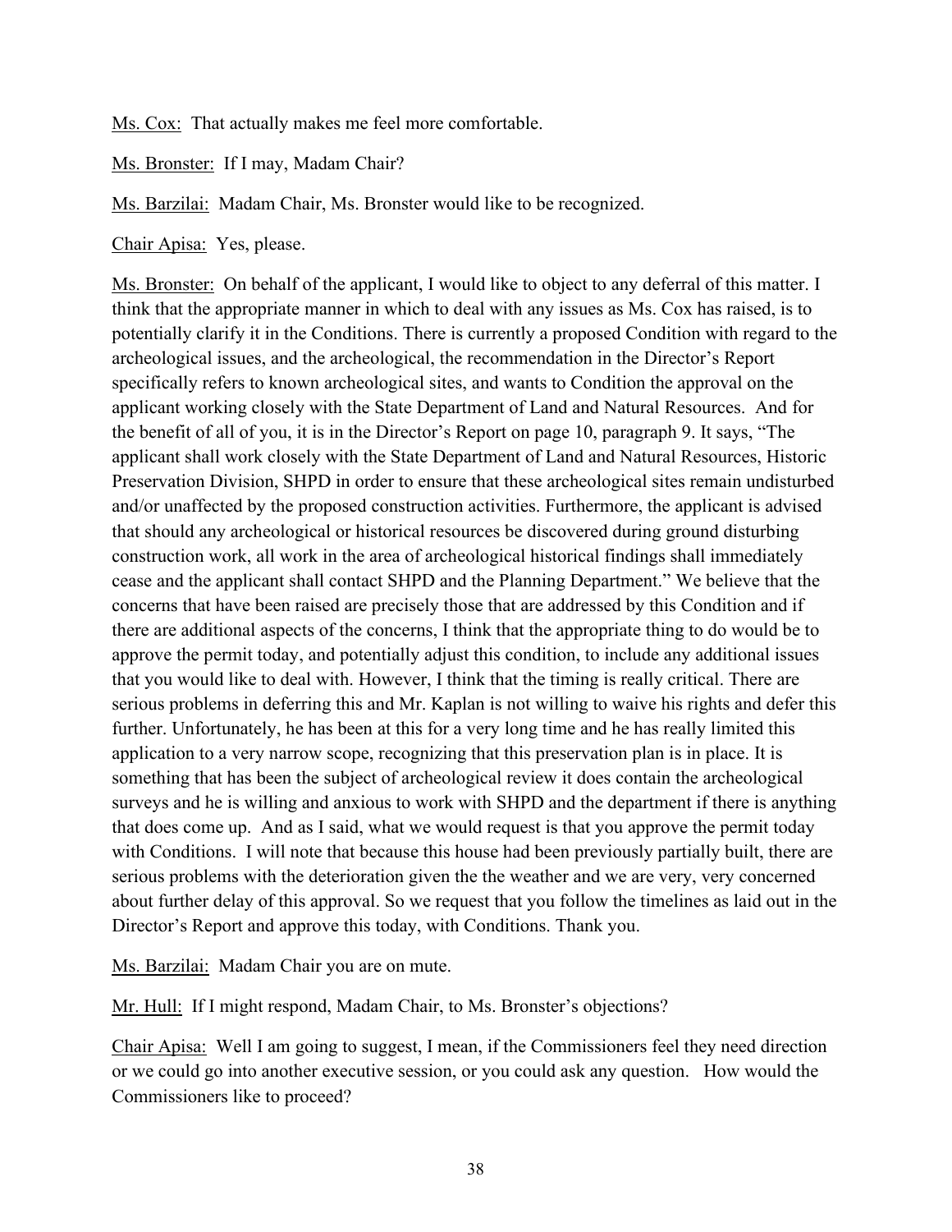<u>Ms. Cox:</u> That actually makes me feel more comfortable.

<u>Ms. Bronster:</u> If I may, Madam Chair?

<u>Ms. Barzilai:</u> Madam Chair, Ms. Bronster would like to be recognized.

<u>Chair Apisa:</u> Yes, please.

<u>Ms. Bronster:</u> On behalf of the applicant, I would like to object to any deferral of this matter. I think that the appropriate manner in which to deal with any issues as Ms. Cox has raised, is to potentially clarify it in the Conditions. There is currently a proposed Condition with regard to the archeological issues, and the archeological, the recommendation in the Director's Report specifically refers to known archeological sites, and wants to Condition the approval on the applicant working closely with the State Department of Land and Natural Resources. And for the benefit of all of you, it is in the Director's Report on page 10, paragraph 9. It says, "The applicant shall work closely with the State Department of Land and Natural Resources, Historic Preservation Division, SHPD in order to ensure that these archeological sites remain undisturbed and/or unaffected by the proposed construction activities. Furthermore, the applicant is advised that should any archeological or historical resources be discovered during ground disturbing construction work, all work in the area of archeological historical findings shall immediately cease and the applicant shall contact SHPD and the Planning Department." We believe that the concerns that have been raised are precisely those that are addressed by this Condition and if there are additional aspects of the concerns, I think that the appropriate thing to do would be to approve the permit today, and potentially adjust this condition, to include any additional issues that you would like to deal with. However, I think that the timing is really critical. There are serious problems in deferring this and Mr. Kaplan is not willing to waive his rights and defer this further. Unfortunately, he has been at this for a very long time and he has really limited this application to a very narrow scope, recognizing that this preservation plan is in place. It is something that has been the subject of archeological review it does contain the archeological surveys and he is willing and anxious to work with SHPD and the department if there is anything that does come up. And as I said, what we would request is that you approve the permit today with Conditions. I will note that because this house had been previously partially built, there are serious problems with the deterioration given the the weather and we are very, very concerned about further delay of this approval. So we request that you follow the timelines as laid out in the Director's Report and approve this today, with Conditions. Thank you.

<u>Ms. Barzilai:</u> Madam Chair you are on mute.

<u>Mr. Hull:</u> If I might respond, Madam Chair, to Ms. Bronster's objections?

<u>Chair Apisa:</u> Well I am going to suggest, I mean, if the Commissioners feel they need direction or we could go into another executive session, or you could ask any question. How would the Commissioners like to proceed?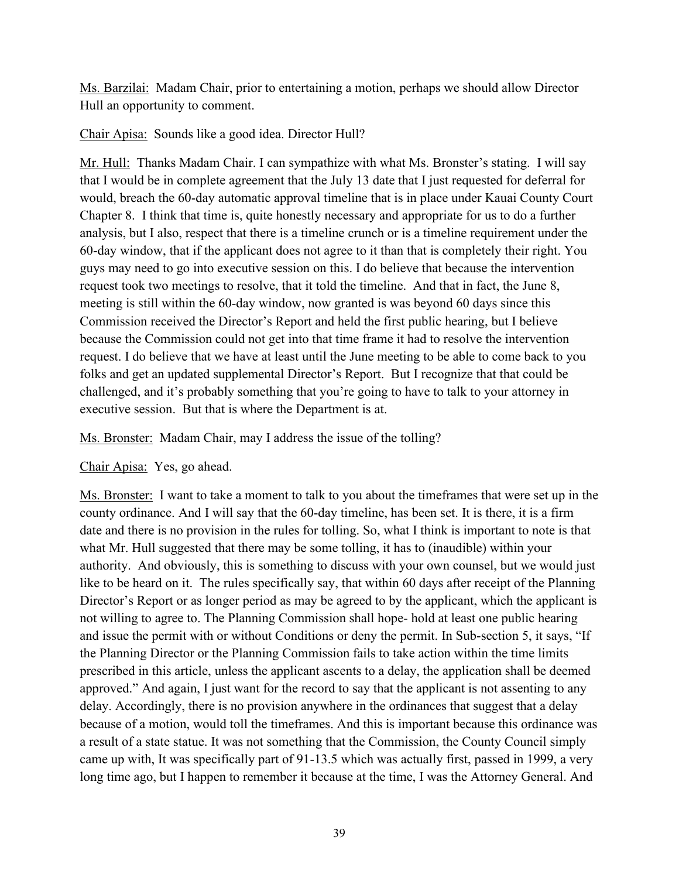Ms. Barzilai: Madam Chair, prior to entertaining a motion, perhaps we should allow Director Hull an opportunity to comment.

Chair Apisa: Sounds like a good idea. Director Hull?

Mr. Hull: Thanks Madam Chair. I can sympathize with what Ms. Bronster's stating. I will say that I would be in complete agreement that the July 13 date that I just requested for deferral for would, breach the 60-day automatic approval timeline that is in place under Kauai County Court Chapter 8. I think that time is, quite honestly necessary and appropriate for us to do a further analysis, but I also, respect that there is a timeline crunch or is a timeline requirement under the 60-day window, that if the applicant does not agree to it than that is completely their right. You guys may need to go into executive session on this. I do believe that because the intervention request took two meetings to resolve, that it told the timeline. And that in fact, the June 8, meeting is still within the 60-day window, now granted is was beyond 60 days since this Commission received the Director's Report and held the first public hearing, but I believe because the Commission could not get into that time frame it had to resolve the intervention request. I do believe that we have at least until the June meeting to be able to come back to you folks and get an updated supplemental Director's Report. But I recognize that that could be challenged, and it's probably something that you're going to have to talk to your attorney in executive session. But that is where the Department is at.

Ms. Bronster: Madam Chair, may I address the issue of the tolling?

Chair Apisa: Yes, go ahead.

Ms. Bronster: I want to take a moment to talk to you about the timeframes that were set up in the county ordinance. And I will say that the 60-day timeline, has been set. It is there, it is a firm date and there is no provision in the rules for tolling. So, what I think is important to note is that what Mr. Hull suggested that there may be some tolling, it has to (inaudible) within your authority. And obviously, this is something to discuss with your own counsel, but we would just like to be heard on it. The rules specifically say, that within 60 days after receipt of the Planning Director's Report or as longer period as may be agreed to by the applicant, which the applicant is not willing to agree to. The Planning Commission shall hope- hold at least one public hearing and issue the permit with or without Conditions or deny the permit. In Sub-section 5, it says, "If the Planning Director or the Planning Commission fails to take action within the time limits prescribed in this article, unless the applicant ascents to a delay, the application shall be deemed approved." And again, I just want for the record to say that the applicant is not assenting to any delay. Accordingly, there is no provision anywhere in the ordinances that suggest that a delay because of a motion, would toll the timeframes. And this is important because this ordinance was a result of a state statue. It was not something that the Commission, the County Council simply came up with, It was specifically part of 91-13.5 which was actually first, passed in 1999, a very long time ago, but I happen to remember it because at the time, I was the Attorney General. And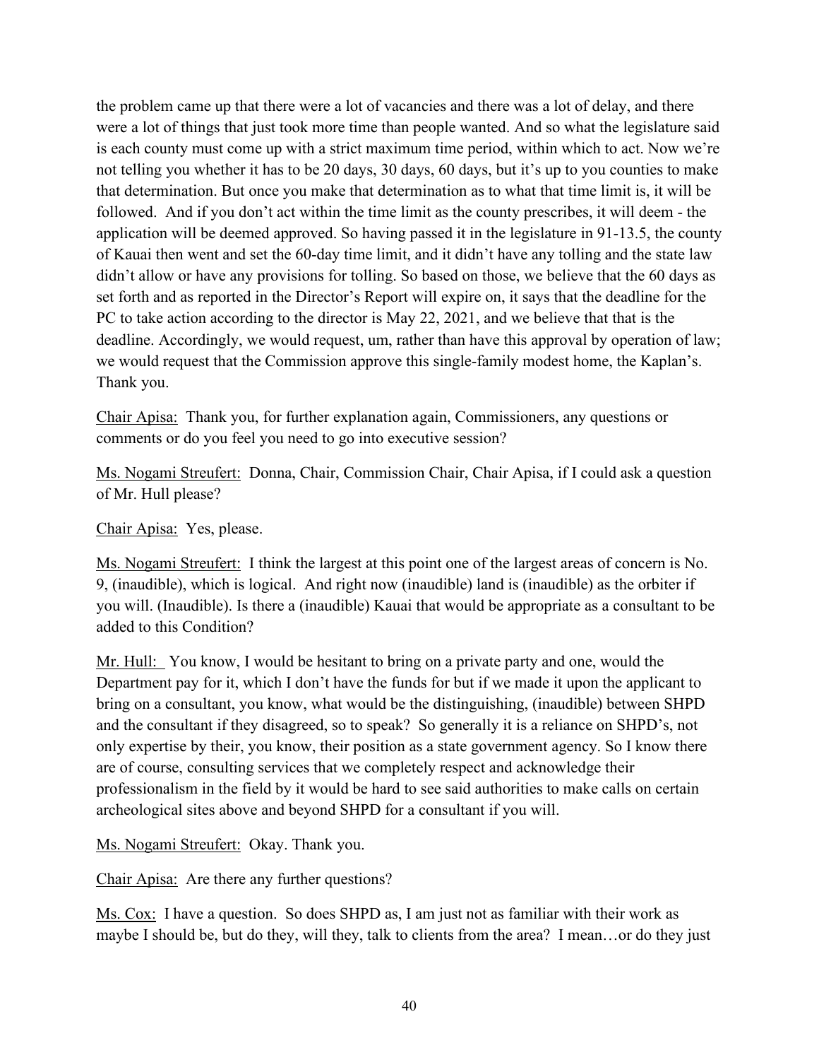the problem came up that there were a lot of vacancies and there was a lot of delay, and there were a lot of things that just took more time than people wanted. And so what the legislature said is each county must come up with a strict maximum time period, within which to act. Now we're not telling you whether it has to be 20 days, 30 days, 60 days, but it's up to you counties to make that determination. But once you make that determination as to what that time limit is, it will be followed. And if you don't act within the time limit as the county prescribes, it will deem - the application will be deemed approved. So having passed it in the legislature in 91-13.5, the county of Kauai then went and set the 60-day time limit, and it didn't have any tolling and the state law didn't allow or have any provisions for tolling. So based on those, we believe that the 60 days as set forth and as reported in the Director's Report will expire on, it says that the deadline for the PC to take action according to the director is May 22, 2021, and we believe that that is the deadline. Accordingly, we would request, um, rather than have this approval by operation of law; we would request that the Commission approve this single-family modest home, the Kaplan's. Thank you.

<u>Chair Apisa:</u> Thank you, for further explanation again, Commissioners, any questions or comments or do you feel you need to go into executive session?

<u>Ms. Nogami Streufert:</u> Donna, Chair, Commission Chair, Chair Apisa, if I could ask a question of Mr. Hull please?

<u>Chair Apisa:</u> Yes, please.

<u>Ms. Nogami Streufert:</u> I think the largest at this point one of the largest areas of concern is No. 9, (inaudible), which is logical. And right now (inaudible) land is (inaudible) as the orbiter if you will. (Inaudible). Is there a (inaudible) Kauai that would be appropriate as a consultant to be added to this Condition?

<u>Mr. Hull:</u> You know, I would be hesitant to bring on a private party and one, would the Department pay for it, which I don't have the funds for but if we made it upon the applicant to bring on a consultant, you know, what would be the distinguishing, (inaudible) between SHPD and the consultant if they disagreed, so to speak? So generally it is a reliance on SHPD's, not only expertise by their, you know, their position as a state government agency. So I know there are of course, consulting services that we completely respect and acknowledge their professionalism in the field by it would be hard to see said authorities to make calls on certain archeological sites above and beyond SHPD for a consultant if you will.

<u>Ms. Nogami Streufert:</u> Okay. Thank you.

<u>Chair Apisa:</u> Are there any further questions?

<u>Ms. Cox:</u> I have a question. So does SHPD as, I am just not as familiar with their work as maybe I should be, but do they, will they, talk to clients from the area? I mean…or do they just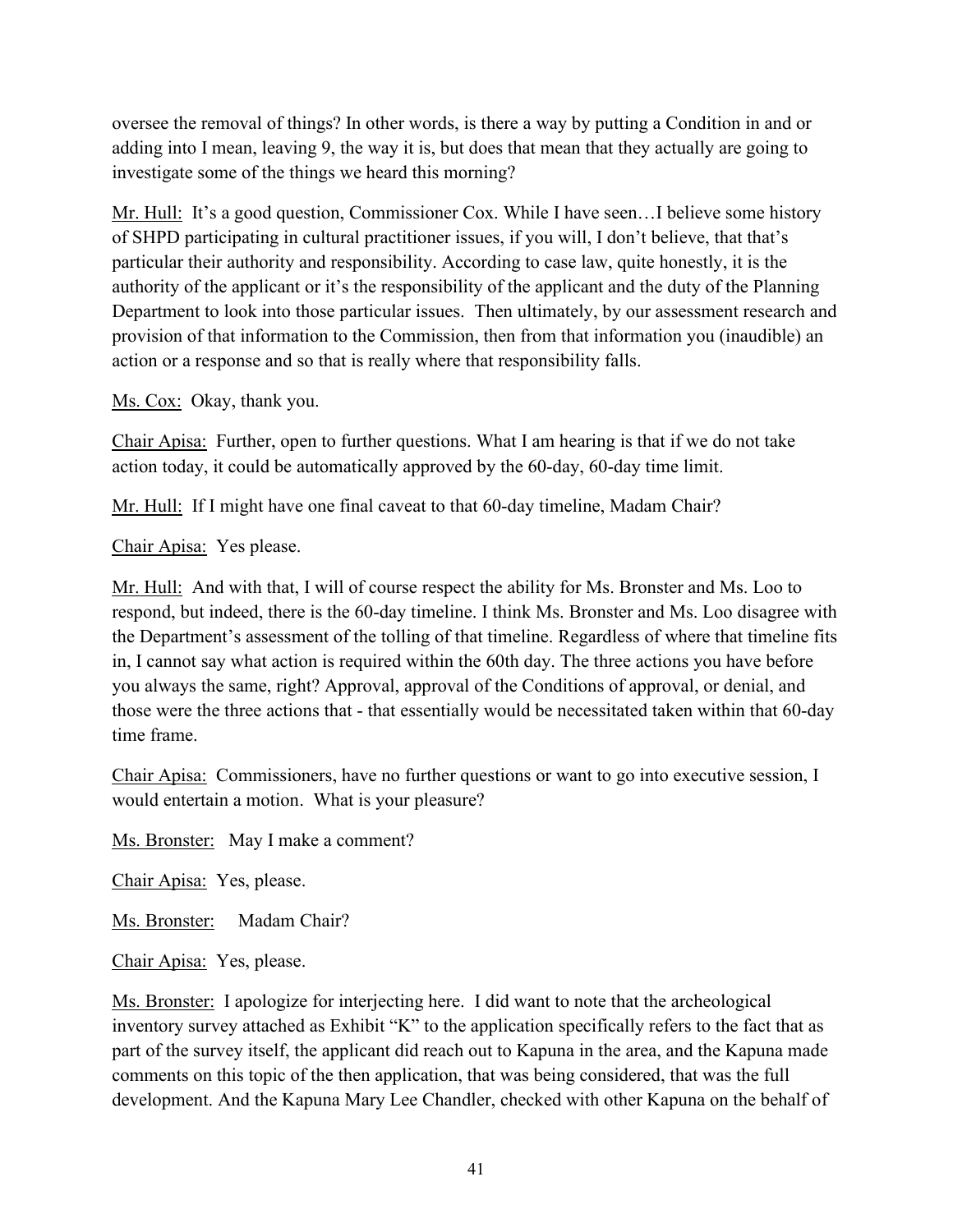oversee the removal of things? In other words, is there a way by putting a Condition in and or adding into I mean, leaving 9, the way it is, but does that mean that they actually are going to investigate some of the things we heard this morning?

Mr. Hull: It's a good question, Commissioner Cox. While I have seen…I believe some history of SHPD participating in cultural practitioner issues, if you will, I don't believe, that that's particular their authority and responsibility. According to case law, quite honestly, it is the authority of the applicant or it's the responsibility of the applicant and the duty of the Planning Department to look into those particular issues. Then ultimately, by our assessment research and provision of that information to the Commission, then from that information you (inaudible) an action or a response and so that is really where that responsibility falls.

Ms. Cox: Okay, thank you.

Chair Apisa: Further, open to further questions. What I am hearing is that if we do not take action today, it could be automatically approved by the 60-day, 60-day time limit.

Mr. Hull: If I might have one final caveat to that 60-day timeline, Madam Chair?

Chair Apisa: Yes please.

Mr. Hull: And with that, I will of course respect the ability for Ms. Bronster and Ms. Loo to respond, but indeed, there is the 60-day timeline. I think Ms. Bronster and Ms. Loo disagree with the Department's assessment of the tolling of that timeline. Regardless of where that timeline fits in, I cannot say what action is required within the 60th day. The three actions you have before you always the same, right? Approval, approval of the Conditions of approval, or denial, and those were the three actions that - that essentially would be necessitated taken within that 60-day time frame.

Chair Apisa: Commissioners, have no further questions or want to go into executive session, I would entertain a motion. What is your pleasure?

Ms. Bronster: May I make a comment?

Chair Apisa: Yes, please.

Ms. Bronster: Madam Chair?

Chair Apisa: Yes, please.

Ms. Bronster: I apologize for interjecting here. I did want to note that the archeological inventory survey attached as Exhibit "K" to the application specifically refers to the fact that as part of the survey itself, the applicant did reach out to Kapuna in the area, and the Kapuna made comments on this topic of the then application, that was being considered, that was the full development. And the Kapuna Mary Lee Chandler, checked with other Kapuna on the behalf of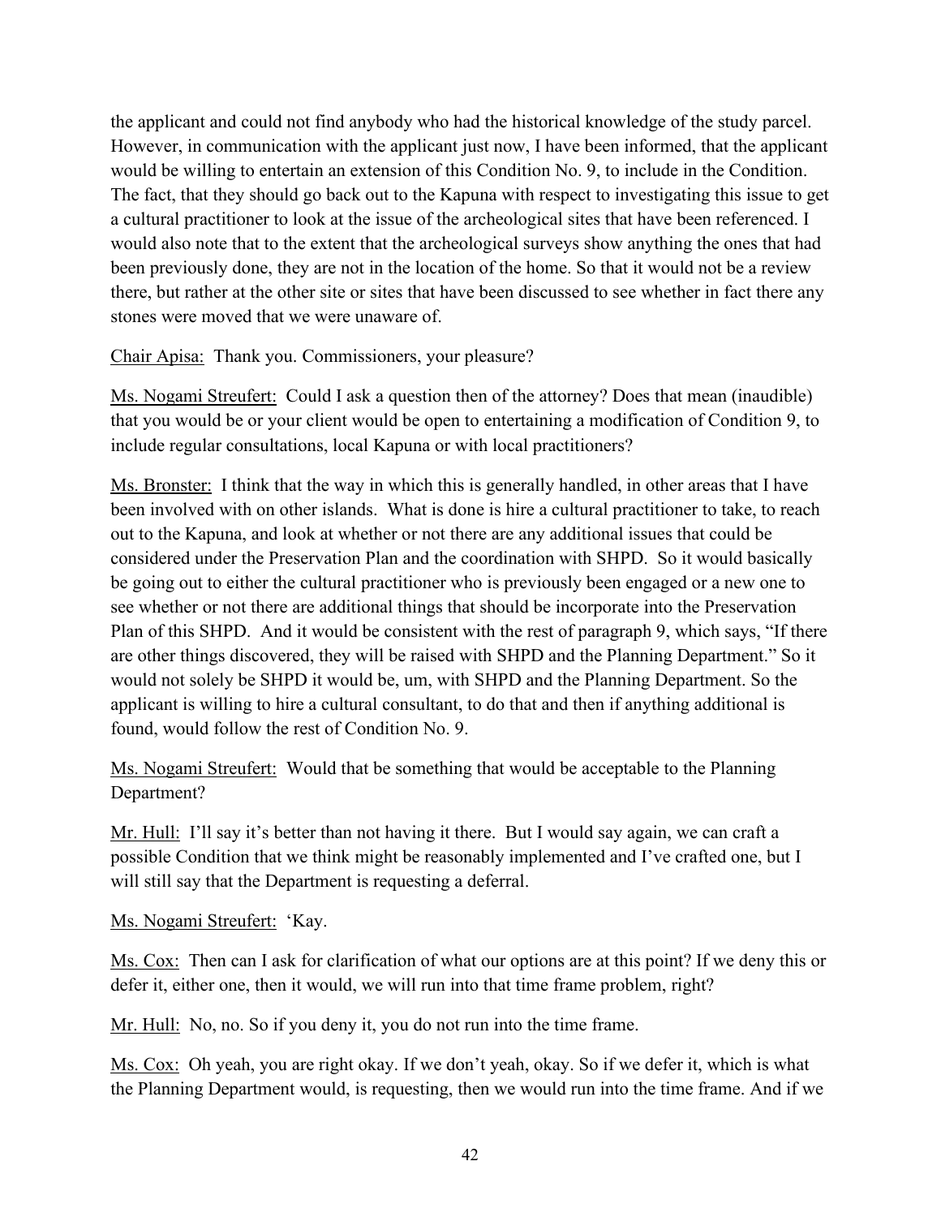the applicant and could not find anybody who had the historical knowledge of the study parcel. However, in communication with the applicant just now, I have been informed, that the applicant would be willing to entertain an extension of this Condition No. 9, to include in the Condition. The fact, that they should go back out to the Kapuna with respect to investigating this issue to get a cultural practitioner to look at the issue of the archeological sites that have been referenced. I would also note that to the extent that the archeological surveys show anything the ones that had been previously done, they are not in the location of the home. So that it would not be a review there, but rather at the other site or sites that have been discussed to see whether in fact there any stones were moved that we were unaware of.

Chair Apisa: Thank you. Commissioners, your pleasure?

Ms. Nogami Streufert: Could I ask a question then of the attorney? Does that mean (inaudible) that you would be or your client would be open to entertaining a modification of Condition 9, to include regular consultations, local Kapuna or with local practitioners?

Ms. Bronster: I think that the way in which this is generally handled, in other areas that I have been involved with on other islands. What is done is hire a cultural practitioner to take, to reach out to the Kapuna, and look at whether or not there are any additional issues that could be considered under the Preservation Plan and the coordination with SHPD. So it would basically be going out to either the cultural practitioner who is previously been engaged or a new one to see whether or not there are additional things that should be incorporate into the Preservation Plan of this SHPD. And it would be consistent with the rest of paragraph 9, which says, "If there are other things discovered, they will be raised with SHPD and the Planning Department." So it would not solely be SHPD it would be, um, with SHPD and the Planning Department. So the applicant is willing to hire a cultural consultant, to do that and then if anything additional is found, would follow the rest of Condition No. 9.

Ms. Nogami Streufert: Would that be something that would be acceptable to the Planning Department?

Mr. Hull: I'll say it's better than not having it there. But I would say again, we can craft a possible Condition that we think might be reasonably implemented and I've crafted one, but I will still say that the Department is requesting a deferral.

Ms. Nogami Streufert: 'Kay.

Ms. Cox: Then can I ask for clarification of what our options are at this point? If we deny this or defer it, either one, then it would, we will run into that time frame problem, right?

Mr. Hull: No, no. So if you deny it, you do not run into the time frame.

Ms. Cox: Oh yeah, you are right okay. If we don't yeah, okay. So if we defer it, which is what the Planning Department would, is requesting, then we would run into the time frame. And if we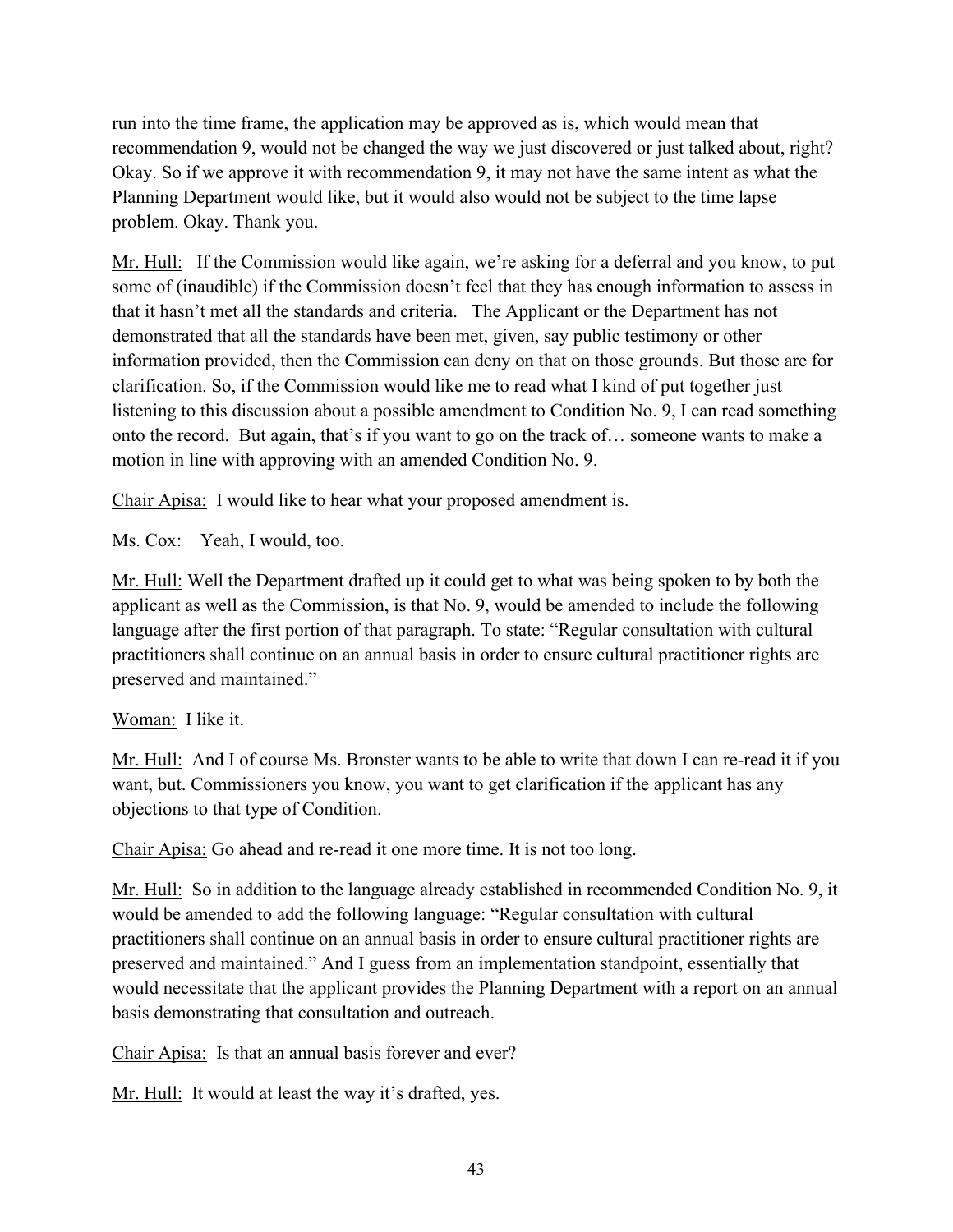run into the time frame, the application may be approved as is, which would mean that recommendation 9, would not be changed the way we just discovered or just talked about, right? Okay. So if we approve it with recommendation 9, it may not have the same intent as what the Planning Department would like, but it would also would not be subject to the time lapse problem. Okay. Thank you.

<u>Mr. Hull:</u> If the Commission would like again, we're asking for a deferral and you know, to put some of (inaudible) if the Commission doesn't feel that they has enough information to assess in that it hasn't met all the standards and criteria. The Applicant or the Department has not demonstrated that all the standards have been met, given, say public testimony or other information provided, then the Commission can deny on that on those grounds. But those are for clarification. So, if the Commission would like me to read what I kind of put together just listening to this discussion about a possible amendment to Condition No. 9, I can read something onto the record. But again, that's if you want to go on the track of… someone wants to make a motion in line with approving with an amended Condition No. 9.

<u>Chair Apisa:</u> I would like to hear what your proposed amendment is.

<u>Ms. Cox:</u> Yeah, I would, too.

<u>Mr. Hull:</u> Well the Department drafted up it could get to what was being spoken to by both the applicant as well as the Commission, is that No. 9, would be amended to include the following language after the first portion of that paragraph. To state: "Regular consultation with cultural practitioners shall continue on an annual basis in order to ensure cultural practitioner rights are preserved and maintained."

<u>Woman:</u> I like it.

<u>Mr. Hull:</u> And I of course Ms. Bronster wants to be able to write that down I can re-read it if you want, but. Commissioners you know, you want to get clarification if the applicant has any objections to that type of Condition.

<u>Chair Apisa:</u> Go ahead and re-read it one more time. It is not too long.

<u>Mr. Hull:</u> So in addition to the language already established in recommended Condition No. 9, it would be amended to add the following language: "Regular consultation with cultural practitioners shall continue on an annual basis in order to ensure cultural practitioner rights are preserved and maintained." And I guess from an implementation standpoint, essentially that would necessitate that the applicant provides the Planning Department with a report on an annual basis demonstrating that consultation and outreach.

<u>Chair Apisa:</u> Is that an annual basis forever and ever?

<u>Mr. Hull:</u> It would at least the way it's drafted, yes.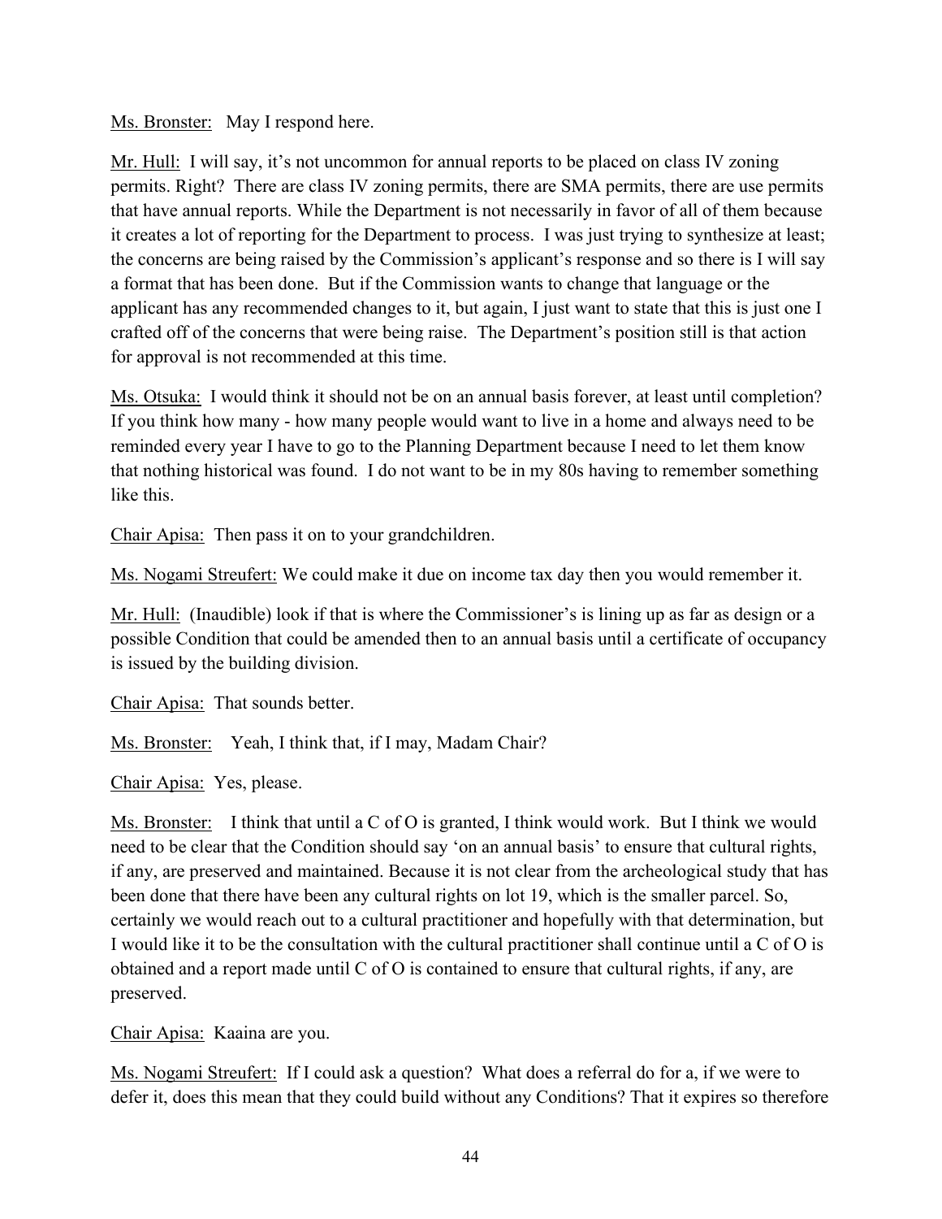Ms. Bronster: May I respond here.

Mr. Hull: I will say, it's not uncommon for annual reports to be placed on class IV zoning permits. Right? There are class IV zoning permits, there are SMA permits, there are use permits that have annual reports. While the Department is not necessarily in favor of all of them because it creates a lot of reporting for the Department to process. I was just trying to synthesize at least; the concerns are being raised by the Commission's applicant's response and so there is I will say a format that has been done. But if the Commission wants to change that language or the applicant has any recommended changes to it, but again, I just want to state that this is just one I crafted off of the concerns that were being raise. The Department's position still is that action for approval is not recommended at this time.

Ms. Otsuka: I would think it should not be on an annual basis forever, at least until completion? If you think how many - how many people would want to live in a home and always need to be reminded every year I have to go to the Planning Department because I need to let them know that nothing historical was found. I do not want to be in my 80s having to remember something like this.

Chair Apisa: Then pass it on to your grandchildren.

Ms. Nogami Streufert: We could make it due on income tax day then you would remember it.

Mr. Hull: (Inaudible) look if that is where the Commissioner's is lining up as far as design or a possible Condition that could be amended then to an annual basis until a certificate of occupancy is issued by the building division.

Chair Apisa: That sounds better.

Ms. Bronster: Yeah, I think that, if I may, Madam Chair?

Chair Apisa: Yes, please.

Ms. Bronster: I think that until a C of O is granted, I think would work. But I think we would need to be clear that the Condition should say 'on an annual basis' to ensure that cultural rights, if any, are preserved and maintained. Because it is not clear from the archeological study that has been done that there have been any cultural rights on lot 19, which is the smaller parcel. So, certainly we would reach out to a cultural practitioner and hopefully with that determination, but I would like it to be the consultation with the cultural practitioner shall continue until a C of O is obtained and a report made until C of O is contained to ensure that cultural rights, if any, are preserved.

Chair Apisa: Kaaina are you.

Ms. Nogami Streufert: If I could ask a question? What does a referral do for a, if we were to defer it, does this mean that they could build without any Conditions? That it expires so therefore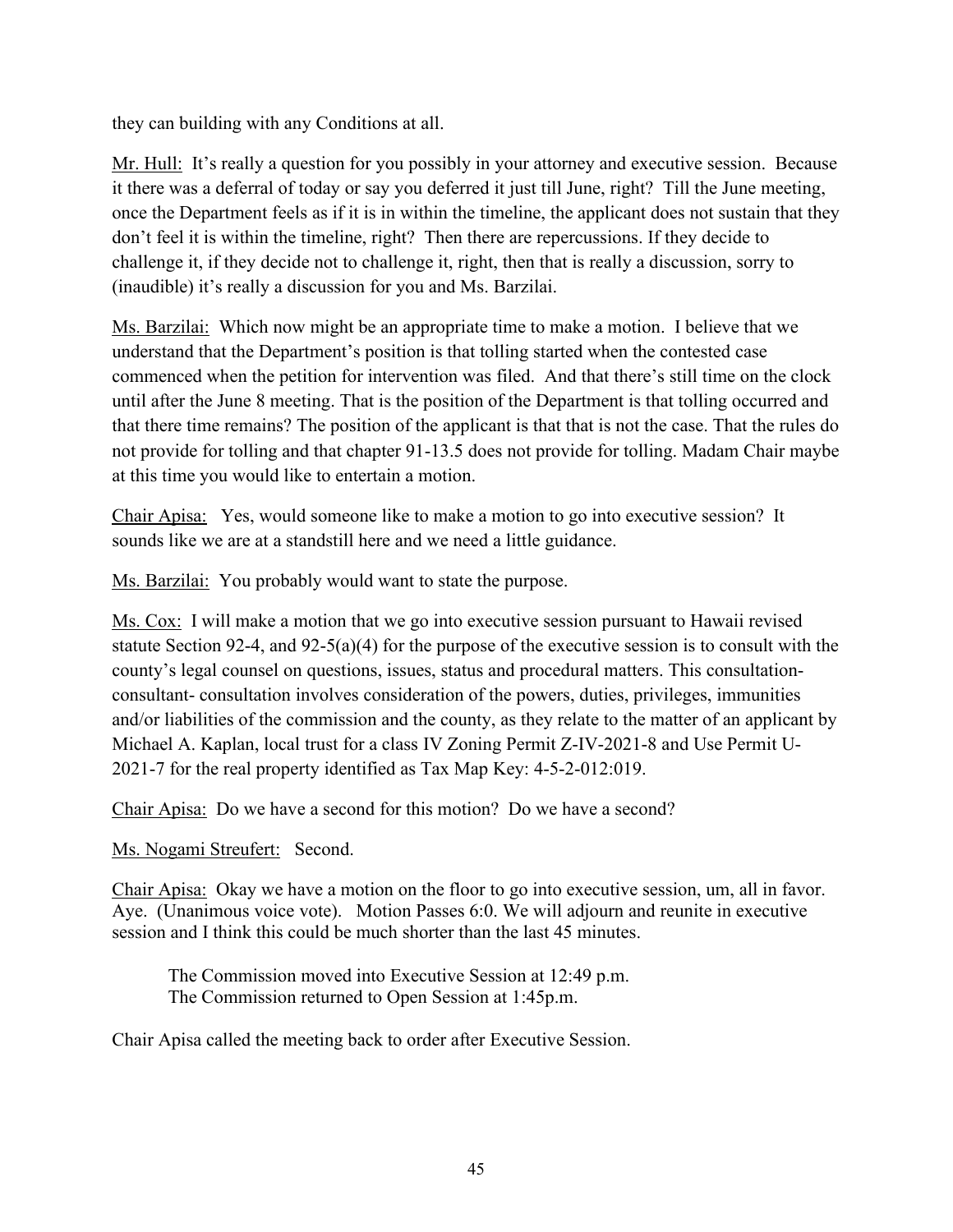they can building with any Conditions at all.

Mr. Hull: It's really a question for you possibly in your attorney and executive session. Because it there was a deferral of today or say you deferred it just till June, right? Till the June meeting, once the Department feels as if it is in within the timeline, the applicant does not sustain that they don't feel it is within the timeline, right? Then there are repercussions. If they decide to challenge it, if they decide not to challenge it, right, then that is really a discussion, sorry to (inaudible) it's really a discussion for you and Ms. Barzilai.

Ms. Barzilai: Which now might be an appropriate time to make a motion. I believe that we understand that the Department's position is that tolling started when the contested case commenced when the petition for intervention was filed. And that there's still time on the clock until after the June 8 meeting. That is the position of the Department is that tolling occurred and that there time remains? The position of the applicant is that that is not the case. That the rules do not provide for tolling and that chapter 91-13.5 does not provide for tolling. Madam Chair maybe at this time you would like to entertain a motion.

Chair Apisa: Yes, would someone like to make a motion to go into executive session? It sounds like we are at a standstill here and we need a little guidance.

Ms. Barzilai: You probably would want to state the purpose.

Ms. Cox: I will make a motion that we go into executive session pursuant to Hawaii revised statute Section 92-4, and 92-5(a)(4) for the purpose of the executive session is to consult with the county's legal counsel on questions, issues, status and procedural matters. This consultation- consultant- consultation involves consideration of the powers, duties, privileges, immunities and/or liabilities of the commission and the county, as they relate to the matter of an applicant by Michael A. Kaplan, local trust for a class IV Zoning Permit Z-IV-2021-8 and Use Permit U-2021-7 for the real property identified as Tax Map Key: 4-5-2-012:019.

Chair Apisa: Do we have a second for this motion? Do we have a second?

Ms. Nogami Streufert: Second.

Chair Apisa: Okay we have a motion on the floor to go into executive session, um, all in favor. Aye. (Unanimous voice vote). Motion Passes 6:0. We will adjourn and reunite in executive session and I think this could be much shorter than the last 45 minutes.

> The Commission moved into Executive Session at 12:49 p.m.
> The Commission returned to Open Session at 1:45p.m.

Chair Apisa called the meeting back to order after Executive Session.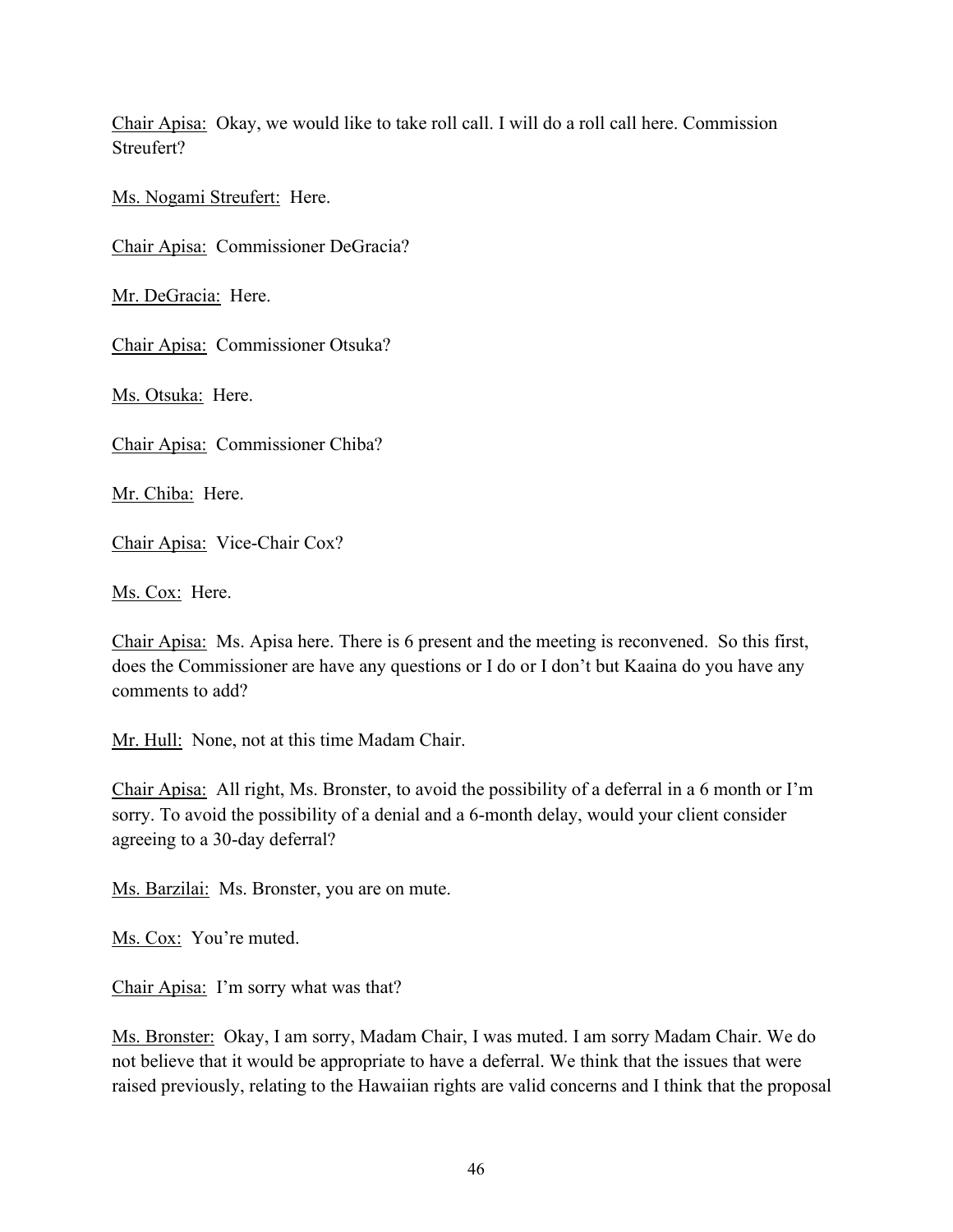Chair Apisa: Okay, we would like to take roll call. I will do a roll call here. Commission Streufert?

Ms. Nogami Streufert: Here.

Chair Apisa: Commissioner DeGracia?

Mr. DeGracia: Here.

Chair Apisa: Commissioner Otsuka?

Ms. Otsuka: Here.

Chair Apisa: Commissioner Chiba?

Mr. Chiba: Here.

Chair Apisa: Vice-Chair Cox?

Ms. Cox: Here.

Chair Apisa: Ms. Apisa here. There is 6 present and the meeting is reconvened. So this first, does the Commissioner are have any questions or I do or I don't but Kaaina do you have any comments to add?

Mr. Hull: None, not at this time Madam Chair.

Chair Apisa: All right, Ms. Bronster, to avoid the possibility of a deferral in a 6 month or I'm sorry. To avoid the possibility of a denial and a 6-month delay, would your client consider agreeing to a 30-day deferral?

Ms. Barzilai: Ms. Bronster, you are on mute.

Ms. Cox: You're muted.

Chair Apisa: I'm sorry what was that?

Ms. Bronster: Okay, I am sorry, Madam Chair, I was muted. I am sorry Madam Chair. We do not believe that it would be appropriate to have a deferral. We think that the issues that were raised previously, relating to the Hawaiian rights are valid concerns and I think that the proposal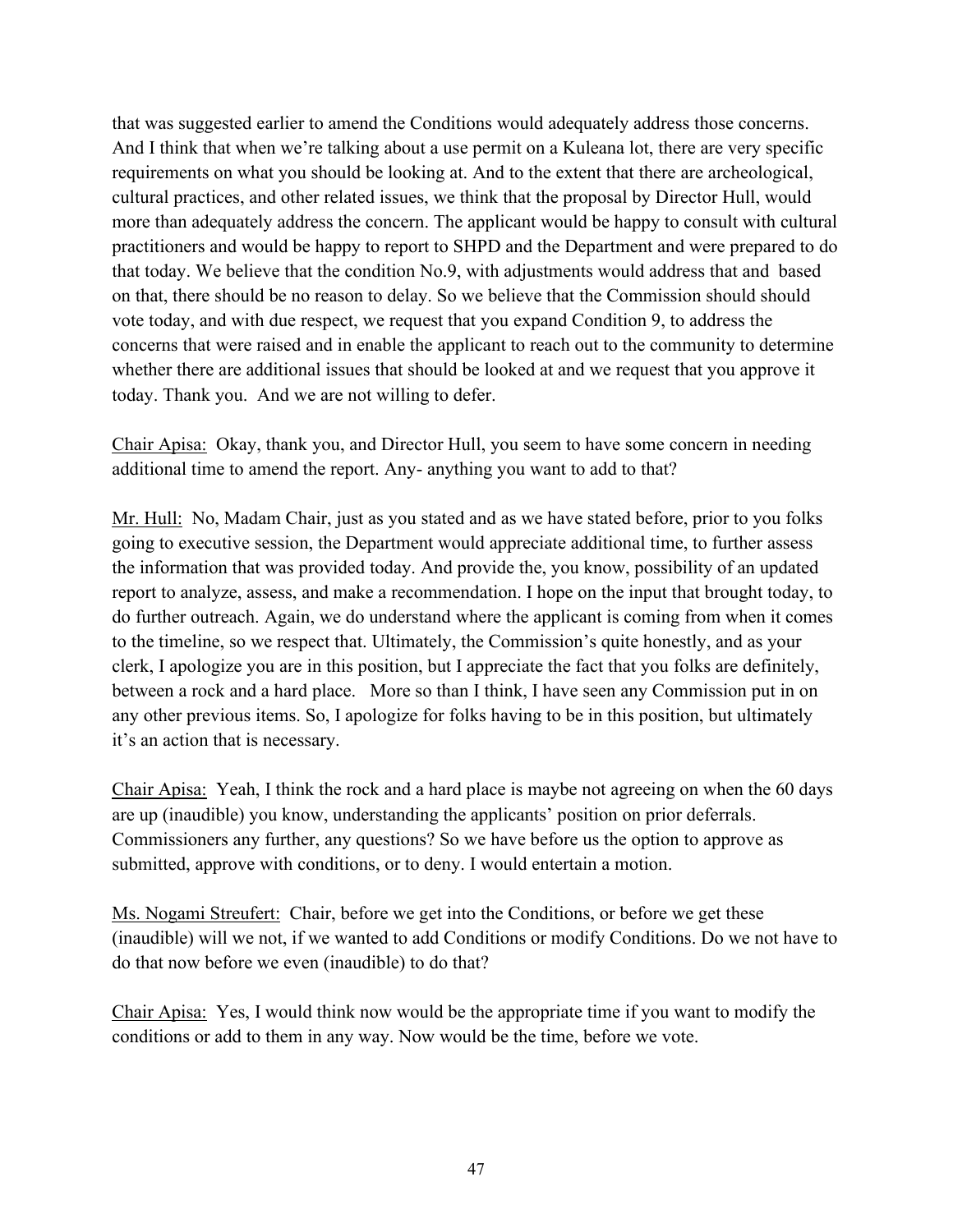that was suggested earlier to amend the Conditions would adequately address those concerns. And I think that when we're talking about a use permit on a Kuleana lot, there are very specific requirements on what you should be looking at. And to the extent that there are archeological, cultural practices, and other related issues, we think that the proposal by Director Hull, would more than adequately address the concern. The applicant would be happy to consult with cultural practitioners and would be happy to report to SHPD and the Department and were prepared to do that today. We believe that the condition No.9, with adjustments would address that and based on that, there should be no reason to delay. So we believe that the Commission should should vote today, and with due respect, we request that you expand Condition 9, to address the concerns that were raised and in enable the applicant to reach out to the community to determine whether there are additional issues that should be looked at and we request that you approve it today. Thank you. And we are not willing to defer.

<u>Chair Apisa:</u> Okay, thank you, and Director Hull, you seem to have some concern in needing additional time to amend the report. Any- anything you want to add to that?

<u>Mr. Hull:</u> No, Madam Chair, just as you stated and as we have stated before, prior to you folks going to executive session, the Department would appreciate additional time, to further assess the information that was provided today. And provide the, you know, possibility of an updated report to analyze, assess, and make a recommendation. I hope on the input that brought today, to do further outreach. Again, we do understand where the applicant is coming from when it comes to the timeline, so we respect that. Ultimately, the Commission's quite honestly, and as your clerk, I apologize you are in this position, but I appreciate the fact that you folks are definitely, between a rock and a hard place. More so than I think, I have seen any Commission put in on any other previous items. So, I apologize for folks having to be in this position, but ultimately it's an action that is necessary.

<u>Chair Apisa:</u> Yeah, I think the rock and a hard place is maybe not agreeing on when the 60 days are up (inaudible) you know, understanding the applicants' position on prior deferrals. Commissioners any further, any questions? So we have before us the option to approve as submitted, approve with conditions, or to deny. I would entertain a motion.

<u>Ms. Nogami Streufert:</u> Chair, before we get into the Conditions, or before we get these (inaudible) will we not, if we wanted to add Conditions or modify Conditions. Do we not have to do that now before we even (inaudible) to do that?

<u>Chair Apisa:</u> Yes, I would think now would be the appropriate time if you want to modify the conditions or add to them in any way. Now would be the time, before we vote.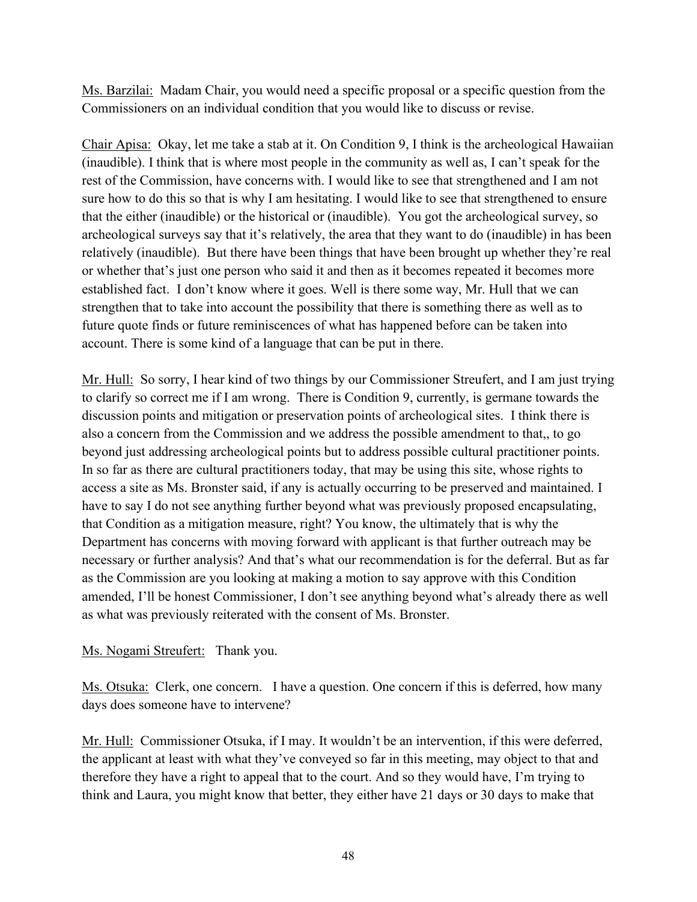Ms. Barzilai: Madam Chair, you would need a specific proposal or a specific question from the Commissioners on an individual condition that you would like to discuss or revise.

Chair Apisa: Okay, let me take a stab at it. On Condition 9, I think is the archeological Hawaiian (inaudible). I think that is where most people in the community as well as, I can't speak for the rest of the Commission, have concerns with. I would like to see that strengthened and I am not sure how to do this so that is why I am hesitating. I would like to see that strengthened to ensure that the either (inaudible) or the historical or (inaudible). You got the archeological survey, so archeological surveys say that it's relatively, the area that they want to do (inaudible) in has been relatively (inaudible). But there have been things that have been brought up whether they're real or whether that's just one person who said it and then as it becomes repeated it becomes more established fact. I don't know where it goes. Well is there some way, Mr. Hull that we can strengthen that to take into account the possibility that there is something there as well as to future quote finds or future reminiscences of what has happened before can be taken into account. There is some kind of a language that can be put in there.

Mr. Hull: So sorry, I hear kind of two things by our Commissioner Streufert, and I am just trying to clarify so correct me if I am wrong. There is Condition 9, currently, is germane towards the discussion points and mitigation or preservation points of archeological sites. I think there is also a concern from the Commission and we address the possible amendment to that,, to go beyond just addressing archeological points but to address possible cultural practitioner points. In so far as there are cultural practitioners today, that may be using this site, whose rights to access a site as Ms. Bronster said, if any is actually occurring to be preserved and maintained. I have to say I do not see anything further beyond what was previously proposed encapsulating, that Condition as a mitigation measure, right? You know, the ultimately that is why the Department has concerns with moving forward with applicant is that further outreach may be necessary or further analysis? And that's what our recommendation is for the deferral. But as far as the Commission are you looking at making a motion to say approve with this Condition amended, I'll be honest Commissioner, I don't see anything beyond what's already there as well as what was previously reiterated with the consent of Ms. Bronster.

Ms. Nogami Streufert: Thank you.

Ms. Otsuka: Clerk, one concern. I have a question. One concern if this is deferred, how many days does someone have to intervene?

Mr. Hull: Commissioner Otsuka, if I may. It wouldn't be an intervention, if this were deferred, the applicant at least with what they've conveyed so far in this meeting, may object to that and therefore they have a right to appeal that to the court. And so they would have, I'm trying to think and Laura, you might know that better, they either have 21 days or 30 days to make that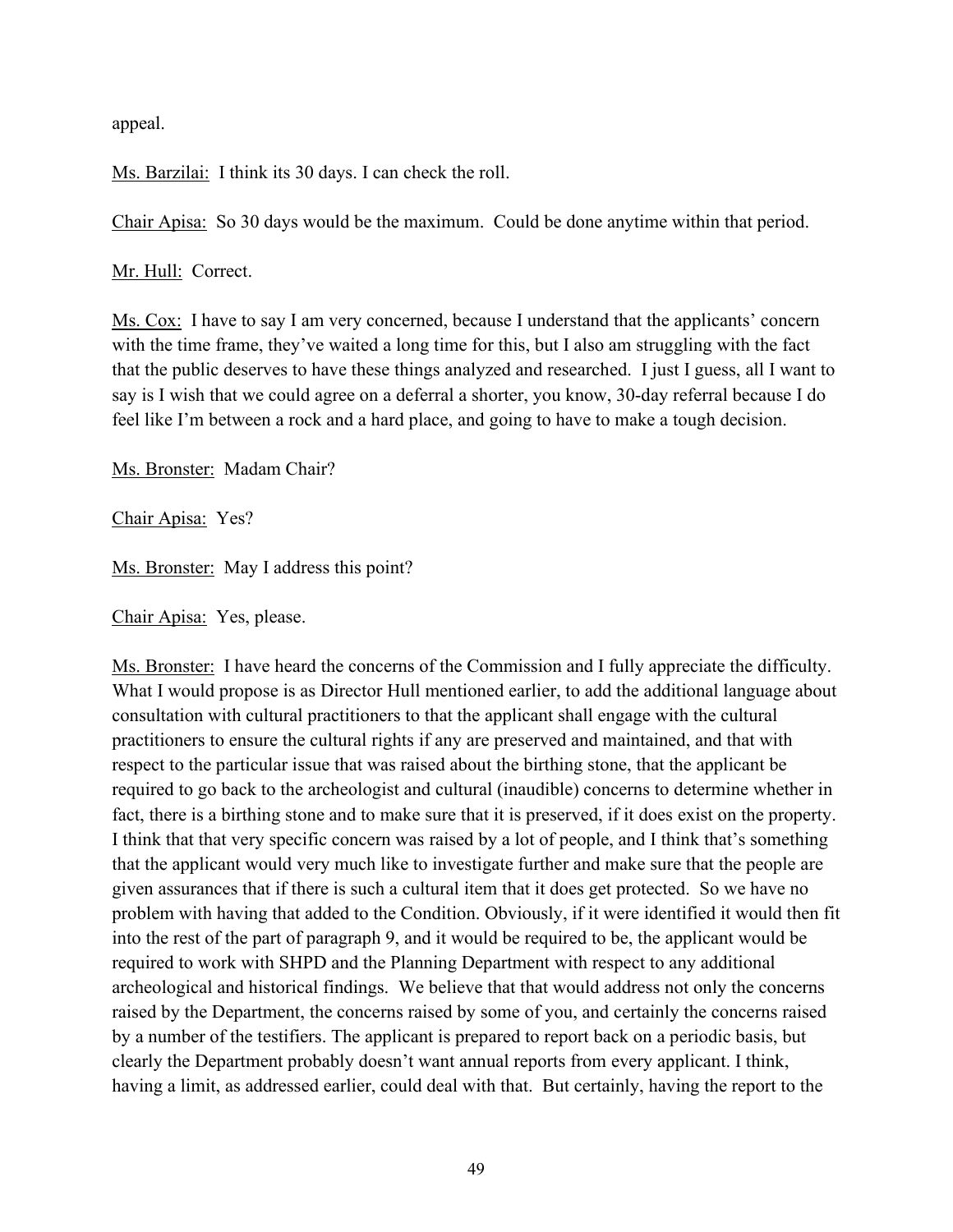appeal.

Ms. Barzilai: I think its 30 days. I can check the roll.

Chair Apisa: So 30 days would be the maximum. Could be done anytime within that period.

Mr. Hull: Correct.

Ms. Cox: I have to say I am very concerned, because I understand that the applicants' concern with the time frame, they've waited a long time for this, but I also am struggling with the fact that the public deserves to have these things analyzed and researched. I just I guess, all I want to say is I wish that we could agree on a deferral a shorter, you know, 30-day referral because I do feel like I'm between a rock and a hard place, and going to have to make a tough decision.

Ms. Bronster: Madam Chair?

Chair Apisa: Yes?

Ms. Bronster: May I address this point?

Chair Apisa: Yes, please.

Ms. Bronster: I have heard the concerns of the Commission and I fully appreciate the difficulty. What I would propose is as Director Hull mentioned earlier, to add the additional language about consultation with cultural practitioners to that the applicant shall engage with the cultural practitioners to ensure the cultural rights if any are preserved and maintained, and that with respect to the particular issue that was raised about the birthing stone, that the applicant be required to go back to the archeologist and cultural (inaudible) concerns to determine whether in fact, there is a birthing stone and to make sure that it is preserved, if it does exist on the property. I think that that very specific concern was raised by a lot of people, and I think that's something that the applicant would very much like to investigate further and make sure that the people are given assurances that if there is such a cultural item that it does get protected. So we have no problem with having that added to the Condition. Obviously, if it were identified it would then fit into the rest of the part of paragraph 9, and it would be required to be, the applicant would be required to work with SHPD and the Planning Department with respect to any additional archeological and historical findings. We believe that that would address not only the concerns raised by the Department, the concerns raised by some of you, and certainly the concerns raised by a number of the testifiers. The applicant is prepared to report back on a periodic basis, but clearly the Department probably doesn't want annual reports from every applicant. I think, having a limit, as addressed earlier, could deal with that. But certainly, having the report to the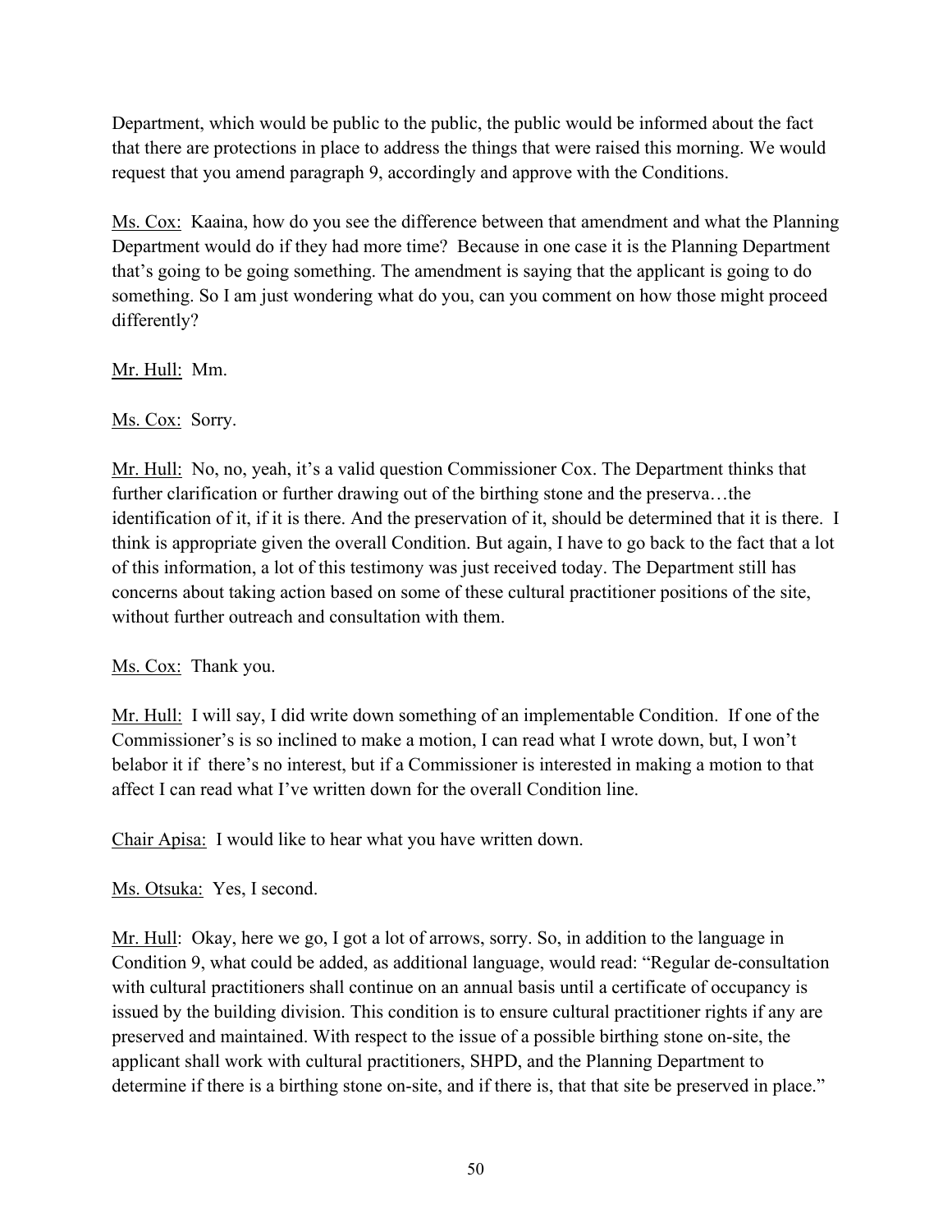Department, which would be public to the public, the public would be informed about the fact that there are protections in place to address the things that were raised this morning. We would request that you amend paragraph 9, accordingly and approve with the Conditions.

Ms. Cox: Kaaina, how do you see the difference between that amendment and what the Planning Department would do if they had more time? Because in one case it is the Planning Department that's going to be going something. The amendment is saying that the applicant is going to do something. So I am just wondering what do you, can you comment on how those might proceed differently?

Mr. Hull: Mm.

Ms. Cox: Sorry.

Mr. Hull: No, no, yeah, it's a valid question Commissioner Cox. The Department thinks that further clarification or further drawing out of the birthing stone and the preserva…the identification of it, if it is there. And the preservation of it, should be determined that it is there. I think is appropriate given the overall Condition. But again, I have to go back to the fact that a lot of this information, a lot of this testimony was just received today. The Department still has concerns about taking action based on some of these cultural practitioner positions of the site, without further outreach and consultation with them.

Ms. Cox: Thank you.

Mr. Hull: I will say, I did write down something of an implementable Condition. If one of the Commissioner's is so inclined to make a motion, I can read what I wrote down, but, I won't belabor it if there's no interest, but if a Commissioner is interested in making a motion to that affect I can read what I've written down for the overall Condition line.

Chair Apisa: I would like to hear what you have written down.

Ms. Otsuka: Yes, I second.

Mr. Hull: Okay, here we go, I got a lot of arrows, sorry. So, in addition to the language in Condition 9, what could be added, as additional language, would read: "Regular de-consultation with cultural practitioners shall continue on an annual basis until a certificate of occupancy is issued by the building division. This condition is to ensure cultural practitioner rights if any are preserved and maintained. With respect to the issue of a possible birthing stone on-site, the applicant shall work with cultural practitioners, SHPD, and the Planning Department to determine if there is a birthing stone on-site, and if there is, that that site be preserved in place."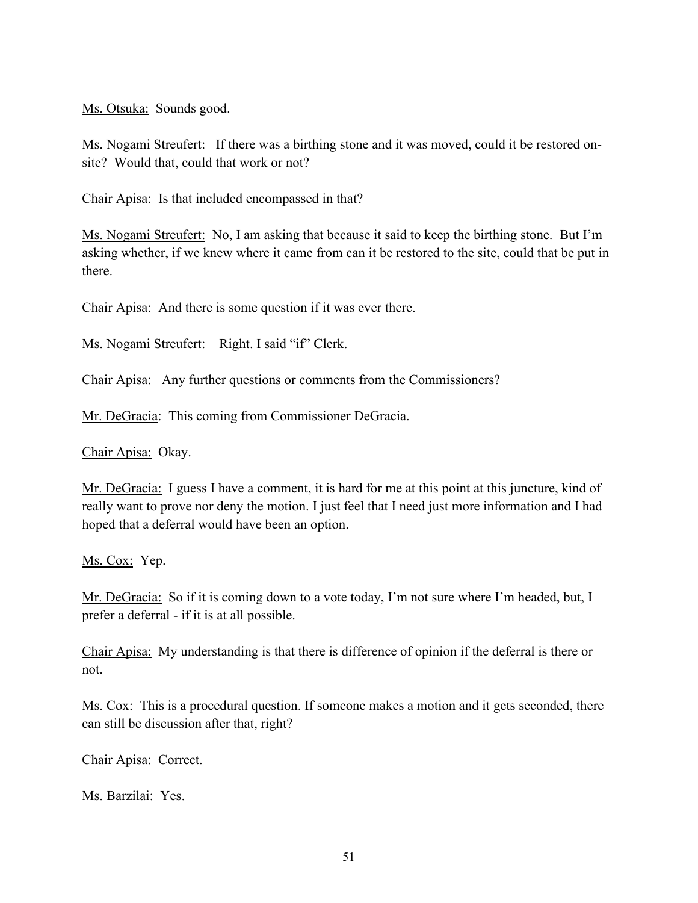Ms. Otsuka: Sounds good.

Ms. Nogami Streufert: If there was a birthing stone and it was moved, could it be restored on-site? Would that, could that work or not?

Chair Apisa: Is that included encompassed in that?

Ms. Nogami Streufert: No, I am asking that because it said to keep the birthing stone. But I'm asking whether, if we knew where it came from can it be restored to the site, could that be put in there.

Chair Apisa: And there is some question if it was ever there.

Ms. Nogami Streufert: Right. I said "if" Clerk.

Chair Apisa: Any further questions or comments from the Commissioners?

Mr. DeGracia: This coming from Commissioner DeGracia.

Chair Apisa: Okay.

Mr. DeGracia: I guess I have a comment, it is hard for me at this point at this juncture, kind of really want to prove nor deny the motion. I just feel that I need just more information and I had hoped that a deferral would have been an option.

Ms. Cox: Yep.

Mr. DeGracia: So if it is coming down to a vote today, I'm not sure where I'm headed, but, I prefer a deferral - if it is at all possible.

Chair Apisa: My understanding is that there is difference of opinion if the deferral is there or not.

Ms. Cox: This is a procedural question. If someone makes a motion and it gets seconded, there can still be discussion after that, right?

Chair Apisa: Correct.

Ms. Barzilai: Yes.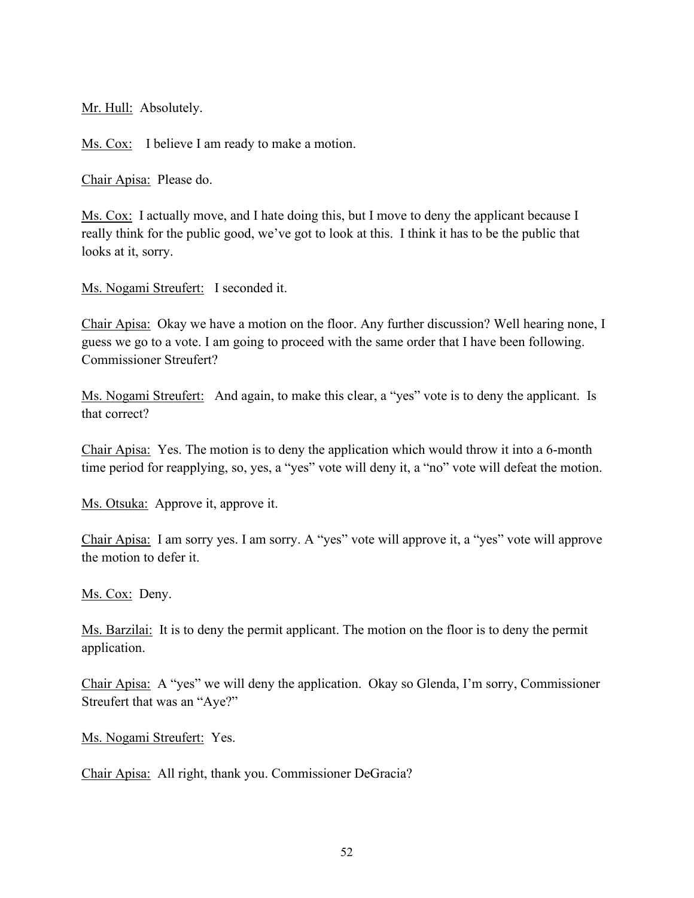Mr. Hull: Absolutely.

Ms. Cox: I believe I am ready to make a motion.

Chair Apisa: Please do.

Ms. Cox: I actually move, and I hate doing this, but I move to deny the applicant because I really think for the public good, we've got to look at this. I think it has to be the public that looks at it, sorry.

Ms. Nogami Streufert: I seconded it.

Chair Apisa: Okay we have a motion on the floor. Any further discussion? Well hearing none, I guess we go to a vote. I am going to proceed with the same order that I have been following. Commissioner Streufert?

Ms. Nogami Streufert: And again, to make this clear, a "yes" vote is to deny the applicant. Is that correct?

Chair Apisa: Yes. The motion is to deny the application which would throw it into a 6-month time period for reapplying, so, yes, a "yes" vote will deny it, a "no" vote will defeat the motion.

Ms. Otsuka: Approve it, approve it.

Chair Apisa: I am sorry yes. I am sorry. A "yes" vote will approve it, a "yes" vote will approve the motion to defer it.

Ms. Cox: Deny.

Ms. Barzilai: It is to deny the permit applicant. The motion on the floor is to deny the permit application.

Chair Apisa: A "yes" we will deny the application. Okay so Glenda, I'm sorry, Commissioner Streufert that was an "Aye?"

Ms. Nogami Streufert: Yes.

Chair Apisa: All right, thank you. Commissioner DeGracia?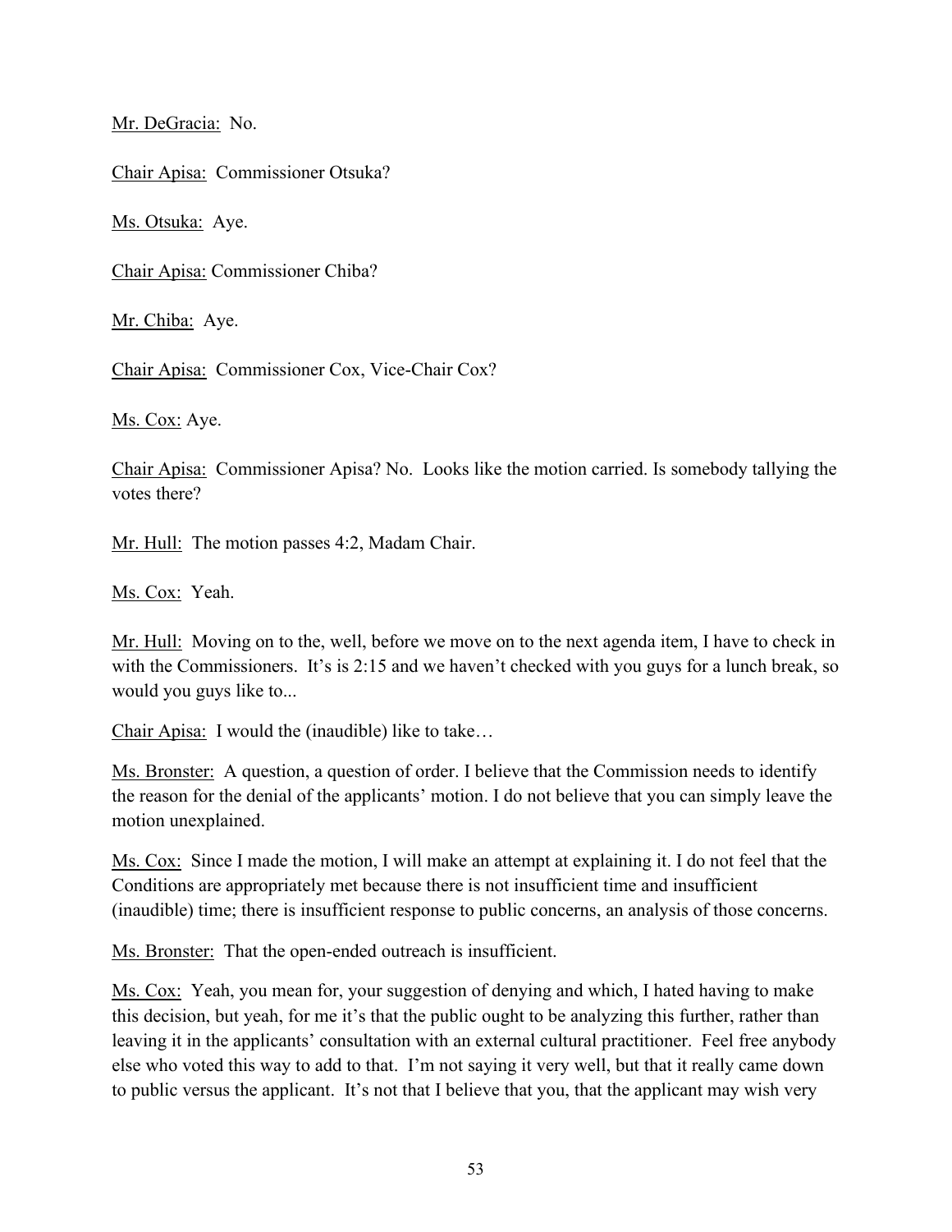Mr. DeGracia: No.

Chair Apisa: Commissioner Otsuka?

Ms. Otsuka: Aye.

Chair Apisa: Commissioner Chiba?

Mr. Chiba: Aye.

Chair Apisa: Commissioner Cox, Vice-Chair Cox?

Ms. Cox: Aye.

Chair Apisa: Commissioner Apisa? No. Looks like the motion carried. Is somebody tallying the votes there?

Mr. Hull: The motion passes 4:2, Madam Chair.

Ms. Cox: Yeah.

Mr. Hull: Moving on to the, well, before we move on to the next agenda item, I have to check in with the Commissioners. It's is 2:15 and we haven't checked with you guys for a lunch break, so would you guys like to...

Chair Apisa: I would the (inaudible) like to take…

Ms. Bronster: A question, a question of order. I believe that the Commission needs to identify the reason for the denial of the applicants' motion. I do not believe that you can simply leave the motion unexplained.

Ms. Cox: Since I made the motion, I will make an attempt at explaining it. I do not feel that the Conditions are appropriately met because there is not insufficient time and insufficient (inaudible) time; there is insufficient response to public concerns, an analysis of those concerns.

Ms. Bronster: That the open-ended outreach is insufficient.

Ms. Cox: Yeah, you mean for, your suggestion of denying and which, I hated having to make this decision, but yeah, for me it's that the public ought to be analyzing this further, rather than leaving it in the applicants' consultation with an external cultural practitioner. Feel free anybody else who voted this way to add to that. I'm not saying it very well, but that it really came down to public versus the applicant. It's not that I believe that you, that the applicant may wish very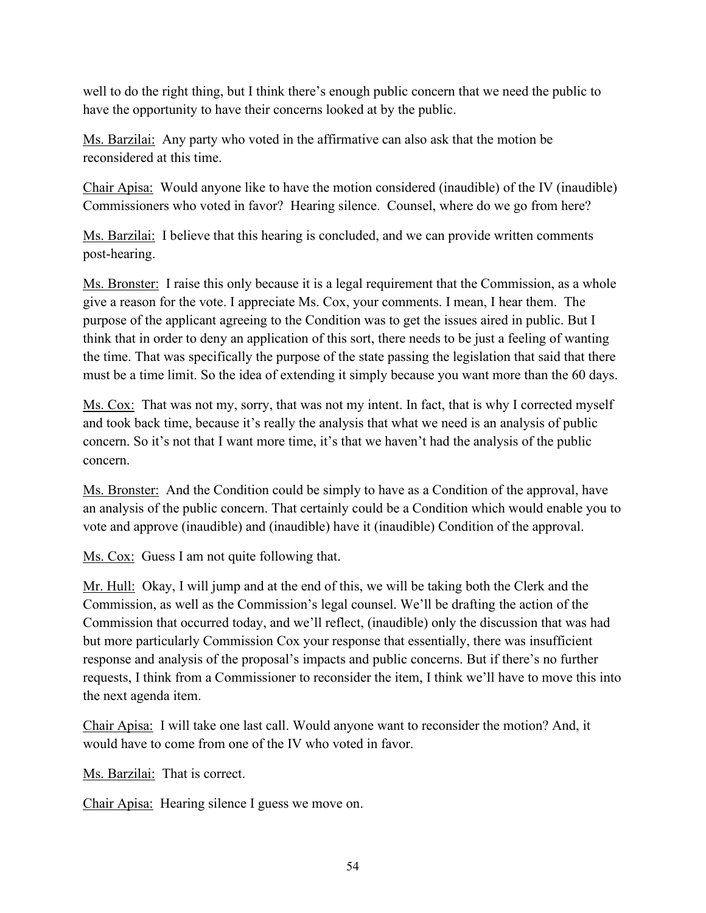well to do the right thing, but I think there's enough public concern that we need the public to have the opportunity to have their concerns looked at by the public.

<u>Ms. Barzilai:</u> Any party who voted in the affirmative can also ask that the motion be reconsidered at this time.

<u>Chair Apisa:</u> Would anyone like to have the motion considered (inaudible) of the IV (inaudible) Commissioners who voted in favor? Hearing silence. Counsel, where do we go from here?

<u>Ms. Barzilai:</u> I believe that this hearing is concluded, and we can provide written comments post-hearing.

<u>Ms. Bronster:</u> I raise this only because it is a legal requirement that the Commission, as a whole give a reason for the vote. I appreciate Ms. Cox, your comments. I mean, I hear them. The purpose of the applicant agreeing to the Condition was to get the issues aired in public. But I think that in order to deny an application of this sort, there needs to be just a feeling of wanting the time. That was specifically the purpose of the state passing the legislation that said that there must be a time limit. So the idea of extending it simply because you want more than the 60 days.

<u>Ms. Cox:</u> That was not my, sorry, that was not my intent. In fact, that is why I corrected myself and took back time, because it's really the analysis that what we need is an analysis of public concern. So it's not that I want more time, it's that we haven't had the analysis of the public concern.

<u>Ms. Bronster:</u> And the Condition could be simply to have as a Condition of the approval, have an analysis of the public concern. That certainly could be a Condition which would enable you to vote and approve (inaudible) and (inaudible) have it (inaudible) Condition of the approval.

<u>Ms. Cox:</u> Guess I am not quite following that.

<u>Mr. Hull:</u> Okay, I will jump and at the end of this, we will be taking both the Clerk and the Commission, as well as the Commission's legal counsel. We'll be drafting the action of the Commission that occurred today, and we'll reflect, (inaudible) only the discussion that was had but more particularly Commission Cox your response that essentially, there was insufficient response and analysis of the proposal's impacts and public concerns. But if there's no further requests, I think from a Commissioner to reconsider the item, I think we'll have to move this into the next agenda item.

<u>Chair Apisa:</u> I will take one last call. Would anyone want to reconsider the motion? And, it would have to come from one of the IV who voted in favor.

<u>Ms. Barzilai:</u> That is correct.

<u>Chair Apisa:</u> Hearing silence I guess we move on.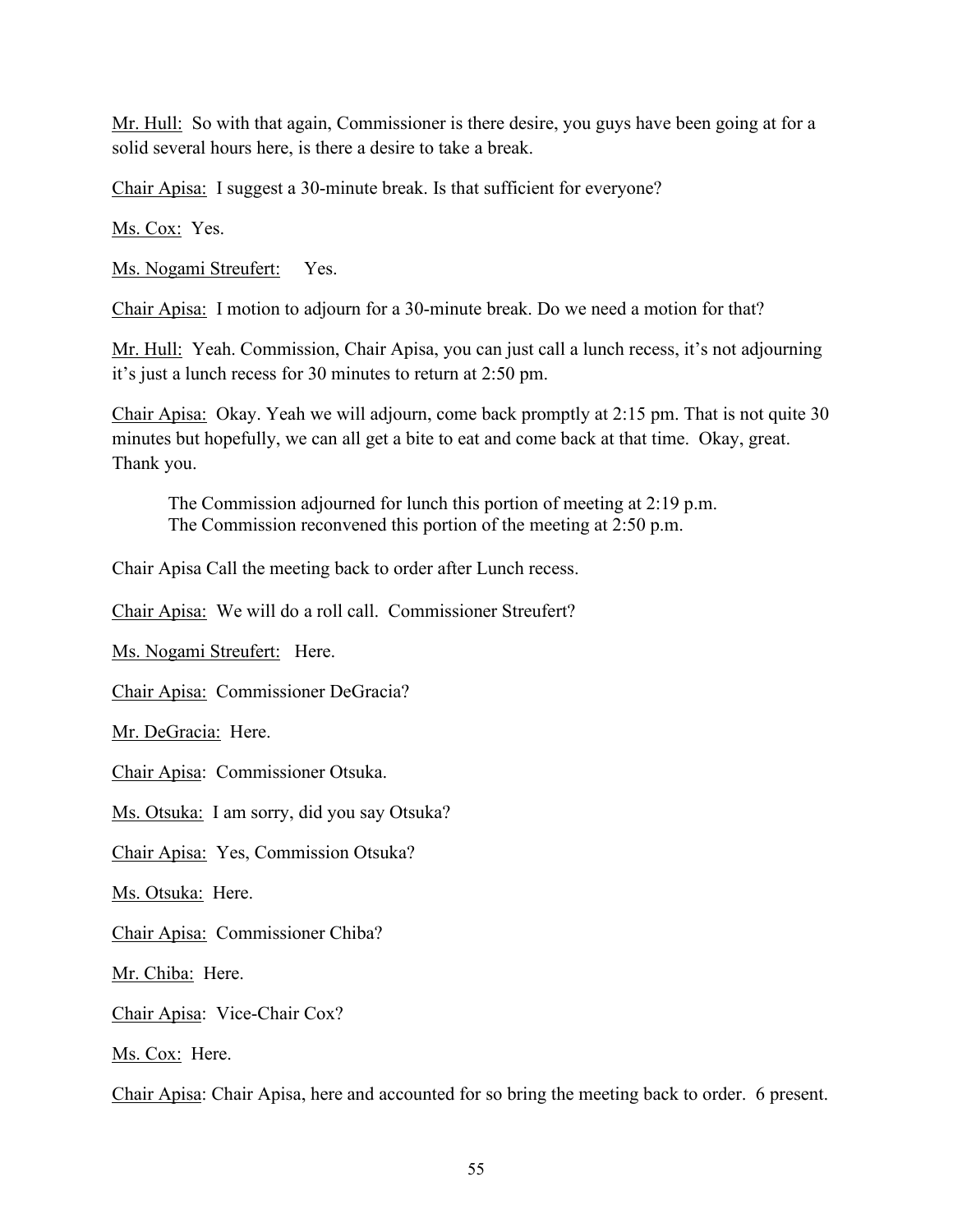Mr. Hull: So with that again, Commissioner is there desire, you guys have been going at for a solid several hours here, is there a desire to take a break.

Chair Apisa: I suggest a 30-minute break. Is that sufficient for everyone?

Ms. Cox: Yes.

Ms. Nogami Streufert: Yes.

Chair Apisa: I motion to adjourn for a 30-minute break. Do we need a motion for that?

Mr. Hull: Yeah. Commission, Chair Apisa, you can just call a lunch recess, it's not adjourning it's just a lunch recess for 30 minutes to return at 2:50 pm.

Chair Apisa: Okay. Yeah we will adjourn, come back promptly at 2:15 pm. That is not quite 30 minutes but hopefully, we can all get a bite to eat and come back at that time. Okay, great. Thank you.

The Commission adjourned for lunch this portion of meeting at 2:19 p.m.
The Commission reconvened this portion of the meeting at 2:50 p.m.

Chair Apisa Call the meeting back to order after Lunch recess.

Chair Apisa: We will do a roll call. Commissioner Streufert?

Ms. Nogami Streufert: Here.

Chair Apisa: Commissioner DeGracia?

Mr. DeGracia: Here.

Chair Apisa: Commissioner Otsuka.

Ms. Otsuka: I am sorry, did you say Otsuka?

Chair Apisa: Yes, Commission Otsuka?

Ms. Otsuka: Here.

Chair Apisa: Commissioner Chiba?

Mr. Chiba: Here.

Chair Apisa: Vice-Chair Cox?

Ms. Cox: Here.

Chair Apisa: Chair Apisa, here and accounted for so bring the meeting back to order. 6 present.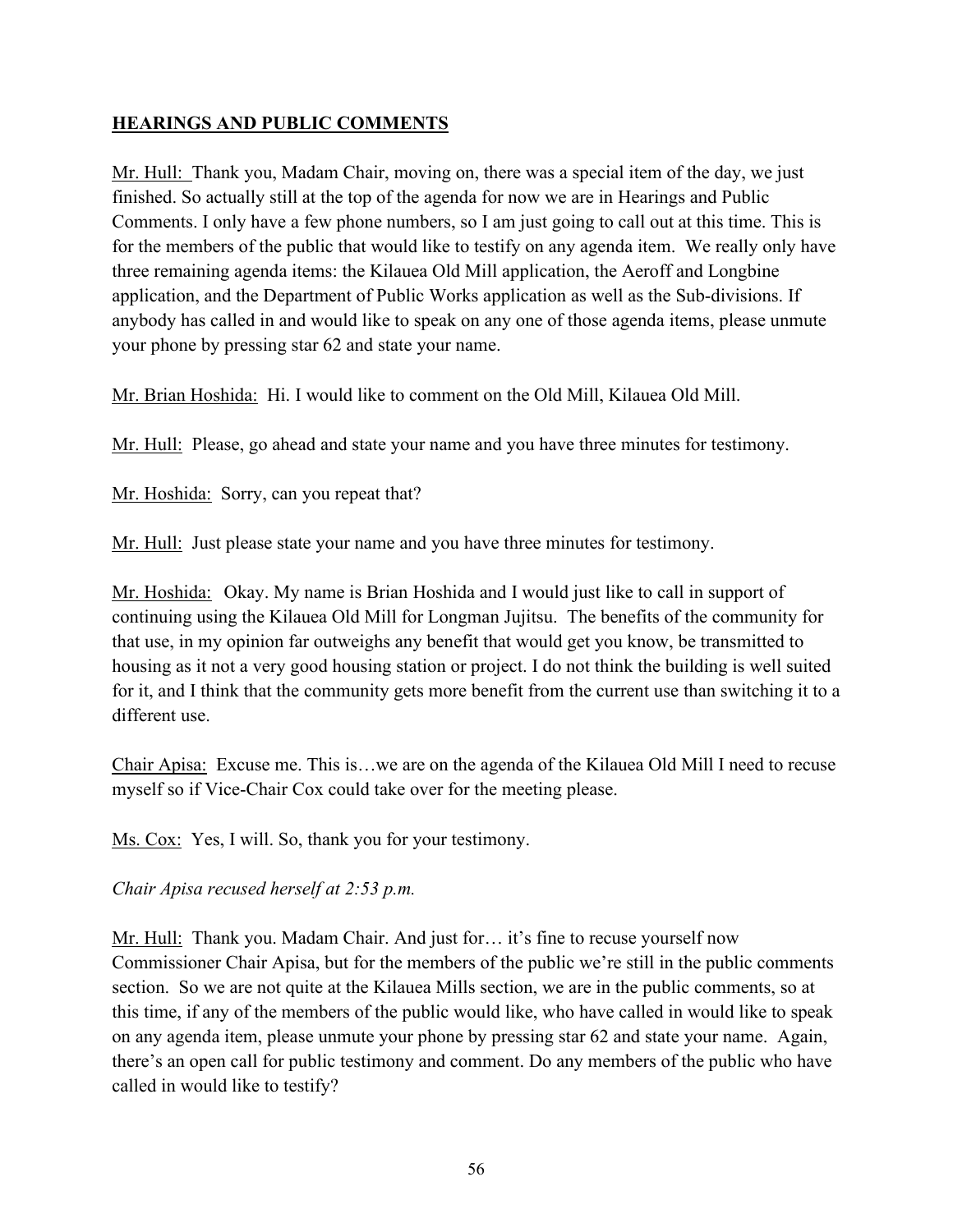## <u>HEARINGS AND PUBLIC COMMENTS</u>

<u>Mr. Hull:</u> Thank you, Madam Chair, moving on, there was a special item of the day, we just finished. So actually still at the top of the agenda for now we are in Hearings and Public Comments. I only have a few phone numbers, so I am just going to call out at this time. This is for the members of the public that would like to testify on any agenda item. We really only have three remaining agenda items: the Kilauea Old Mill application, the Aeroff and Longbine application, and the Department of Public Works application as well as the Sub-divisions. If anybody has called in and would like to speak on any one of those agenda items, please unmute your phone by pressing star 62 and state your name.

<u>Mr. Brian Hoshida:</u> Hi. I would like to comment on the Old Mill, Kilauea Old Mill.

<u>Mr. Hull:</u> Please, go ahead and state your name and you have three minutes for testimony.

<u>Mr. Hoshida:</u> Sorry, can you repeat that?

<u>Mr. Hull:</u> Just please state your name and you have three minutes for testimony.

<u>Mr. Hoshida:</u> Okay. My name is Brian Hoshida and I would just like to call in support of continuing using the Kilauea Old Mill for Longman Jujitsu. The benefits of the community for that use, in my opinion far outweighs any benefit that would get you know, be transmitted to housing as it not a very good housing station or project. I do not think the building is well suited for it, and I think that the community gets more benefit from the current use than switching it to a different use.

<u>Chair Apisa:</u> Excuse me. This is…we are on the agenda of the Kilauea Old Mill I need to recuse myself so if Vice-Chair Cox could take over for the meeting please.

<u>Ms. Cox:</u> Yes, I will. So, thank you for your testimony.

*Chair Apisa recused herself at 2:53 p.m.*

<u>Mr. Hull:</u> Thank you. Madam Chair. And just for… it's fine to recuse yourself now Commissioner Chair Apisa, but for the members of the public we're still in the public comments section. So we are not quite at the Kilauea Mills section, we are in the public comments, so at this time, if any of the members of the public would like, who have called in would like to speak on any agenda item, please unmute your phone by pressing star 62 and state your name. Again, there's an open call for public testimony and comment. Do any members of the public who have called in would like to testify?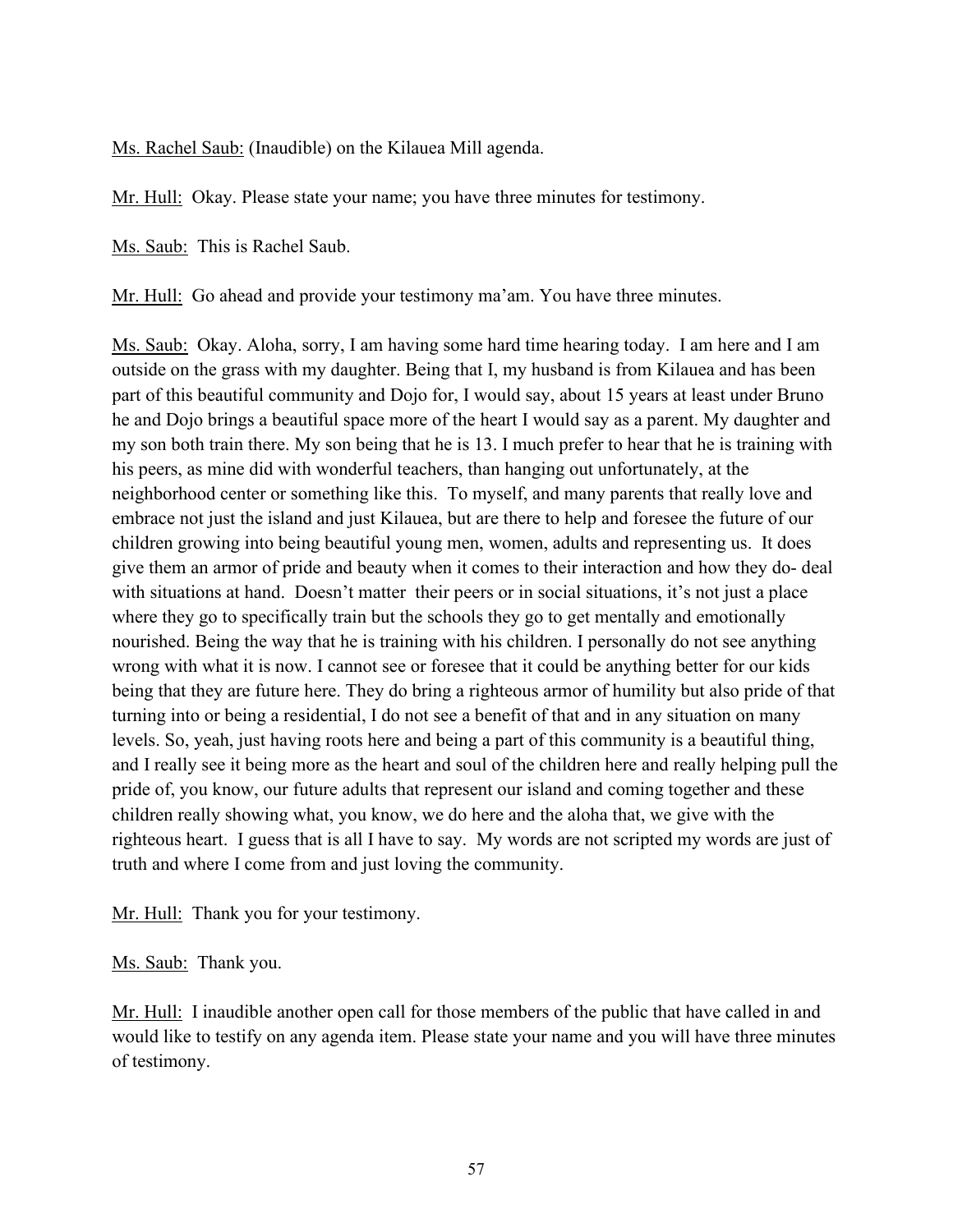<u>Ms. Rachel Saub:</u> (Inaudible) on the Kilauea Mill agenda.

<u>Mr. Hull:</u> Okay. Please state your name; you have three minutes for testimony.

<u>Ms. Saub:</u> This is Rachel Saub.

<u>Mr. Hull:</u> Go ahead and provide your testimony ma'am. You have three minutes.

<u>Ms. Saub:</u> Okay. Aloha, sorry, I am having some hard time hearing today. I am here and I am outside on the grass with my daughter. Being that I, my husband is from Kilauea and has been part of this beautiful community and Dojo for, I would say, about 15 years at least under Bruno he and Dojo brings a beautiful space more of the heart I would say as a parent. My daughter and my son both train there. My son being that he is 13. I much prefer to hear that he is training with his peers, as mine did with wonderful teachers, than hanging out unfortunately, at the neighborhood center or something like this. To myself, and many parents that really love and embrace not just the island and just Kilauea, but are there to help and foresee the future of our children growing into being beautiful young men, women, adults and representing us. It does give them an armor of pride and beauty when it comes to their interaction and how they do- deal with situations at hand. Doesn't matter their peers or in social situations, it's not just a place where they go to specifically train but the schools they go to get mentally and emotionally nourished. Being the way that he is training with his children. I personally do not see anything wrong with what it is now. I cannot see or foresee that it could be anything better for our kids being that they are future here. They do bring a righteous armor of humility but also pride of that turning into or being a residential, I do not see a benefit of that and in any situation on many levels. So, yeah, just having roots here and being a part of this community is a beautiful thing, and I really see it being more as the heart and soul of the children here and really helping pull the pride of, you know, our future adults that represent our island and coming together and these children really showing what, you know, we do here and the aloha that, we give with the righteous heart. I guess that is all I have to say. My words are not scripted my words are just of truth and where I come from and just loving the community.

<u>Mr. Hull:</u> Thank you for your testimony.

<u>Ms. Saub:</u> Thank you.

<u>Mr. Hull:</u> I inaudible another open call for those members of the public that have called in and would like to testify on any agenda item. Please state your name and you will have three minutes of testimony.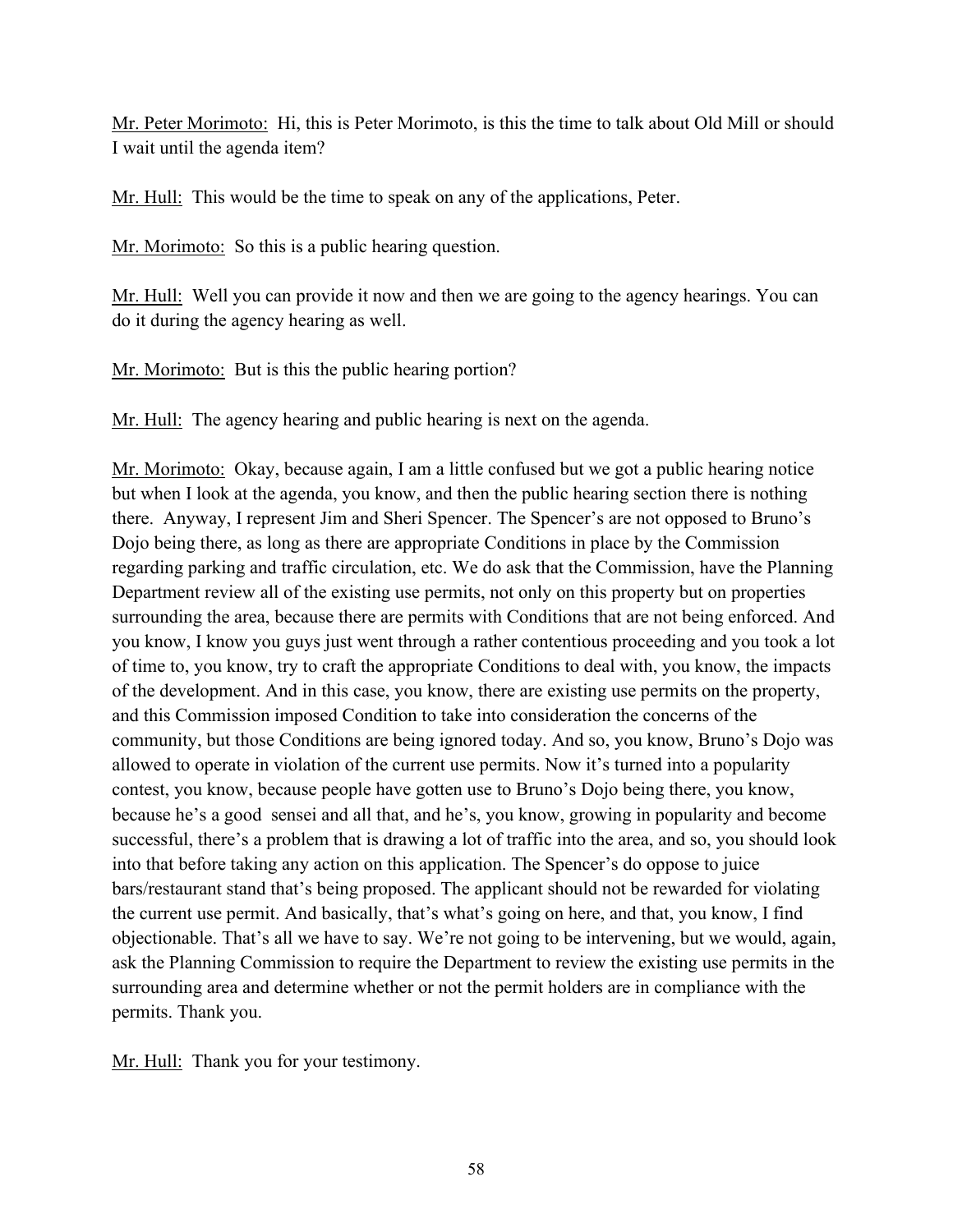<u>Mr. Peter Morimoto:</u> Hi, this is Peter Morimoto, is this the time to talk about Old Mill or should I wait until the agenda item?

<u>Mr. Hull:</u> This would be the time to speak on any of the applications, Peter.

<u>Mr. Morimoto:</u> So this is a public hearing question.

<u>Mr. Hull:</u> Well you can provide it now and then we are going to the agency hearings. You can do it during the agency hearing as well.

<u>Mr. Morimoto:</u> But is this the public hearing portion?

<u>Mr. Hull:</u> The agency hearing and public hearing is next on the agenda.

<u>Mr. Morimoto:</u> Okay, because again, I am a little confused but we got a public hearing notice but when I look at the agenda, you know, and then the public hearing section there is nothing there. Anyway, I represent Jim and Sheri Spencer. The Spencer's are not opposed to Bruno's Dojo being there, as long as there are appropriate Conditions in place by the Commission regarding parking and traffic circulation, etc. We do ask that the Commission, have the Planning Department review all of the existing use permits, not only on this property but on properties surrounding the area, because there are permits with Conditions that are not being enforced. And you know, I know you guys just went through a rather contentious proceeding and you took a lot of time to, you know, try to craft the appropriate Conditions to deal with, you know, the impacts of the development. And in this case, you know, there are existing use permits on the property, and this Commission imposed Condition to take into consideration the concerns of the community, but those Conditions are being ignored today. And so, you know, Bruno's Dojo was allowed to operate in violation of the current use permits. Now it's turned into a popularity contest, you know, because people have gotten use to Bruno's Dojo being there, you know, because he's a good sensei and all that, and he's, you know, growing in popularity and become successful, there's a problem that is drawing a lot of traffic into the area, and so, you should look into that before taking any action on this application. The Spencer's do oppose to juice bars/restaurant stand that's being proposed. The applicant should not be rewarded for violating the current use permit. And basically, that's what's going on here, and that, you know, I find objectionable. That's all we have to say. We're not going to be intervening, but we would, again, ask the Planning Commission to require the Department to review the existing use permits in the surrounding area and determine whether or not the permit holders are in compliance with the permits. Thank you.

<u>Mr. Hull:</u> Thank you for your testimony.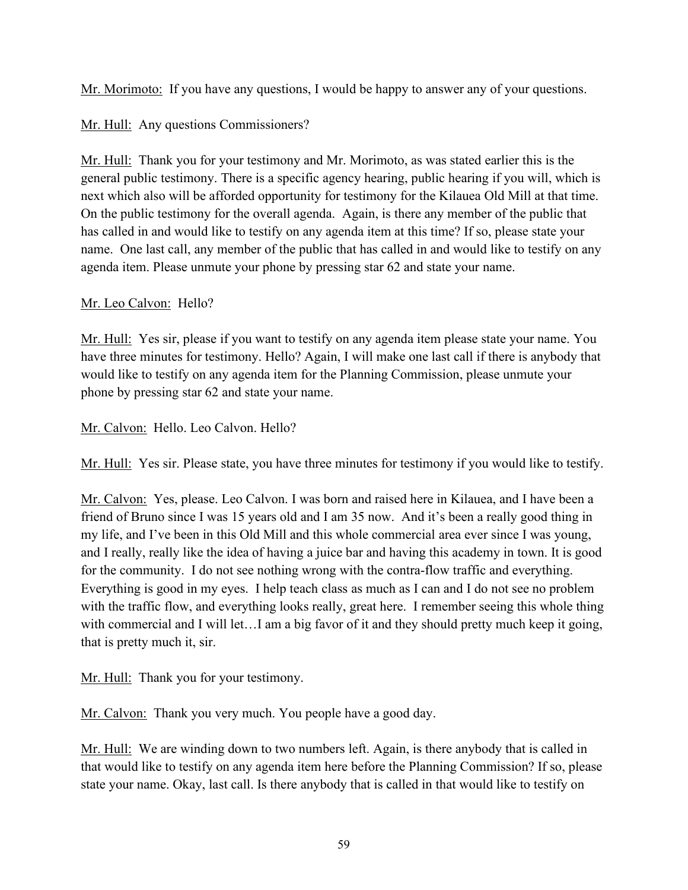Mr. Morimoto: If you have any questions, I would be happy to answer any of your questions.

Mr. Hull: Any questions Commissioners?

Mr. Hull: Thank you for your testimony and Mr. Morimoto, as was stated earlier this is the general public testimony. There is a specific agency hearing, public hearing if you will, which is next which also will be afforded opportunity for testimony for the Kilauea Old Mill at that time. On the public testimony for the overall agenda. Again, is there any member of the public that has called in and would like to testify on any agenda item at this time? If so, please state your name. One last call, any member of the public that has called in and would like to testify on any agenda item. Please unmute your phone by pressing star 62 and state your name.

Mr. Leo Calvon: Hello?

Mr. Hull: Yes sir, please if you want to testify on any agenda item please state your name. You have three minutes for testimony. Hello? Again, I will make one last call if there is anybody that would like to testify on any agenda item for the Planning Commission, please unmute your phone by pressing star 62 and state your name.

Mr. Calvon: Hello. Leo Calvon. Hello?

Mr. Hull: Yes sir. Please state, you have three minutes for testimony if you would like to testify.

Mr. Calvon: Yes, please. Leo Calvon. I was born and raised here in Kilauea, and I have been a friend of Bruno since I was 15 years old and I am 35 now. And it's been a really good thing in my life, and I've been in this Old Mill and this whole commercial area ever since I was young, and I really, really like the idea of having a juice bar and having this academy in town. It is good for the community. I do not see nothing wrong with the contra-flow traffic and everything. Everything is good in my eyes. I help teach class as much as I can and I do not see no problem with the traffic flow, and everything looks really, great here. I remember seeing this whole thing with commercial and I will let…I am a big favor of it and they should pretty much keep it going, that is pretty much it, sir.

Mr. Hull: Thank you for your testimony.

Mr. Calvon: Thank you very much. You people have a good day.

Mr. Hull: We are winding down to two numbers left. Again, is there anybody that is called in that would like to testify on any agenda item here before the Planning Commission? If so, please state your name. Okay, last call. Is there anybody that is called in that would like to testify on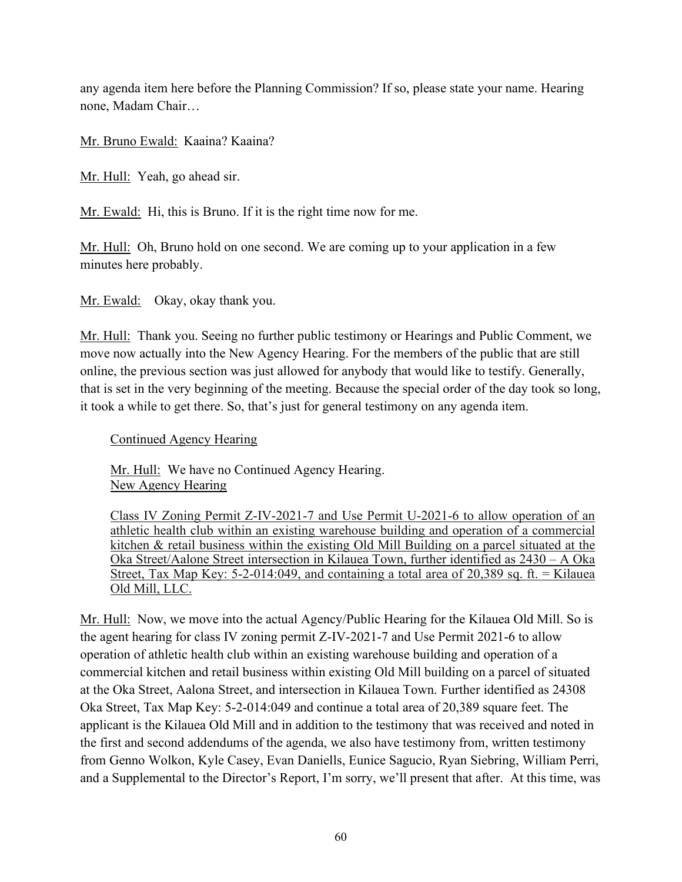any agenda item here before the Planning Commission? If so, please state your name. Hearing none, Madam Chair…

Mr. Bruno Ewald: Kaaina? Kaaina?

Mr. Hull: Yeah, go ahead sir.

Mr. Ewald: Hi, this is Bruno. If it is the right time now for me.

Mr. Hull: Oh, Bruno hold on one second. We are coming up to your application in a few minutes here probably.

Mr. Ewald: Okay, okay thank you.

Mr. Hull: Thank you. Seeing no further public testimony or Hearings and Public Comment, we move now actually into the New Agency Hearing. For the members of the public that are still online, the previous section was just allowed for anybody that would like to testify. Generally, that is set in the very beginning of the meeting. Because the special order of the day took so long, it took a while to get there. So, that's just for general testimony on any agenda item.

Continued Agency Hearing

Mr. Hull: We have no Continued Agency Hearing.

New Agency Hearing

Class IV Zoning Permit Z-IV-2021-7 and Use Permit U-2021-6 to allow operation of an athletic health club within an existing warehouse building and operation of a commercial kitchen & retail business within the existing Old Mill Building on a parcel situated at the Oka Street/Aalone Street intersection in Kilauea Town, further identified as 2430 – A Oka Street, Tax Map Key: 5-2-014:049, and containing a total area of 20,389 sq. ft. = Kilauea Old Mill, LLC.

Mr. Hull: Now, we move into the actual Agency/Public Hearing for the Kilauea Old Mill. So is the agent hearing for class IV zoning permit Z-IV-2021-7 and Use Permit 2021-6 to allow operation of athletic health club within an existing warehouse building and operation of a commercial kitchen and retail business within existing Old Mill building on a parcel of situated at the Oka Street, Aalona Street, and intersection in Kilauea Town. Further identified as 24308 Oka Street, Tax Map Key: 5-2-014:049 and continue a total area of 20,389 square feet. The applicant is the Kilauea Old Mill and in addition to the testimony that was received and noted in the first and second addendums of the agenda, we also have testimony from, written testimony from Genno Wolkon, Kyle Casey, Evan Daniells, Eunice Sagucio, Ryan Siebring, William Perri, and a Supplemental to the Director's Report, I'm sorry, we'll present that after. At this time, was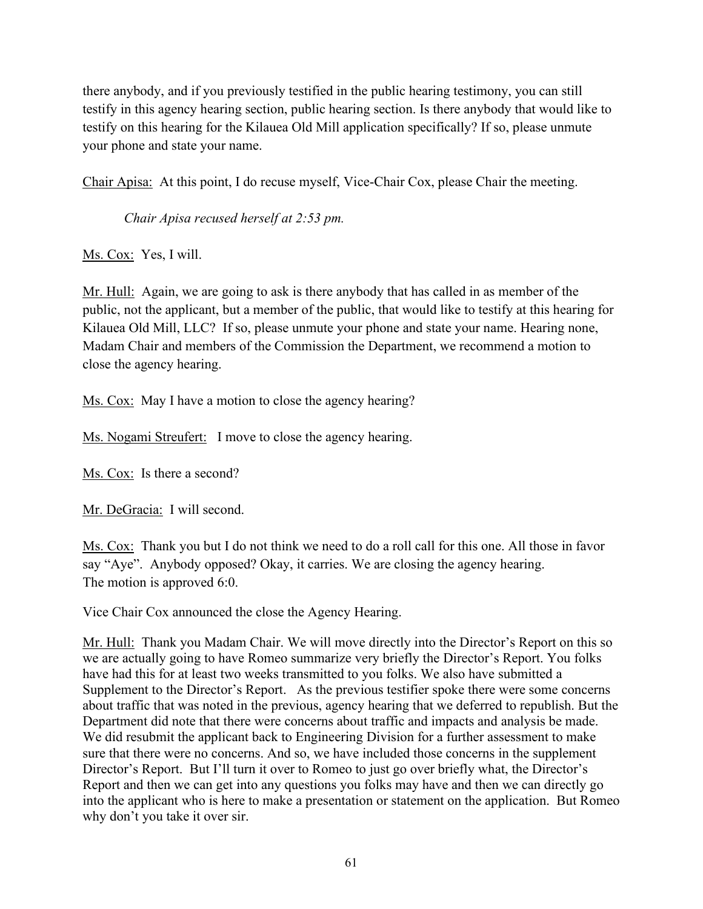there anybody, and if you previously testified in the public hearing testimony, you can still testify in this agency hearing section, public hearing section. Is there anybody that would like to testify on this hearing for the Kilauea Old Mill application specifically? If so, please unmute your phone and state your name.

Chair Apisa: At this point, I do recuse myself, Vice-Chair Cox, please Chair the meeting.

*Chair Apisa recused herself at 2:53 pm.*

Ms. Cox: Yes, I will.

Mr. Hull: Again, we are going to ask is there anybody that has called in as member of the public, not the applicant, but a member of the public, that would like to testify at this hearing for Kilauea Old Mill, LLC? If so, please unmute your phone and state your name. Hearing none, Madam Chair and members of the Commission the Department, we recommend a motion to close the agency hearing.

Ms. Cox: May I have a motion to close the agency hearing?

Ms. Nogami Streufert: I move to close the agency hearing.

Ms. Cox: Is there a second?

Mr. DeGracia: I will second.

Ms. Cox: Thank you but I do not think we need to do a roll call for this one. All those in favor say "Aye". Anybody opposed? Okay, it carries. We are closing the agency hearing. The motion is approved 6:0.

Vice Chair Cox announced the close the Agency Hearing.

Mr. Hull: Thank you Madam Chair. We will move directly into the Director's Report on this so we are actually going to have Romeo summarize very briefly the Director's Report. You folks have had this for at least two weeks transmitted to you folks. We also have submitted a Supplement to the Director's Report. As the previous testifier spoke there were some concerns about traffic that was noted in the previous, agency hearing that we deferred to republish. But the Department did note that there were concerns about traffic and impacts and analysis be made. We did resubmit the applicant back to Engineering Division for a further assessment to make sure that there were no concerns. And so, we have included those concerns in the supplement Director's Report. But I'll turn it over to Romeo to just go over briefly what, the Director's Report and then we can get into any questions you folks may have and then we can directly go into the applicant who is here to make a presentation or statement on the application. But Romeo why don't you take it over sir.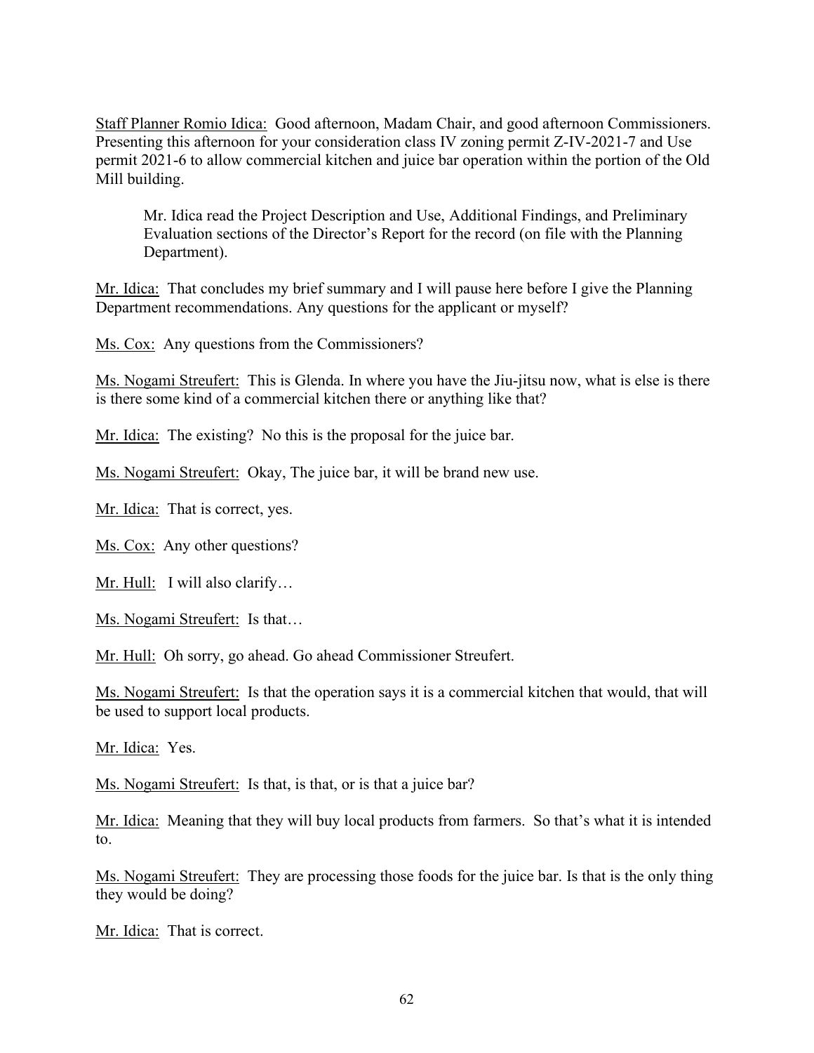Staff Planner Romio Idica: Good afternoon, Madam Chair, and good afternoon Commissioners. Presenting this afternoon for your consideration class IV zoning permit Z-IV-2021-7 and Use permit 2021-6 to allow commercial kitchen and juice bar operation within the portion of the Old Mill building.

> Mr. Idica read the Project Description and Use, Additional Findings, and Preliminary Evaluation sections of the Director's Report for the record (on file with the Planning Department).

Mr. Idica: That concludes my brief summary and I will pause here before I give the Planning Department recommendations. Any questions for the applicant or myself?

Ms. Cox: Any questions from the Commissioners?

Ms. Nogami Streufert: This is Glenda. In where you have the Jiu-jitsu now, what is else is there is there some kind of a commercial kitchen there or anything like that?

Mr. Idica: The existing? No this is the proposal for the juice bar.

Ms. Nogami Streufert: Okay, The juice bar, it will be brand new use.

Mr. Idica: That is correct, yes.

Ms. Cox: Any other questions?

Mr. Hull: I will also clarify…

Ms. Nogami Streufert: Is that…

Mr. Hull: Oh sorry, go ahead. Go ahead Commissioner Streufert.

Ms. Nogami Streufert: Is that the operation says it is a commercial kitchen that would, that will be used to support local products.

Mr. Idica: Yes.

Ms. Nogami Streufert: Is that, is that, or is that a juice bar?

Mr. Idica: Meaning that they will buy local products from farmers. So that's what it is intended to.

Ms. Nogami Streufert: They are processing those foods for the juice bar. Is that is the only thing they would be doing?

Mr. Idica: That is correct.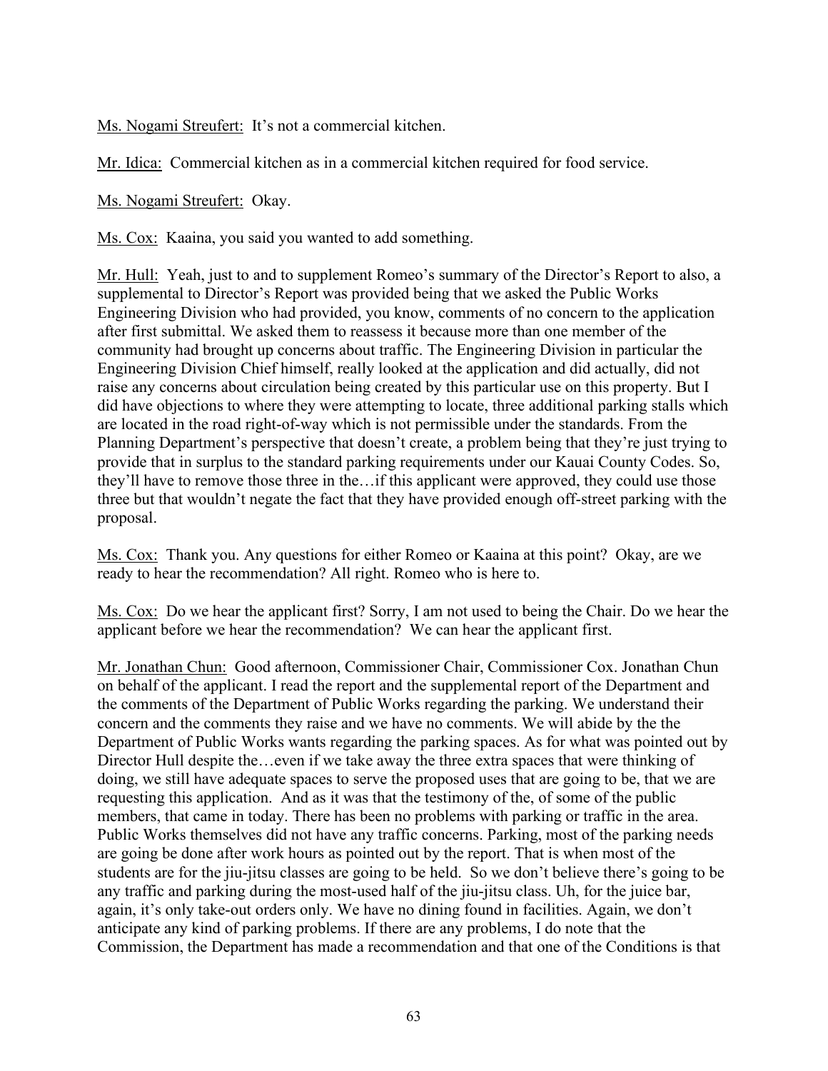Ms. Nogami Streufert: It's not a commercial kitchen.

Mr. Idica: Commercial kitchen as in a commercial kitchen required for food service.

Ms. Nogami Streufert: Okay.

Ms. Cox: Kaaina, you said you wanted to add something.

Mr. Hull: Yeah, just to and to supplement Romeo's summary of the Director's Report to also, a supplemental to Director's Report was provided being that we asked the Public Works Engineering Division who had provided, you know, comments of no concern to the application after first submittal. We asked them to reassess it because more than one member of the community had brought up concerns about traffic. The Engineering Division in particular the Engineering Division Chief himself, really looked at the application and did actually, did not raise any concerns about circulation being created by this particular use on this property. But I did have objections to where they were attempting to locate, three additional parking stalls which are located in the road right-of-way which is not permissible under the standards. From the Planning Department's perspective that doesn't create, a problem being that they're just trying to provide that in surplus to the standard parking requirements under our Kauai County Codes. So, they'll have to remove those three in the…if this applicant were approved, they could use those three but that wouldn't negate the fact that they have provided enough off-street parking with the proposal.

Ms. Cox: Thank you. Any questions for either Romeo or Kaaina at this point? Okay, are we ready to hear the recommendation? All right. Romeo who is here to.

Ms. Cox: Do we hear the applicant first? Sorry, I am not used to being the Chair. Do we hear the applicant before we hear the recommendation? We can hear the applicant first.

Mr. Jonathan Chun: Good afternoon, Commissioner Chair, Commissioner Cox. Jonathan Chun on behalf of the applicant. I read the report and the supplemental report of the Department and the comments of the Department of Public Works regarding the parking. We understand their concern and the comments they raise and we have no comments. We will abide by the the Department of Public Works wants regarding the parking spaces. As for what was pointed out by Director Hull despite the…even if we take away the three extra spaces that were thinking of doing, we still have adequate spaces to serve the proposed uses that are going to be, that we are requesting this application. And as it was that the testimony of the, of some of the public members, that came in today. There has been no problems with parking or traffic in the area. Public Works themselves did not have any traffic concerns. Parking, most of the parking needs are going be done after work hours as pointed out by the report. That is when most of the students are for the jiu-jitsu classes are going to be held. So we don't believe there's going to be any traffic and parking during the most-used half of the jiu-jitsu class. Uh, for the juice bar, again, it's only take-out orders only. We have no dining found in facilities. Again, we don't anticipate any kind of parking problems. If there are any problems, I do note that the Commission, the Department has made a recommendation and that one of the Conditions is that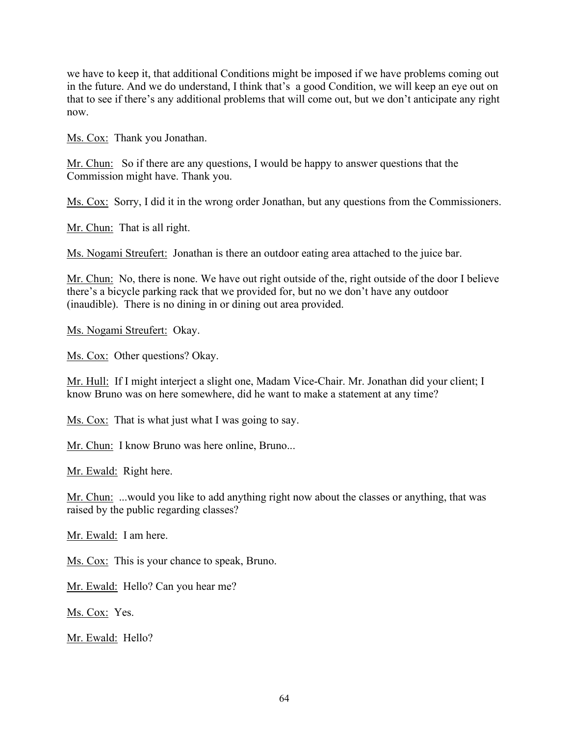we have to keep it, that additional Conditions might be imposed if we have problems coming out in the future. And we do understand, I think that's a good Condition, we will keep an eye out on that to see if there's any additional problems that will come out, but we don't anticipate any right now.

Ms. Cox: Thank you Jonathan.

Mr. Chun: So if there are any questions, I would be happy to answer questions that the Commission might have. Thank you.

Ms. Cox: Sorry, I did it in the wrong order Jonathan, but any questions from the Commissioners.

Mr. Chun: That is all right.

Ms. Nogami Streufert: Jonathan is there an outdoor eating area attached to the juice bar.

Mr. Chun: No, there is none. We have out right outside of the, right outside of the door I believe there's a bicycle parking rack that we provided for, but no we don't have any outdoor (inaudible). There is no dining in or dining out area provided.

Ms. Nogami Streufert: Okay.

Ms. Cox: Other questions? Okay.

Mr. Hull: If I might interject a slight one, Madam Vice-Chair. Mr. Jonathan did your client; I know Bruno was on here somewhere, did he want to make a statement at any time?

Ms. Cox: That is what just what I was going to say.

Mr. Chun: I know Bruno was here online, Bruno...

Mr. Ewald: Right here.

Mr. Chun: ...would you like to add anything right now about the classes or anything, that was raised by the public regarding classes?

Mr. Ewald: I am here.

Ms. Cox: This is your chance to speak, Bruno.

Mr. Ewald: Hello? Can you hear me?

Ms. Cox: Yes.

Mr. Ewald: Hello?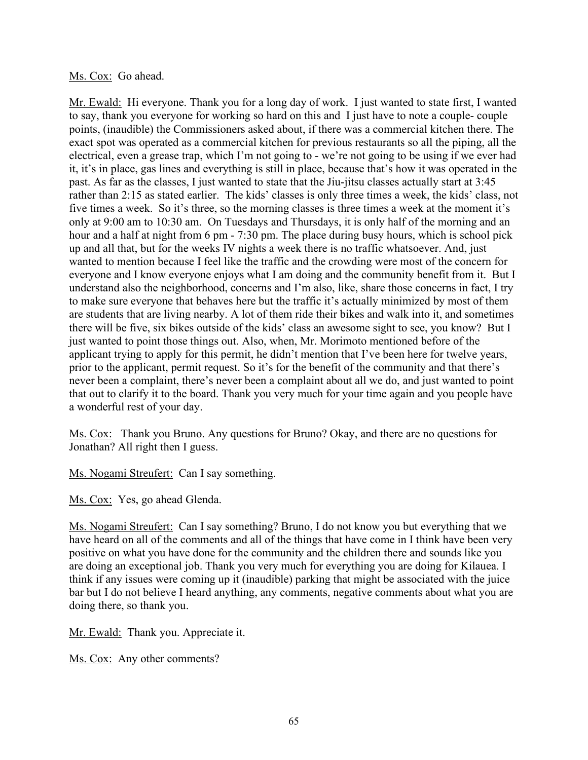Ms. Cox: Go ahead.

Mr. Ewald: Hi everyone. Thank you for a long day of work. I just wanted to state first, I wanted to say, thank you everyone for working so hard on this and I just have to note a couple- couple points, (inaudible) the Commissioners asked about, if there was a commercial kitchen there. The exact spot was operated as a commercial kitchen for previous restaurants so all the piping, all the electrical, even a grease trap, which I'm not going to - we're not going to be using if we ever had it, it's in place, gas lines and everything is still in place, because that's how it was operated in the past. As far as the classes, I just wanted to state that the Jiu-jitsu classes actually start at 3:45 rather than 2:15 as stated earlier. The kids' classes is only three times a week, the kids' class, not five times a week. So it's three, so the morning classes is three times a week at the moment it's only at 9:00 am to 10:30 am. On Tuesdays and Thursdays, it is only half of the morning and an hour and a half at night from 6 pm - 7:30 pm. The place during busy hours, which is school pick up and all that, but for the weeks IV nights a week there is no traffic whatsoever. And, just wanted to mention because I feel like the traffic and the crowding were most of the concern for everyone and I know everyone enjoys what I am doing and the community benefit from it. But I understand also the neighborhood, concerns and I'm also, like, share those concerns in fact, I try to make sure everyone that behaves here but the traffic it's actually minimized by most of them are students that are living nearby. A lot of them ride their bikes and walk into it, and sometimes there will be five, six bikes outside of the kids' class an awesome sight to see, you know? But I just wanted to point those things out. Also, when, Mr. Morimoto mentioned before of the applicant trying to apply for this permit, he didn't mention that I've been here for twelve years, prior to the applicant, permit request. So it's for the benefit of the community and that there's never been a complaint, there's never been a complaint about all we do, and just wanted to point that out to clarify it to the board. Thank you very much for your time again and you people have a wonderful rest of your day.

Ms. Cox: Thank you Bruno. Any questions for Bruno? Okay, and there are no questions for Jonathan? All right then I guess.

Ms. Nogami Streufert: Can I say something.

Ms. Cox: Yes, go ahead Glenda.

Ms. Nogami Streufert: Can I say something? Bruno, I do not know you but everything that we have heard on all of the comments and all of the things that have come in I think have been very positive on what you have done for the community and the children there and sounds like you are doing an exceptional job. Thank you very much for everything you are doing for Kilauea. I think if any issues were coming up it (inaudible) parking that might be associated with the juice bar but I do not believe I heard anything, any comments, negative comments about what you are doing there, so thank you.

Mr. Ewald: Thank you. Appreciate it.

Ms. Cox: Any other comments?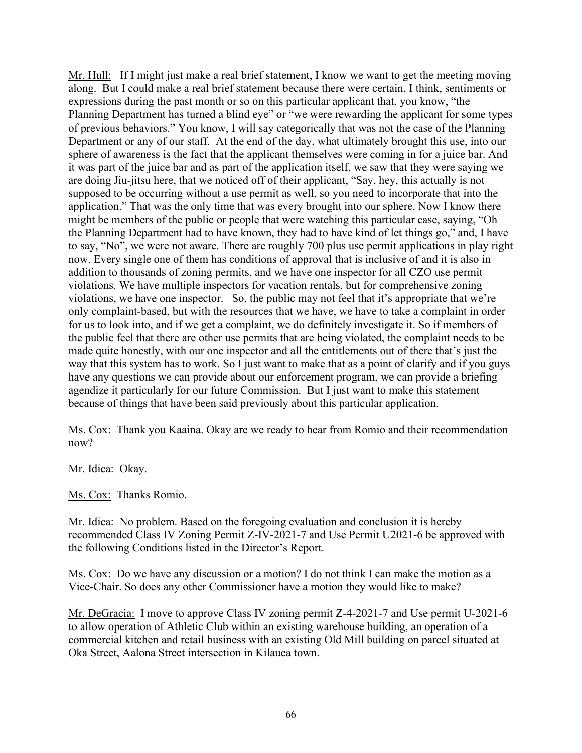Mr. Hull: If I might just make a real brief statement, I know we want to get the meeting moving along. But I could make a real brief statement because there were certain, I think, sentiments or expressions during the past month or so on this particular applicant that, you know, "the Planning Department has turned a blind eye" or "we were rewarding the applicant for some types of previous behaviors." You know, I will say categorically that was not the case of the Planning Department or any of our staff. At the end of the day, what ultimately brought this use, into our sphere of awareness is the fact that the applicant themselves were coming in for a juice bar. And it was part of the juice bar and as part of the application itself, we saw that they were saying we are doing Jiu-jitsu here, that we noticed off of their applicant, "Say, hey, this actually is not supposed to be occurring without a use permit as well, so you need to incorporate that into the application." That was the only time that was every brought into our sphere. Now I know there might be members of the public or people that were watching this particular case, saying, "Oh the Planning Department had to have known, they had to have kind of let things go," and, I have to say, "No", we were not aware. There are roughly 700 plus use permit applications in play right now. Every single one of them has conditions of approval that is inclusive of and it is also in addition to thousands of zoning permits, and we have one inspector for all CZO use permit violations. We have multiple inspectors for vacation rentals, but for comprehensive zoning violations, we have one inspector. So, the public may not feel that it's appropriate that we're only complaint-based, but with the resources that we have, we have to take a complaint in order for us to look into, and if we get a complaint, we do definitely investigate it. So if members of the public feel that there are other use permits that are being violated, the complaint needs to be made quite honestly, with our one inspector and all the entitlements out of there that's just the way that this system has to work. So I just want to make that as a point of clarify and if you guys have any questions we can provide about our enforcement program, we can provide a briefing agendize it particularly for our future Commission. But I just want to make this statement because of things that have been said previously about this particular application.

Ms. Cox: Thank you Kaaina. Okay are we ready to hear from Romio and their recommendation now?

Mr. Idica: Okay.

Ms. Cox: Thanks Romio.

Mr. Idica: No problem. Based on the foregoing evaluation and conclusion it is hereby recommended Class IV Zoning Permit Z-IV-2021-7 and Use Permit U2021-6 be approved with the following Conditions listed in the Director's Report.

Ms. Cox: Do we have any discussion or a motion? I do not think I can make the motion as a Vice-Chair. So does any other Commissioner have a motion they would like to make?

Mr. DeGracia: I move to approve Class IV zoning permit Z-4-2021-7 and Use permit U-2021-6 to allow operation of Athletic Club within an existing warehouse building, an operation of a commercial kitchen and retail business with an existing Old Mill building on parcel situated at Oka Street, Aalona Street intersection in Kilauea town.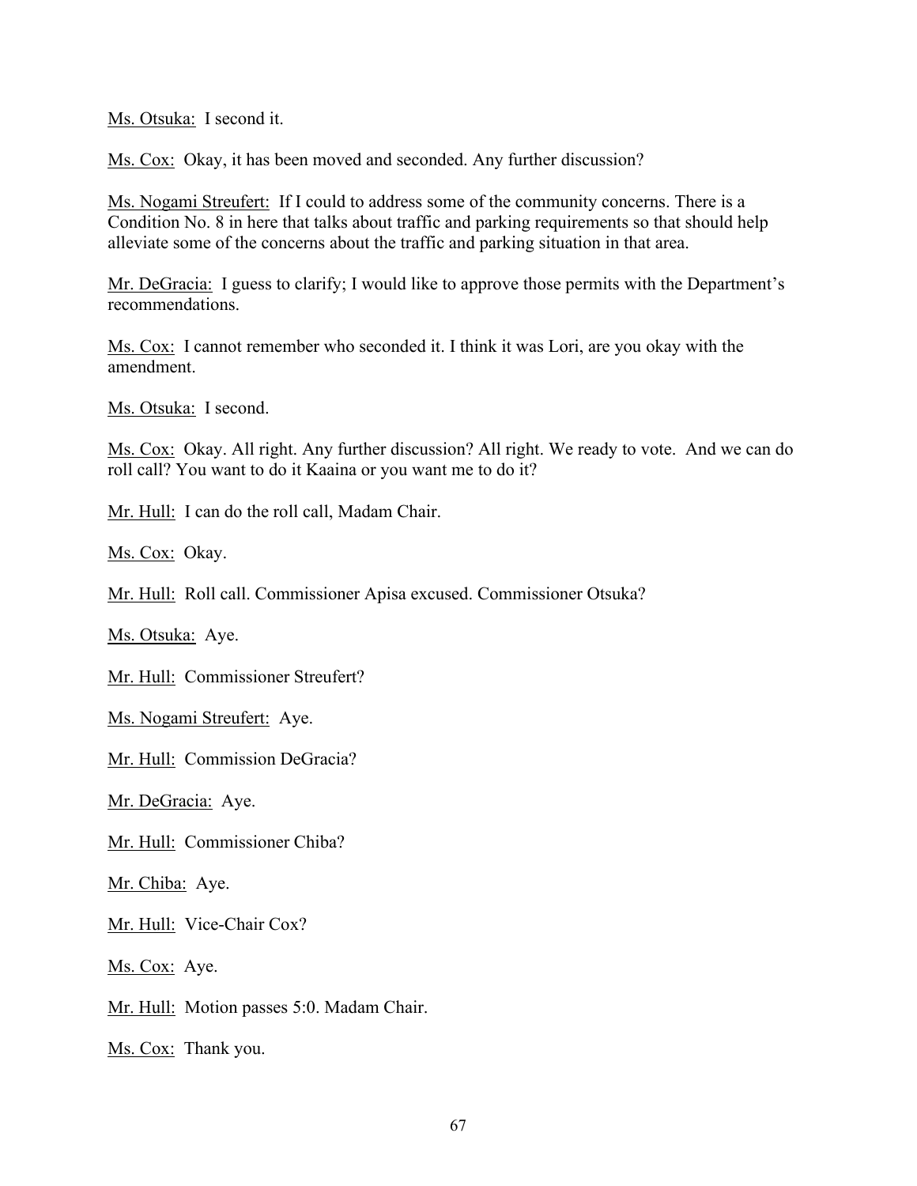Ms. Otsuka: I second it.

Ms. Cox: Okay, it has been moved and seconded. Any further discussion?

Ms. Nogami Streufert: If I could to address some of the community concerns. There is a Condition No. 8 in here that talks about traffic and parking requirements so that should help alleviate some of the concerns about the traffic and parking situation in that area.

Mr. DeGracia: I guess to clarify; I would like to approve those permits with the Department's recommendations.

Ms. Cox: I cannot remember who seconded it. I think it was Lori, are you okay with the amendment.

Ms. Otsuka: I second.

Ms. Cox: Okay. All right. Any further discussion? All right. We ready to vote. And we can do roll call? You want to do it Kaaina or you want me to do it?

Mr. Hull: I can do the roll call, Madam Chair.

Ms. Cox: Okay.

Mr. Hull: Roll call. Commissioner Apisa excused. Commissioner Otsuka?

Ms. Otsuka: Aye.

Mr. Hull: Commissioner Streufert?

Ms. Nogami Streufert: Aye.

Mr. Hull: Commission DeGracia?

Mr. DeGracia: Aye.

Mr. Hull: Commissioner Chiba?

Mr. Chiba: Aye.

Mr. Hull: Vice-Chair Cox?

Ms. Cox: Aye.

Mr. Hull: Motion passes 5:0. Madam Chair.

Ms. Cox: Thank you.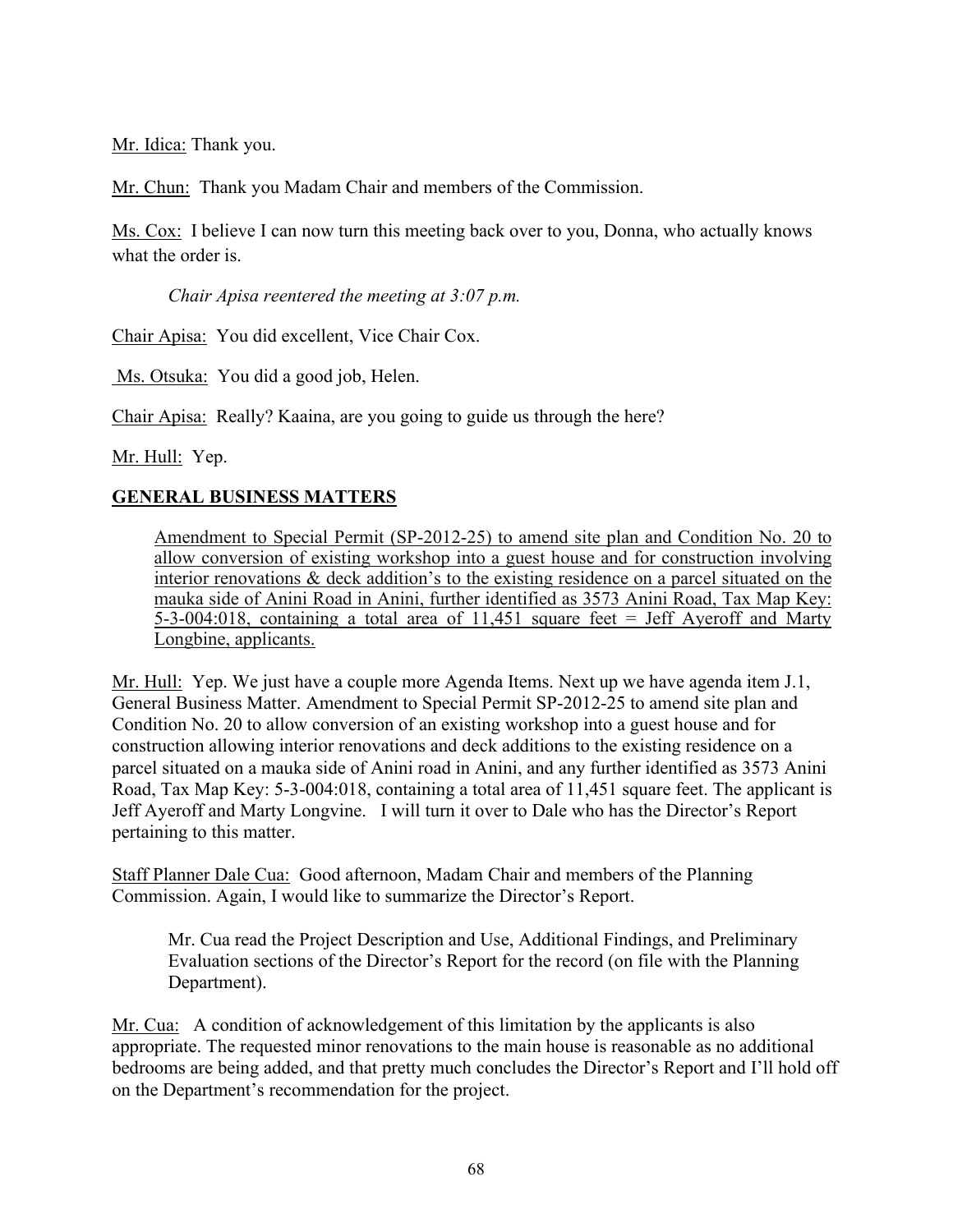Mr. Idica: Thank you.

Mr. Chun: Thank you Madam Chair and members of the Commission.

Ms. Cox: I believe I can now turn this meeting back over to you, Donna, who actually knows what the order is.

*Chair Apisa reentered the meeting at 3:07 p.m.*

Chair Apisa: You did excellent, Vice Chair Cox.

Ms. Otsuka: You did a good job, Helen.

Chair Apisa: Really? Kaaina, are you going to guide us through the here?

Mr. Hull: Yep.

## GENERAL BUSINESS MATTERS

Amendment to Special Permit (SP-2012-25) to amend site plan and Condition No. 20 to allow conversion of existing workshop into a guest house and for construction involving interior renovations & deck addition's to the existing residence on a parcel situated on the mauka side of Anini Road in Anini, further identified as 3573 Anini Road, Tax Map Key: 5-3-004:018, containing a total area of 11,451 square feet = Jeff Ayeroff and Marty Longbine, applicants.

Mr. Hull: Yep. We just have a couple more Agenda Items. Next up we have agenda item J.1, General Business Matter. Amendment to Special Permit SP-2012-25 to amend site plan and Condition No. 20 to allow conversion of an existing workshop into a guest house and for construction allowing interior renovations and deck additions to the existing residence on a parcel situated on a mauka side of Anini road in Anini, and any further identified as 3573 Anini Road, Tax Map Key: 5-3-004:018, containing a total area of 11,451 square feet. The applicant is Jeff Ayeroff and Marty Longvine. I will turn it over to Dale who has the Director's Report pertaining to this matter.

Staff Planner Dale Cua: Good afternoon, Madam Chair and members of the Planning Commission. Again, I would like to summarize the Director's Report.

> Mr. Cua read the Project Description and Use, Additional Findings, and Preliminary Evaluation sections of the Director's Report for the record (on file with the Planning Department).

Mr. Cua: A condition of acknowledgement of this limitation by the applicants is also appropriate. The requested minor renovations to the main house is reasonable as no additional bedrooms are being added, and that pretty much concludes the Director's Report and I'll hold off on the Department's recommendation for the project.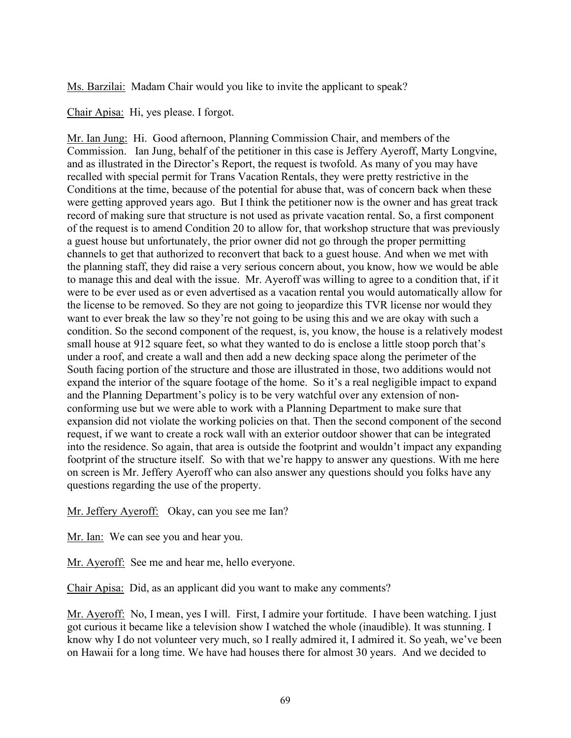Ms. Barzilai: Madam Chair would you like to invite the applicant to speak?

Chair Apisa: Hi, yes please. I forgot.

Mr. Ian Jung: Hi. Good afternoon, Planning Commission Chair, and members of the Commission. Ian Jung, behalf of the petitioner in this case is Jeffery Ayeroff, Marty Longvine, and as illustrated in the Director's Report, the request is twofold. As many of you may have recalled with special permit for Trans Vacation Rentals, they were pretty restrictive in the Conditions at the time, because of the potential for abuse that, was of concern back when these were getting approved years ago. But I think the petitioner now is the owner and has great track record of making sure that structure is not used as private vacation rental. So, a first component of the request is to amend Condition 20 to allow for, that workshop structure that was previously a guest house but unfortunately, the prior owner did not go through the proper permitting channels to get that authorized to reconvert that back to a guest house. And when we met with the planning staff, they did raise a very serious concern about, you know, how we would be able to manage this and deal with the issue. Mr. Ayeroff was willing to agree to a condition that, if it were to be ever used as or even advertised as a vacation rental you would automatically allow for the license to be removed. So they are not going to jeopardize this TVR license nor would they want to ever break the law so they're not going to be using this and we are okay with such a condition. So the second component of the request, is, you know, the house is a relatively modest small house at 912 square feet, so what they wanted to do is enclose a little stoop porch that's under a roof, and create a wall and then add a new decking space along the perimeter of the South facing portion of the structure and those are illustrated in those, two additions would not expand the interior of the square footage of the home. So it's a real negligible impact to expand and the Planning Department's policy is to be very watchful over any extension of non-conforming use but we were able to work with a Planning Department to make sure that expansion did not violate the working policies on that. Then the second component of the second request, if we want to create a rock wall with an exterior outdoor shower that can be integrated into the residence. So again, that area is outside the footprint and wouldn't impact any expanding footprint of the structure itself. So with that we're happy to answer any questions. With me here on screen is Mr. Jeffery Ayeroff who can also answer any questions should you folks have any questions regarding the use of the property.

Mr. Jeffery Ayeroff: Okay, can you see me Ian?

Mr. Ian: We can see you and hear you.

Mr. Ayeroff: See me and hear me, hello everyone.

Chair Apisa: Did, as an applicant did you want to make any comments?

Mr. Ayeroff: No, I mean, yes I will. First, I admire your fortitude. I have been watching. I just got curious it became like a television show I watched the whole (inaudible). It was stunning. I know why I do not volunteer very much, so I really admired it, I admired it. So yeah, we've been on Hawaii for a long time. We have had houses there for almost 30 years. And we decided to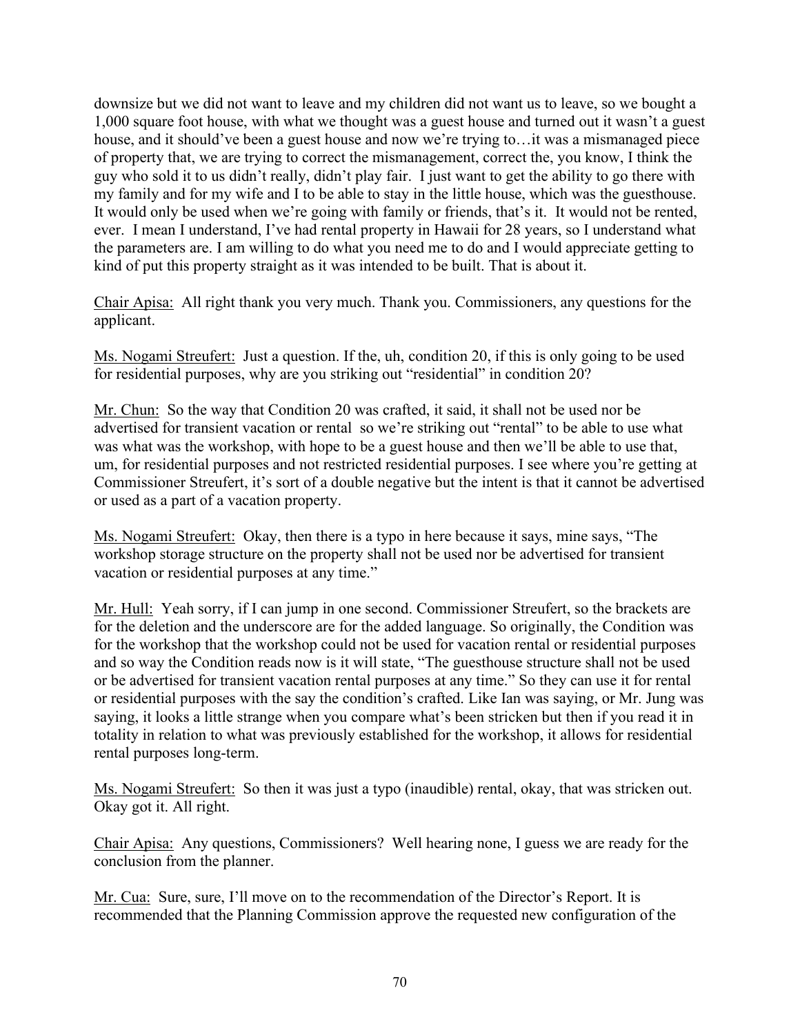downsize but we did not want to leave and my children did not want us to leave, so we bought a 1,000 square foot house, with what we thought was a guest house and turned out it wasn't a guest house, and it should've been a guest house and now we're trying to…it was a mismanaged piece of property that, we are trying to correct the mismanagement, correct the, you know, I think the guy who sold it to us didn't really, didn't play fair. I just want to get the ability to go there with my family and for my wife and I to be able to stay in the little house, which was the guesthouse. It would only be used when we're going with family or friends, that's it. It would not be rented, ever. I mean I understand, I've had rental property in Hawaii for 28 years, so I understand what the parameters are. I am willing to do what you need me to do and I would appreciate getting to kind of put this property straight as it was intended to be built. That is about it.

Chair Apisa: All right thank you very much. Thank you. Commissioners, any questions for the applicant.

Ms. Nogami Streufert: Just a question. If the, uh, condition 20, if this is only going to be used for residential purposes, why are you striking out "residential" in condition 20?

Mr. Chun: So the way that Condition 20 was crafted, it said, it shall not be used nor be advertised for transient vacation or rental so we're striking out "rental" to be able to use what was what was the workshop, with hope to be a guest house and then we'll be able to use that, um, for residential purposes and not restricted residential purposes. I see where you're getting at Commissioner Streufert, it's sort of a double negative but the intent is that it cannot be advertised or used as a part of a vacation property.

Ms. Nogami Streufert: Okay, then there is a typo in here because it says, mine says, "The workshop storage structure on the property shall not be used nor be advertised for transient vacation or residential purposes at any time."

Mr. Hull: Yeah sorry, if I can jump in one second. Commissioner Streufert, so the brackets are for the deletion and the underscore are for the added language. So originally, the Condition was for the workshop that the workshop could not be used for vacation rental or residential purposes and so way the Condition reads now is it will state, "The guesthouse structure shall not be used or be advertised for transient vacation rental purposes at any time." So they can use it for rental or residential purposes with the say the condition's crafted. Like Ian was saying, or Mr. Jung was saying, it looks a little strange when you compare what's been stricken but then if you read it in totality in relation to what was previously established for the workshop, it allows for residential rental purposes long-term.

Ms. Nogami Streufert: So then it was just a typo (inaudible) rental, okay, that was stricken out. Okay got it. All right.

Chair Apisa: Any questions, Commissioners? Well hearing none, I guess we are ready for the conclusion from the planner.

Mr. Cua: Sure, sure, I'll move on to the recommendation of the Director's Report. It is recommended that the Planning Commission approve the requested new configuration of the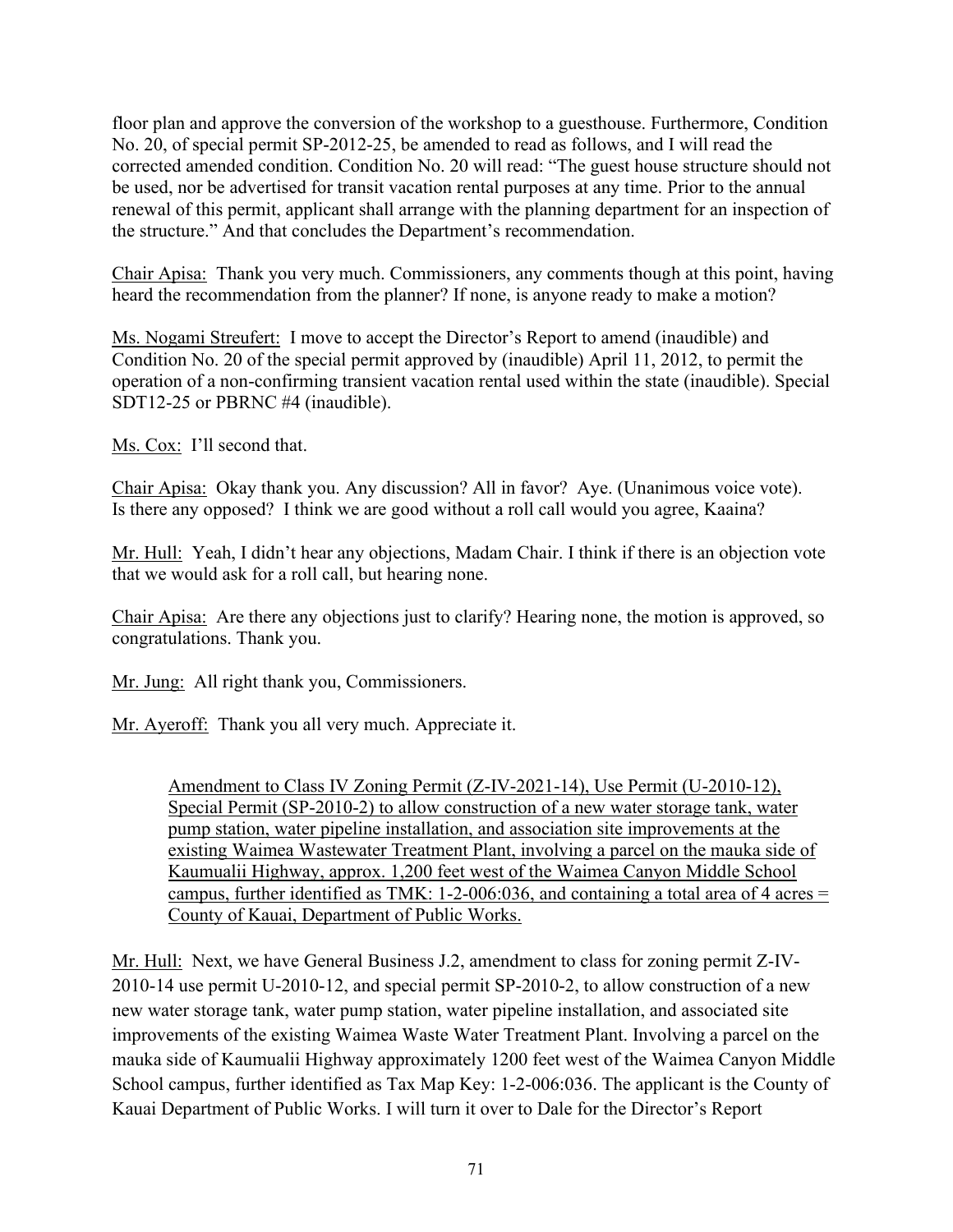floor plan and approve the conversion of the workshop to a guesthouse. Furthermore, Condition No. 20, of special permit SP-2012-25, be amended to read as follows, and I will read the corrected amended condition. Condition No. 20 will read: "The guest house structure should not be used, nor be advertised for transit vacation rental purposes at any time. Prior to the annual renewal of this permit, applicant shall arrange with the planning department for an inspection of the structure." And that concludes the Department's recommendation.

Chair Apisa: Thank you very much. Commissioners, any comments though at this point, having heard the recommendation from the planner? If none, is anyone ready to make a motion?

Ms. Nogami Streufert: I move to accept the Director's Report to amend (inaudible) and Condition No. 20 of the special permit approved by (inaudible) April 11, 2012, to permit the operation of a non-confirming transient vacation rental used within the state (inaudible). Special SDT12-25 or PBRNC #4 (inaudible).

Ms. Cox: I'll second that.

Chair Apisa: Okay thank you. Any discussion? All in favor? Aye. (Unanimous voice vote). Is there any opposed? I think we are good without a roll call would you agree, Kaaina?

Mr. Hull: Yeah, I didn't hear any objections, Madam Chair. I think if there is an objection vote that we would ask for a roll call, but hearing none.

Chair Apisa: Are there any objections just to clarify? Hearing none, the motion is approved, so congratulations. Thank you.

Mr. Jung: All right thank you, Commissioners.

Mr. Ayeroff: Thank you all very much. Appreciate it.

Amendment to Class IV Zoning Permit (Z-IV-2021-14), Use Permit (U-2010-12), Special Permit (SP-2010-2) to allow construction of a new water storage tank, water pump station, water pipeline installation, and association site improvements at the existing Waimea Wastewater Treatment Plant, involving a parcel on the mauka side of Kaumualii Highway, approx. 1,200 feet west of the Waimea Canyon Middle School campus, further identified as TMK: 1-2-006:036, and containing a total area of 4 acres = County of Kauai, Department of Public Works.

Mr. Hull: Next, we have General Business J.2, amendment to class for zoning permit Z-IV-2010-14 use permit U-2010-12, and special permit SP-2010-2, to allow construction of a new new water storage tank, water pump station, water pipeline installation, and associated site improvements of the existing Waimea Waste Water Treatment Plant. Involving a parcel on the mauka side of Kaumualii Highway approximately 1200 feet west of the Waimea Canyon Middle School campus, further identified as Tax Map Key: 1-2-006:036. The applicant is the County of Kauai Department of Public Works. I will turn it over to Dale for the Director's Report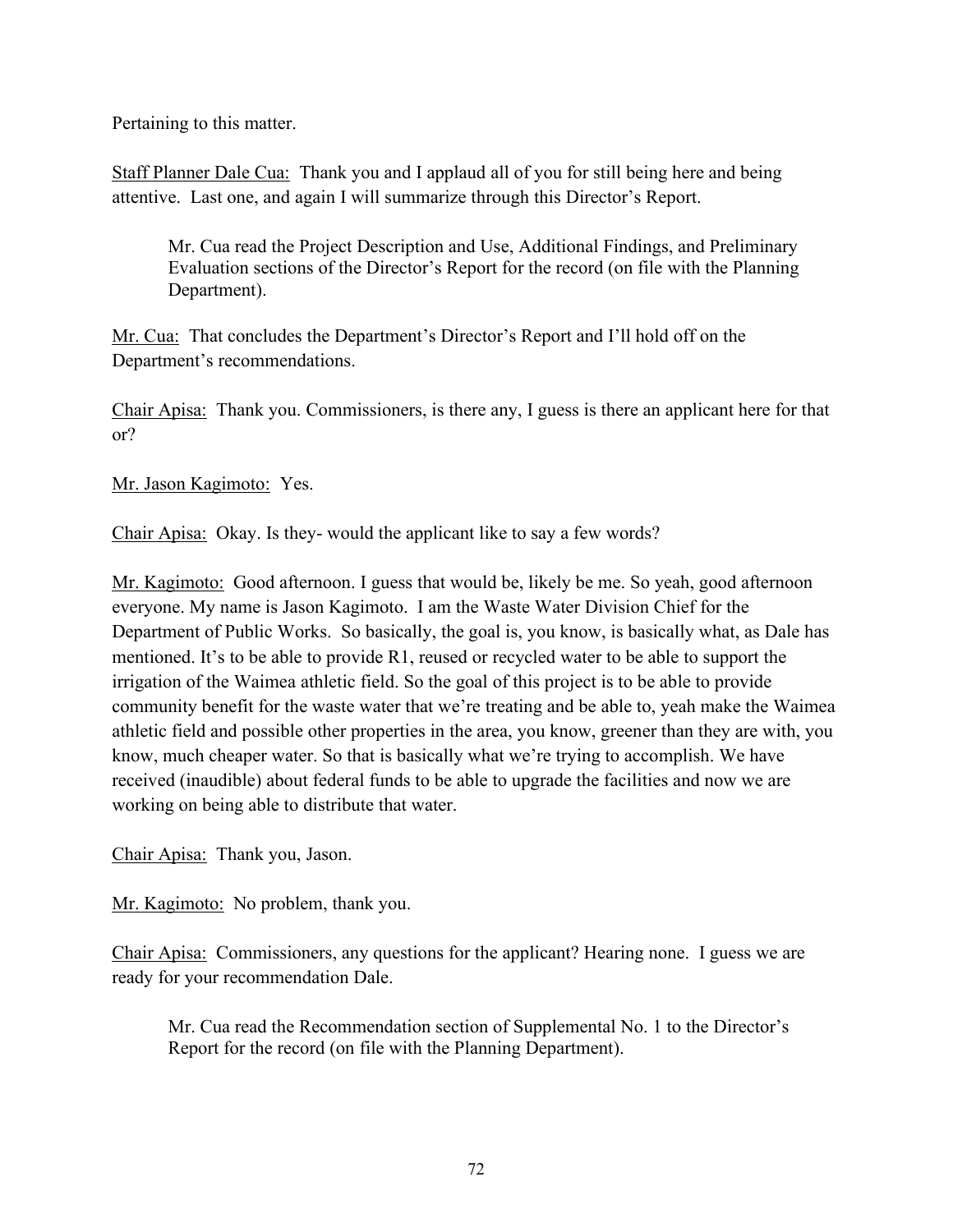Pertaining to this matter.

<u>Staff Planner Dale Cua:</u> Thank you and I applaud all of you for still being here and being attentive. Last one, and again I will summarize through this Director's Report.

> Mr. Cua read the Project Description and Use, Additional Findings, and Preliminary Evaluation sections of the Director's Report for the record (on file with the Planning Department).

<u>Mr. Cua:</u> That concludes the Department's Director's Report and I'll hold off on the Department's recommendations.

<u>Chair Apisa:</u> Thank you. Commissioners, is there any, I guess is there an applicant here for that or?

<u>Mr. Jason Kagimoto:</u> Yes.

<u>Chair Apisa:</u> Okay. Is they- would the applicant like to say a few words?

<u>Mr. Kagimoto:</u> Good afternoon. I guess that would be, likely be me. So yeah, good afternoon everyone. My name is Jason Kagimoto. I am the Waste Water Division Chief for the Department of Public Works. So basically, the goal is, you know, is basically what, as Dale has mentioned. It's to be able to provide R1, reused or recycled water to be able to support the irrigation of the Waimea athletic field. So the goal of this project is to be able to provide community benefit for the waste water that we're treating and be able to, yeah make the Waimea athletic field and possible other properties in the area, you know, greener than they are with, you know, much cheaper water. So that is basically what we're trying to accomplish. We have received (inaudible) about federal funds to be able to upgrade the facilities and now we are working on being able to distribute that water.

<u>Chair Apisa:</u> Thank you, Jason.

<u>Mr. Kagimoto:</u> No problem, thank you.

<u>Chair Apisa:</u> Commissioners, any questions for the applicant? Hearing none. I guess we are ready for your recommendation Dale.

> Mr. Cua read the Recommendation section of Supplemental No. 1 to the Director's Report for the record (on file with the Planning Department).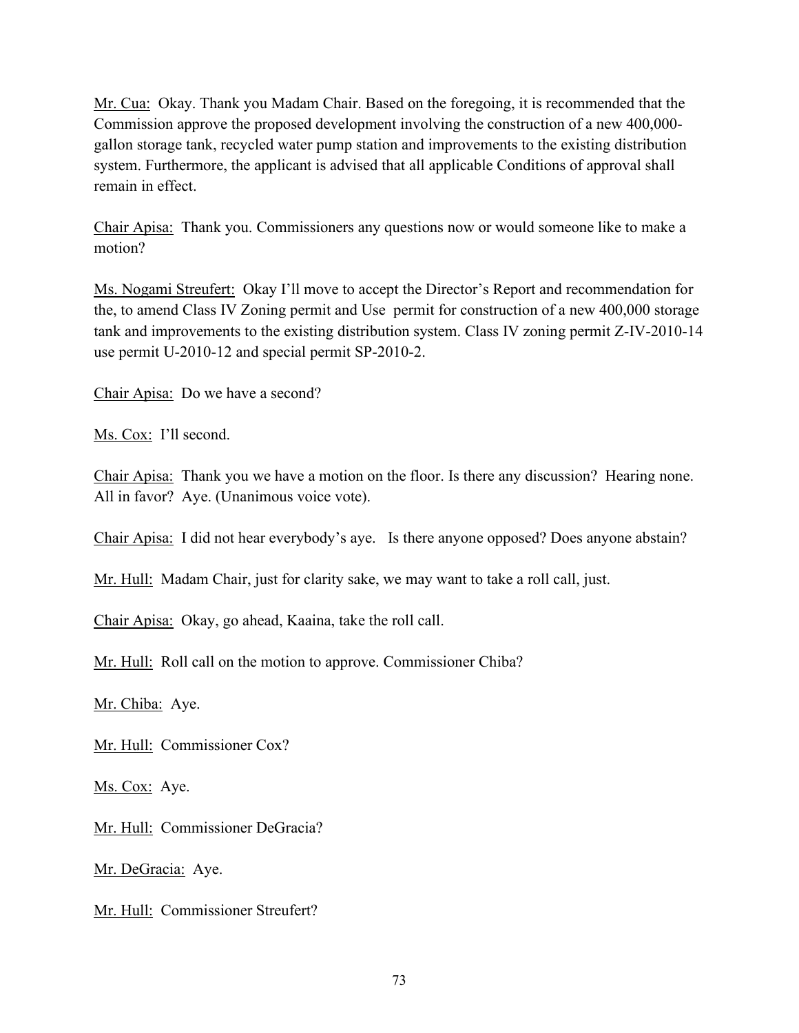Mr. Cua: Okay. Thank you Madam Chair. Based on the foregoing, it is recommended that the Commission approve the proposed development involving the construction of a new 400,000-gallon storage tank, recycled water pump station and improvements to the existing distribution system. Furthermore, the applicant is advised that all applicable Conditions of approval shall remain in effect.

Chair Apisa: Thank you. Commissioners any questions now or would someone like to make a motion?

Ms. Nogami Streufert: Okay I'll move to accept the Director's Report and recommendation for the, to amend Class IV Zoning permit and Use permit for construction of a new 400,000 storage tank and improvements to the existing distribution system. Class IV zoning permit Z-IV-2010-14 use permit U-2010-12 and special permit SP-2010-2.

Chair Apisa: Do we have a second?

Ms. Cox: I'll second.

Chair Apisa: Thank you we have a motion on the floor. Is there any discussion? Hearing none. All in favor? Aye. (Unanimous voice vote).

Chair Apisa: I did not hear everybody's aye. Is there anyone opposed? Does anyone abstain?

Mr. Hull: Madam Chair, just for clarity sake, we may want to take a roll call, just.

Chair Apisa: Okay, go ahead, Kaaina, take the roll call.

Mr. Hull: Roll call on the motion to approve. Commissioner Chiba?

Mr. Chiba: Aye.

Mr. Hull: Commissioner Cox?

Ms. Cox: Aye.

Mr. Hull: Commissioner DeGracia?

Mr. DeGracia: Aye.

Mr. Hull: Commissioner Streufert?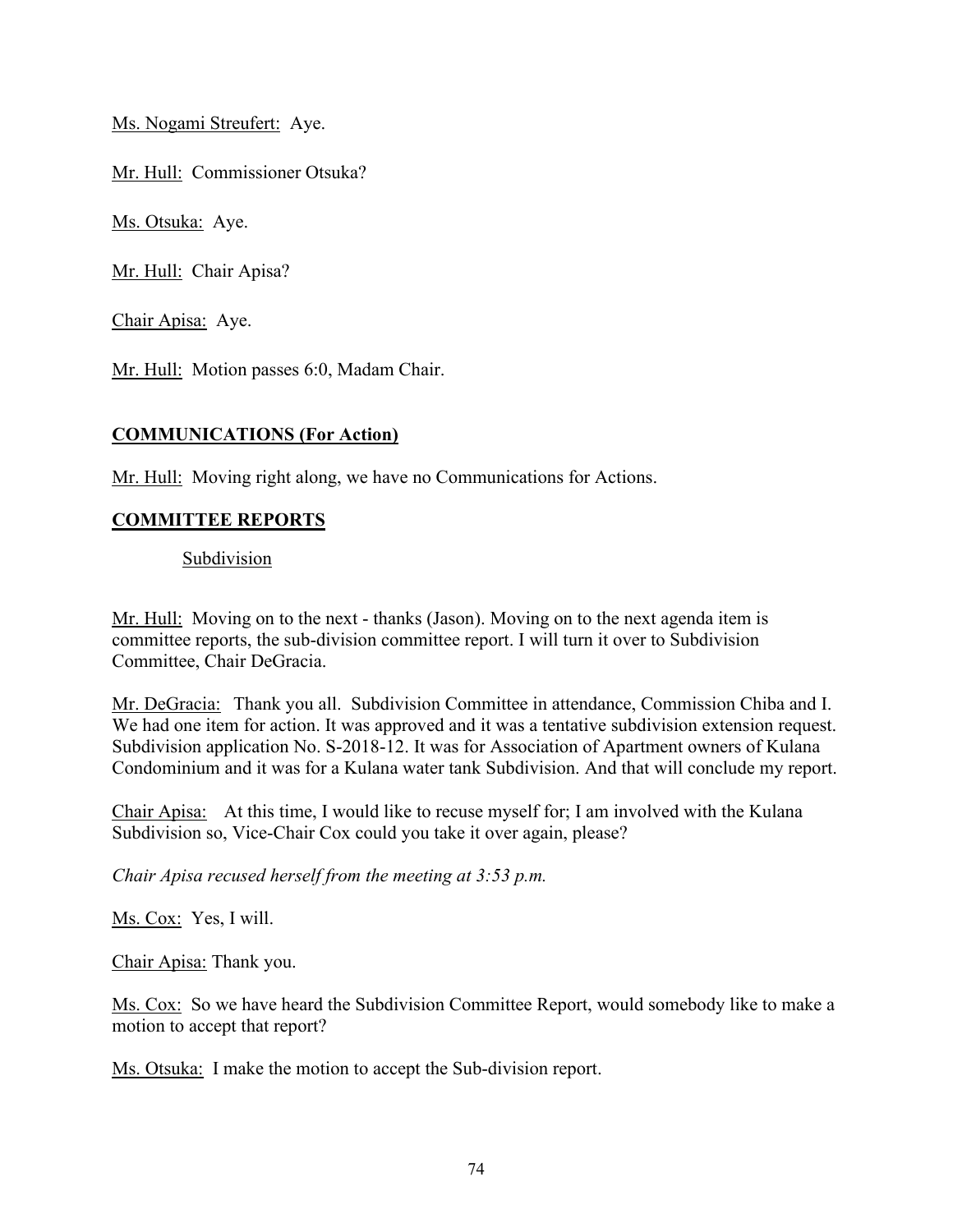Ms. Nogami Streufert: Aye.

Mr. Hull: Commissioner Otsuka?

Ms. Otsuka: Aye.

Mr. Hull: Chair Apisa?

Chair Apisa: Aye.

Mr. Hull: Motion passes 6:0, Madam Chair.

**COMMUNICATIONS (For Action)**

Mr. Hull: Moving right along, we have no Communications for Actions.

**COMMITTEE REPORTS**

Subdivision

Mr. Hull: Moving on to the next - thanks (Jason). Moving on to the next agenda item is committee reports, the sub-division committee report. I will turn it over to Subdivision Committee, Chair DeGracia.

Mr. DeGracia: Thank you all. Subdivision Committee in attendance, Commission Chiba and I. We had one item for action. It was approved and it was a tentative subdivision extension request. Subdivision application No. S-2018-12. It was for Association of Apartment owners of Kulana Condominium and it was for a Kulana water tank Subdivision. And that will conclude my report.

Chair Apisa: At this time, I would like to recuse myself for; I am involved with the Kulana Subdivision so, Vice-Chair Cox could you take it over again, please?

*Chair Apisa recused herself from the meeting at 3:53 p.m.*

Ms. Cox: Yes, I will.

Chair Apisa: Thank you.

Ms. Cox: So we have heard the Subdivision Committee Report, would somebody like to make a motion to accept that report?

Ms. Otsuka: I make the motion to accept the Sub-division report.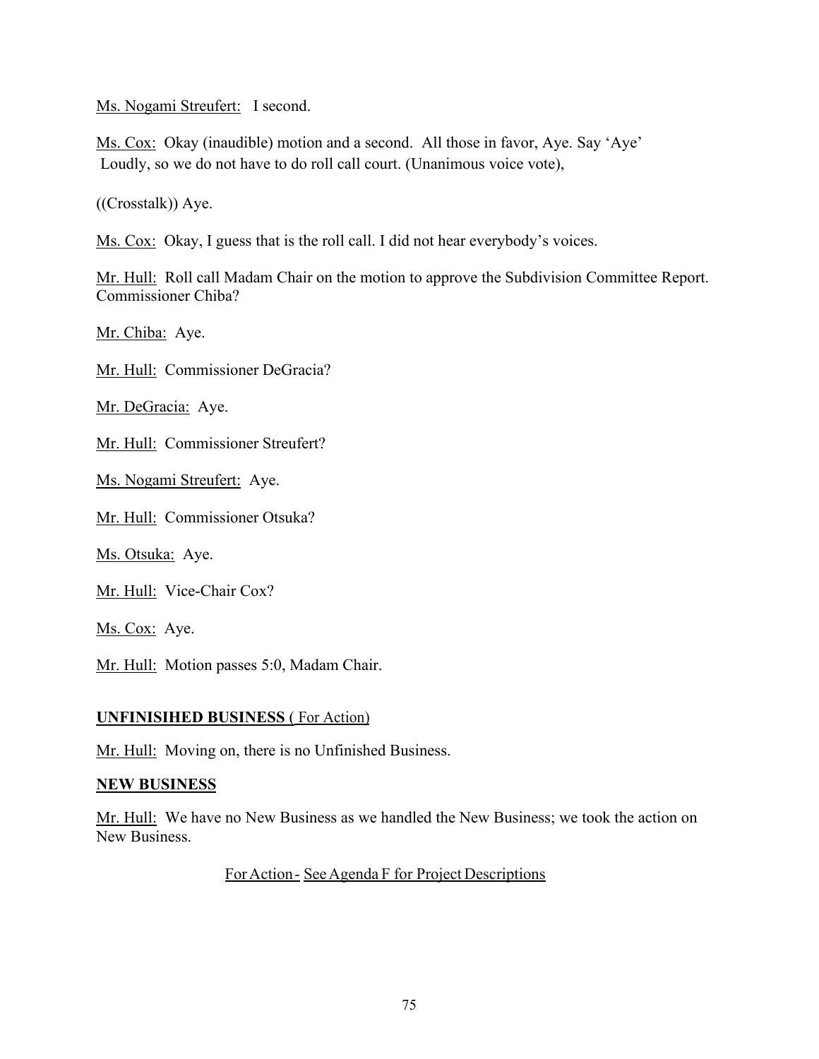Ms. Nogami Streufert: I second.

Ms. Cox: Okay (inaudible) motion and a second. All those in favor, Aye. Say 'Aye' Loudly, so we do not have to do roll call court. (Unanimous voice vote),

((Crosstalk)) Aye.

Ms. Cox: Okay, I guess that is the roll call. I did not hear everybody's voices.

Mr. Hull: Roll call Madam Chair on the motion to approve the Subdivision Committee Report. Commissioner Chiba?

Mr. Chiba: Aye.

Mr. Hull: Commissioner DeGracia?

Mr. DeGracia: Aye.

Mr. Hull: Commissioner Streufert?

Ms. Nogami Streufert: Aye.

Mr. Hull: Commissioner Otsuka?

Ms. Otsuka: Aye.

Mr. Hull: Vice-Chair Cox?

Ms. Cox: Aye.

Mr. Hull: Motion passes 5:0, Madam Chair.

**UNFINISIHED BUSINESS** ( For Action)

Mr. Hull: Moving on, there is no Unfinished Business.

**NEW BUSINESS**

Mr. Hull: We have no New Business as we handled the New Business; we took the action on New Business.

For Action - See Agenda F for Project Descriptions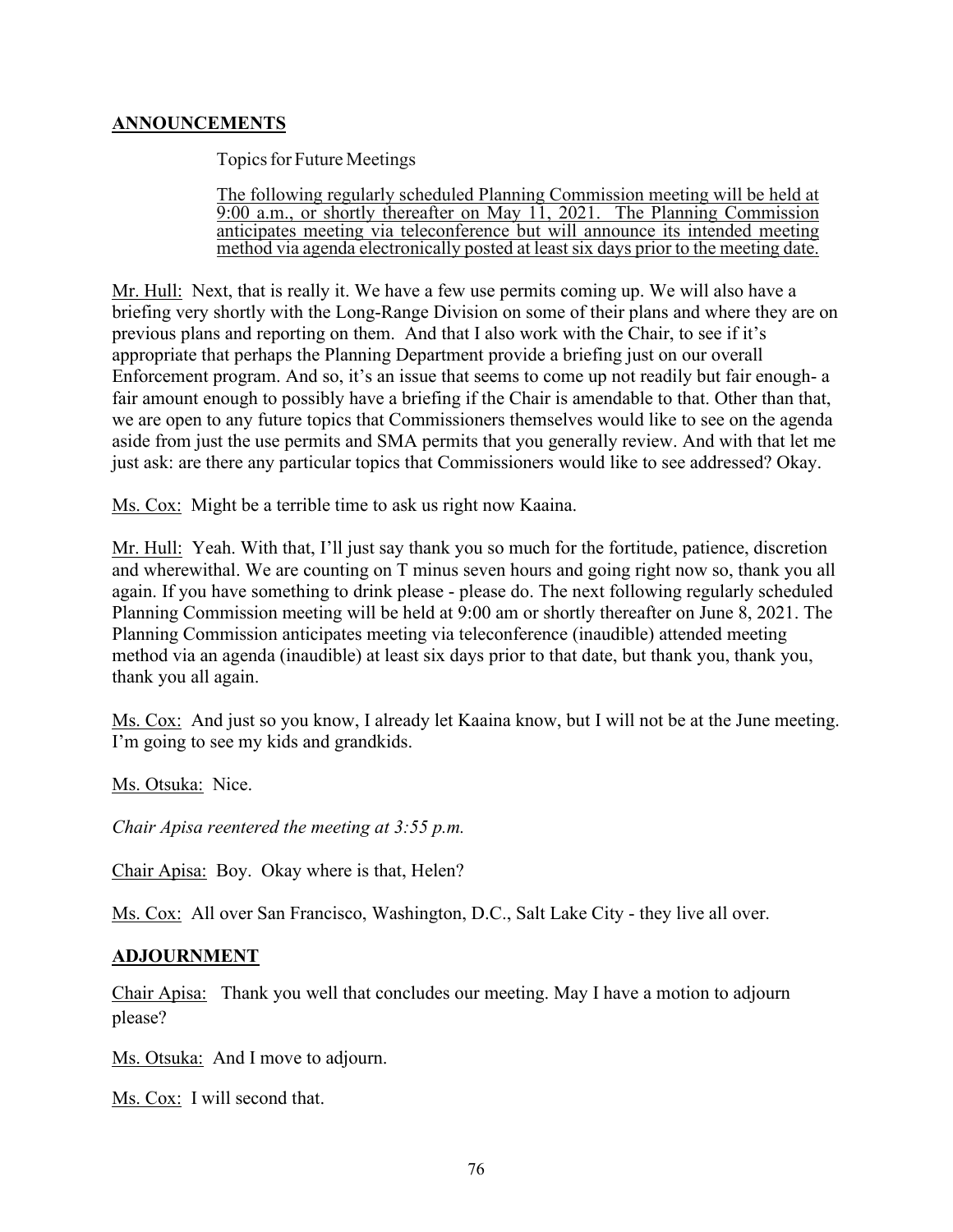## ANNOUNCEMENTS

Topics for Future Meetings

<u>The following regularly scheduled Planning Commission meeting will be held at 9:00 a.m., or shortly thereafter on May 11, 2021. The Planning Commission anticipates meeting via teleconference but will announce its intended meeting method via agenda electronically posted at least six days prior to the meeting date.</u>

<u>Mr. Hull:</u> Next, that is really it. We have a few use permits coming up. We will also have a briefing very shortly with the Long-Range Division on some of their plans and where they are on previous plans and reporting on them. And that I also work with the Chair, to see if it's appropriate that perhaps the Planning Department provide a briefing just on our overall Enforcement program. And so, it's an issue that seems to come up not readily but fair enough- a fair amount enough to possibly have a briefing if the Chair is amendable to that. Other than that, we are open to any future topics that Commissioners themselves would like to see on the agenda aside from just the use permits and SMA permits that you generally review. And with that let me just ask: are there any particular topics that Commissioners would like to see addressed? Okay.

<u>Ms. Cox:</u> Might be a terrible time to ask us right now Kaaina.

<u>Mr. Hull:</u> Yeah. With that, I'll just say thank you so much for the fortitude, patience, discretion and wherewithal. We are counting on T minus seven hours and going right now so, thank you all again. If you have something to drink please - please do. The next following regularly scheduled Planning Commission meeting will be held at 9:00 am or shortly thereafter on June 8, 2021. The Planning Commission anticipates meeting via teleconference (inaudible) attended meeting method via an agenda (inaudible) at least six days prior to that date, but thank you, thank you, thank you all again.

<u>Ms. Cox:</u> And just so you know, I already let Kaaina know, but I will not be at the June meeting. I'm going to see my kids and grandkids.

<u>Ms. Otsuka:</u> Nice.

*Chair Apisa reentered the meeting at 3:55 p.m.*

<u>Chair Apisa:</u> Boy. Okay where is that, Helen?

<u>Ms. Cox:</u> All over San Francisco, Washington, D.C., Salt Lake City - they live all over.

## ADJOURNMENT

<u>Chair Apisa:</u> Thank you well that concludes our meeting. May I have a motion to adjourn please?

<u>Ms. Otsuka:</u> And I move to adjourn.

<u>Ms. Cox:</u> I will second that.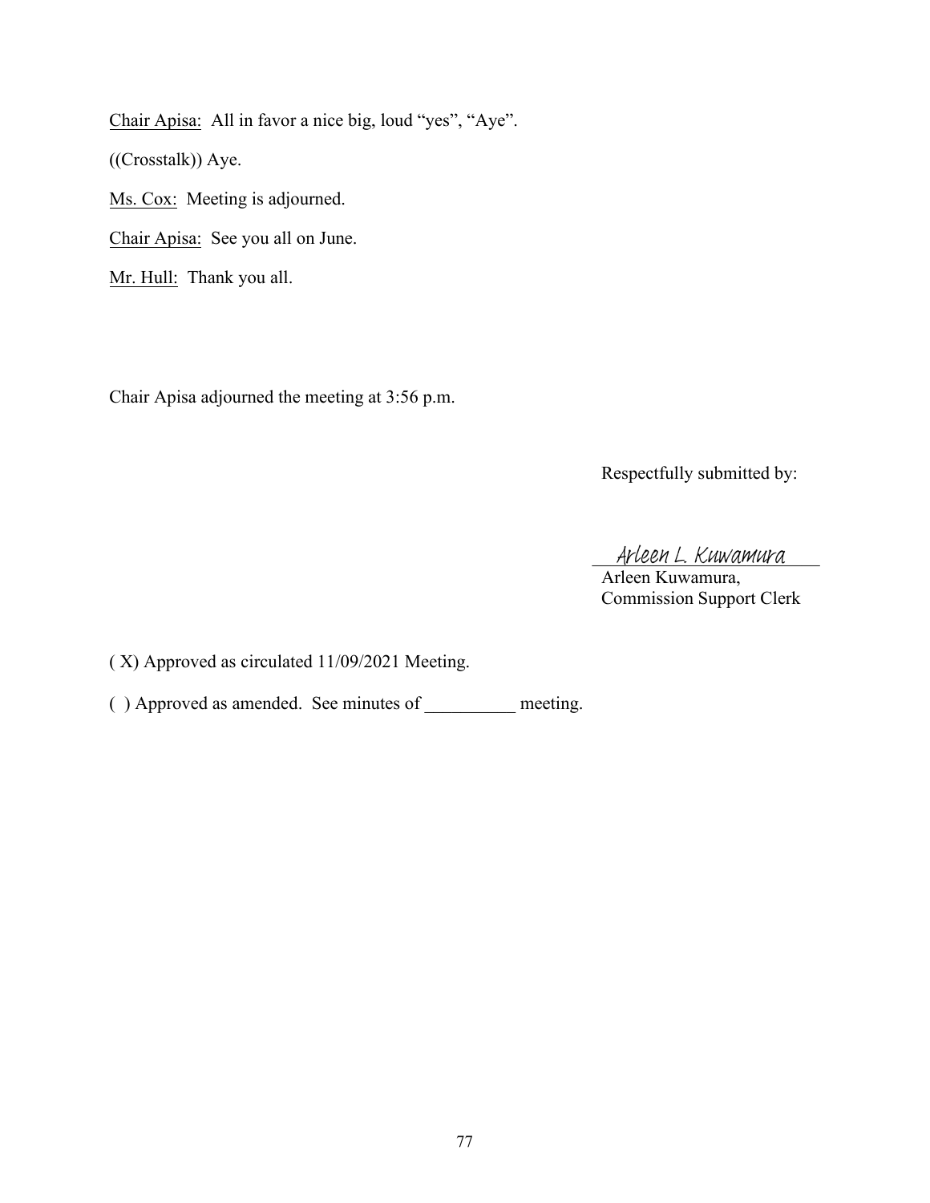Chair Apisa: All in favor a nice big, loud "yes", "Aye".

((Crosstalk)) Aye.

Ms. Cox: Meeting is adjourned.

Chair Apisa: See you all on June.

Mr. Hull: Thank you all.

Chair Apisa adjourned the meeting at 3:56 p.m.

Respectfully submitted by:

Arleen L. Kuwamura

Arleen Kuwamura,
Commission Support Clerk

( X) Approved as circulated 11/09/2021 Meeting.

( ) Approved as amended. See minutes of __________ meeting.